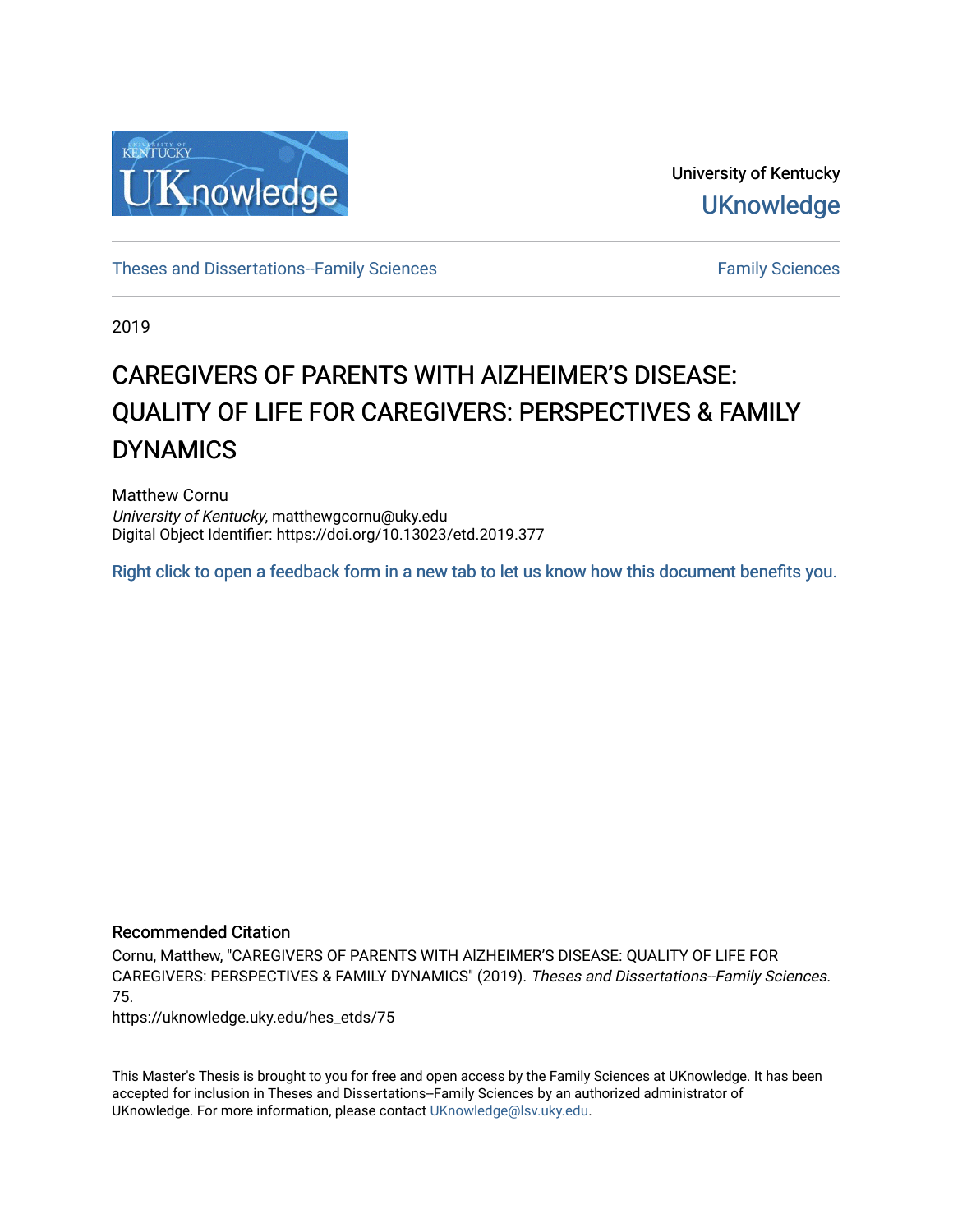University of Kentucky

UKnowledge

Theses and Dissertations--Family Sciences

Family Sciences

2019

# CAREGIVERS OF PARENTS WITH AlZHEIMER'S DISEASE: QUALITY OF LIFE FOR CAREGIVERS: PERSPECTIVES & FAMILY DYNAMICS

Matthew Cornu
*University of Kentucky*, matthewgcornu@uky.edu
Digital Object Identifier: https://doi.org/10.13023/etd.2019.377

Right click to open a feedback form in a new tab to let us know how this document benefits you.

## Recommended Citation

Cornu, Matthew, "CAREGIVERS OF PARENTS WITH AlZHEIMER'S DISEASE: QUALITY OF LIFE FOR CAREGIVERS: PERSPECTIVES & FAMILY DYNAMICS" (2019). *Theses and Dissertations--Family Sciences*. 75.
https://uknowledge.uky.edu/hes_etds/75

This Master's Thesis is brought to you for free and open access by the Family Sciences at UKnowledge. It has been accepted for inclusion in Theses and Dissertations--Family Sciences by an authorized administrator of UKnowledge. For more information, please contact UKnowledge@lsv.uky.edu.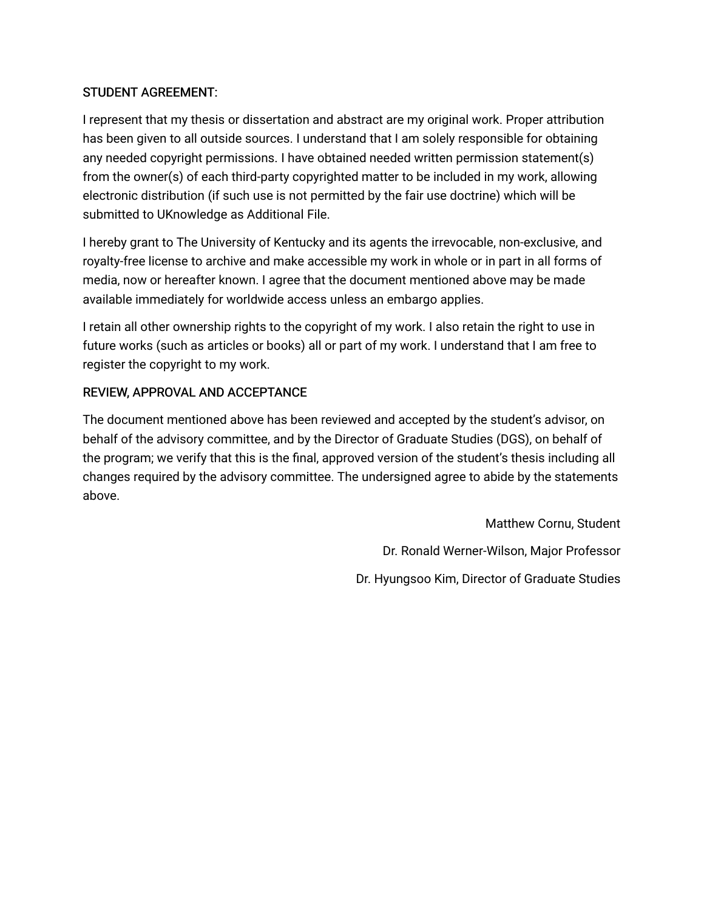STUDENT AGREEMENT:

I represent that my thesis or dissertation and abstract are my original work. Proper attribution has been given to all outside sources. I understand that I am solely responsible for obtaining any needed copyright permissions. I have obtained needed written permission statement(s) from the owner(s) of each third-party copyrighted matter to be included in my work, allowing electronic distribution (if such use is not permitted by the fair use doctrine) which will be submitted to UKnowledge as Additional File.

I hereby grant to The University of Kentucky and its agents the irrevocable, non-exclusive, and royalty-free license to archive and make accessible my work in whole or in part in all forms of media, now or hereafter known. I agree that the document mentioned above may be made available immediately for worldwide access unless an embargo applies.

I retain all other ownership rights to the copyright of my work. I also retain the right to use in future works (such as articles or books) all or part of my work. I understand that I am free to register the copyright to my work.

REVIEW, APPROVAL AND ACCEPTANCE

The document mentioned above has been reviewed and accepted by the student's advisor, on behalf of the advisory committee, and by the Director of Graduate Studies (DGS), on behalf of the program; we verify that this is the final, approved version of the student's thesis including all changes required by the advisory committee. The undersigned agree to abide by the statements above.

Matthew Cornu, Student

Dr. Ronald Werner-Wilson, Major Professor

Dr. Hyungsoo Kim, Director of Graduate Studies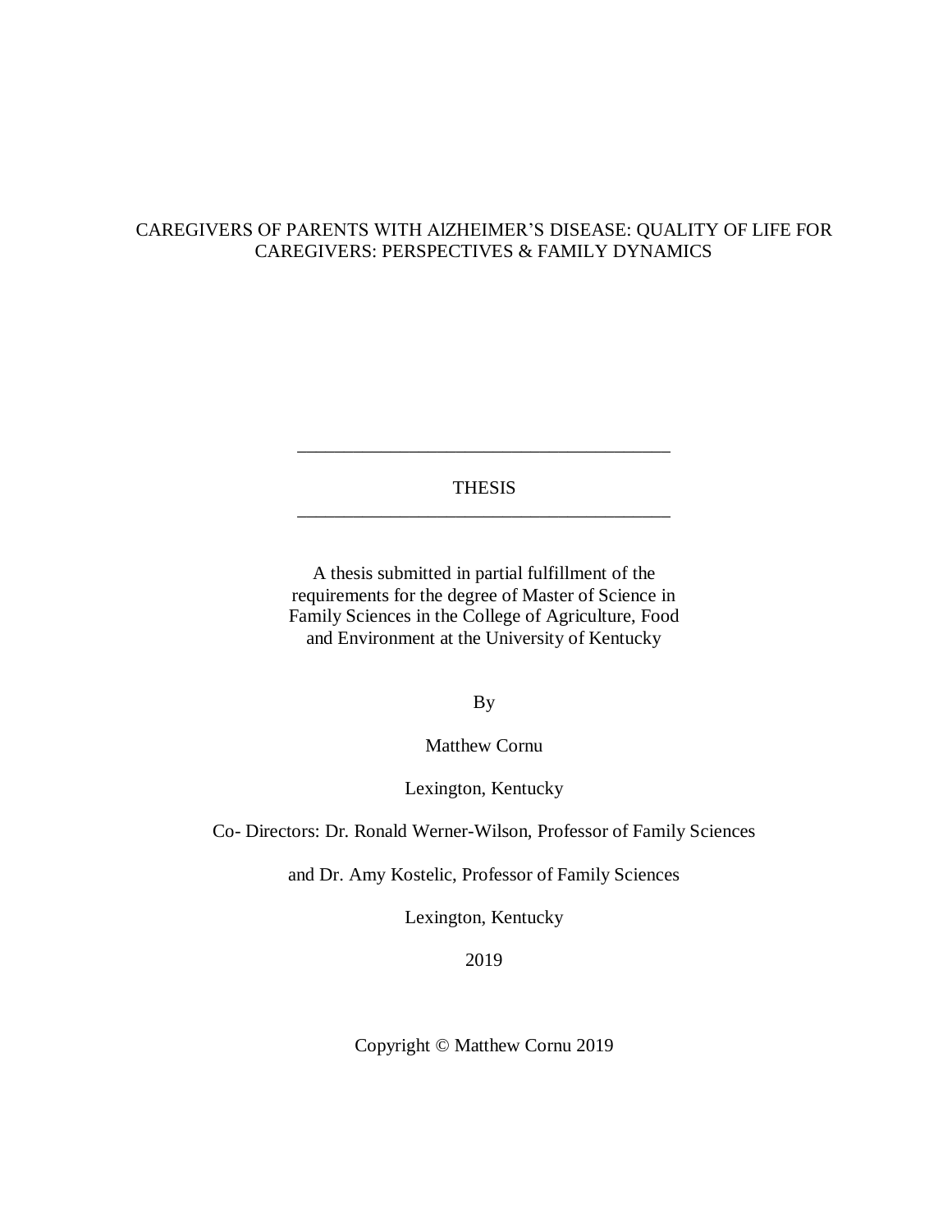CAREGIVERS OF PARENTS WITH AlZHEIMER'S DISEASE: QUALITY OF LIFE FOR CAREGIVERS: PERSPECTIVES & FAMILY DYNAMICS

---

THESIS

---

A thesis submitted in partial fulfillment of the requirements for the degree of Master of Science in Family Sciences in the College of Agriculture, Food and Environment at the University of Kentucky

By

Matthew Cornu

Lexington, Kentucky

Co- Directors: Dr. Ronald Werner-Wilson, Professor of Family Sciences

and Dr. Amy Kostelic, Professor of Family Sciences

Lexington, Kentucky

2019

Copyright © Matthew Cornu 2019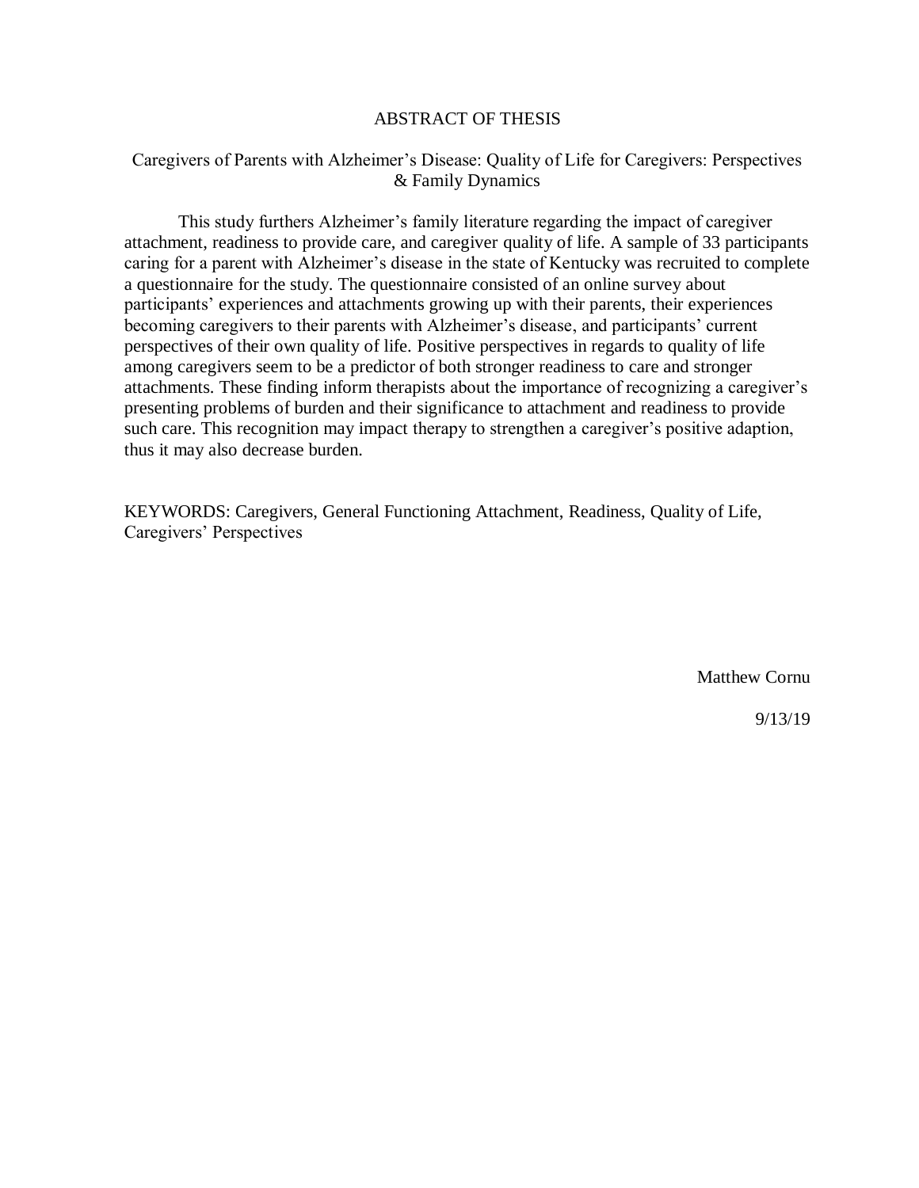# ABSTRACT OF THESIS

## Caregivers of Parents with Alzheimer's Disease: Quality of Life for Caregivers: Perspectives & Family Dynamics

This study furthers Alzheimer's family literature regarding the impact of caregiver attachment, readiness to provide care, and caregiver quality of life. A sample of 33 participants caring for a parent with Alzheimer's disease in the state of Kentucky was recruited to complete a questionnaire for the study. The questionnaire consisted of an online survey about participants' experiences and attachments growing up with their parents, their experiences becoming caregivers to their parents with Alzheimer's disease, and participants' current perspectives of their own quality of life. Positive perspectives in regards to quality of life among caregivers seem to be a predictor of both stronger readiness to care and stronger attachments. These finding inform therapists about the importance of recognizing a caregiver's presenting problems of burden and their significance to attachment and readiness to provide such care. This recognition may impact therapy to strengthen a caregiver's positive adaption, thus it may also decrease burden.

KEYWORDS: Caregivers, General Functioning Attachment, Readiness, Quality of Life, Caregivers' Perspectives

Matthew Cornu

9/13/19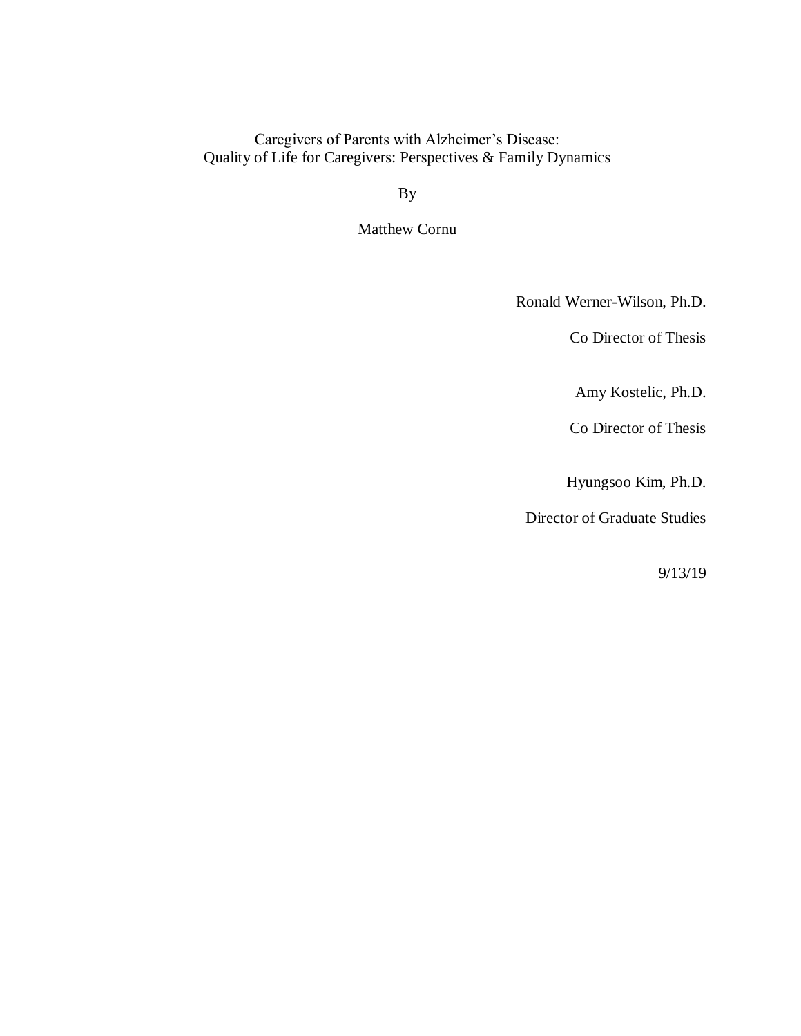Caregivers of Parents with Alzheimer's Disease:
Quality of Life for Caregivers: Perspectives & Family Dynamics

By

Matthew Cornu

Ronald Werner-Wilson, Ph.D.

Co Director of Thesis

Amy Kostelic, Ph.D.

Co Director of Thesis

Hyungsoo Kim, Ph.D.

Director of Graduate Studies

9/13/19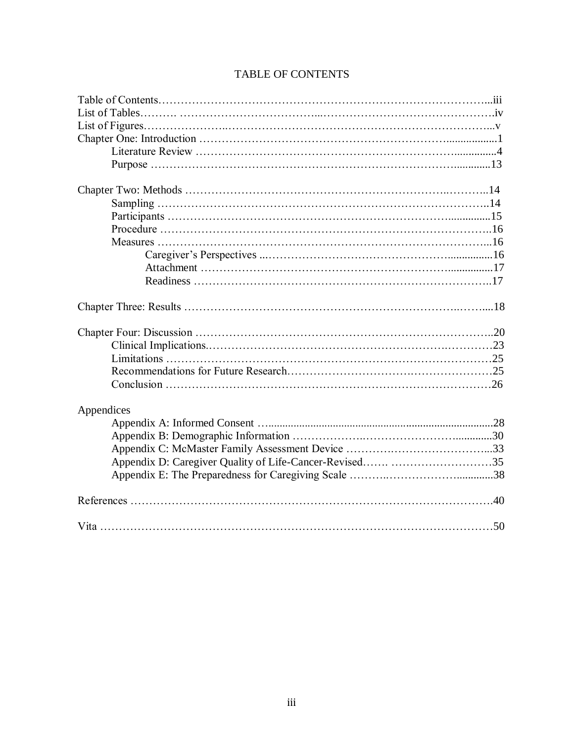# TABLE OF CONTENTS

Table of Contents ... iii
List of Tables ... iv
List of Figures ... v
Chapter One: Introduction ... 1
  Literature Review ... 4
  Purpose ... 13

Chapter Two: Methods ... 14
  Sampling ... 14
  Participants ... 15
  Procedure ... 16
  Measures ... 16
    Caregiver's Perspectives ... 16
    Attachment ... 17
    Readiness ... 17

Chapter Three: Results ... 18

Chapter Four: Discussion ... 20
  Clinical Implications ... 23
  Limitations ... 25
  Recommendations for Future Research ... 25
  Conclusion ... 26

Appendices
  Appendix A: Informed Consent ... 28
  Appendix B: Demographic Information ... 30
  Appendix C: McMaster Family Assessment Device ... 33
  Appendix D: Caregiver Quality of Life-Cancer-Revised ... 35
  Appendix E: The Preparedness for Caregiving Scale ... 38

References ... 40

Vita ... 50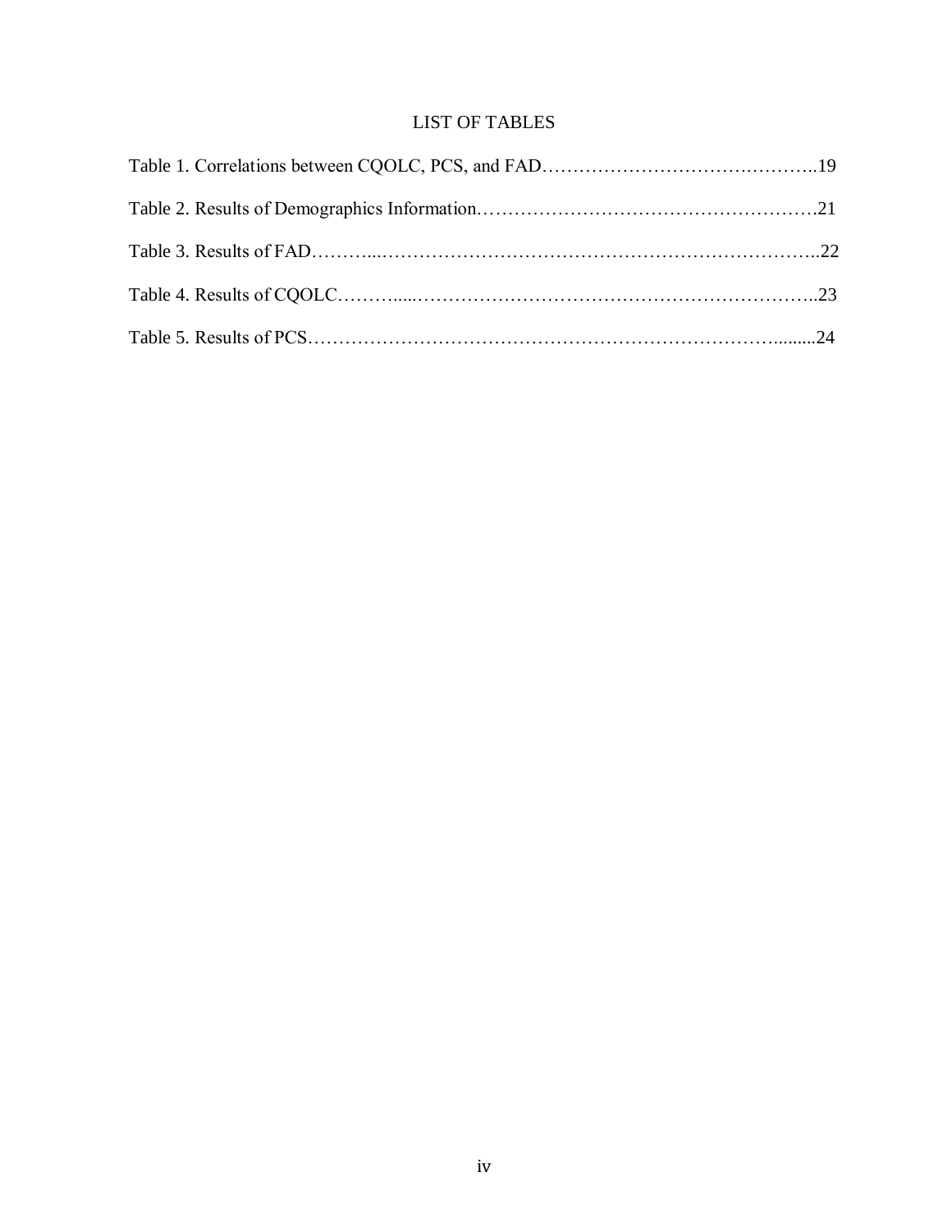# LIST OF TABLES

Table 1. Correlations between CQOLC, PCS, and FAD……………………………….………..19

Table 2. Results of Demographics Information…………………………………………….21

Table 3. Results of FAD………...……………………………………………………………..22

Table 4. Results of CQOLC……......………………………….……………………………..23

Table 5. Results of PCS………………………………………………………………….........24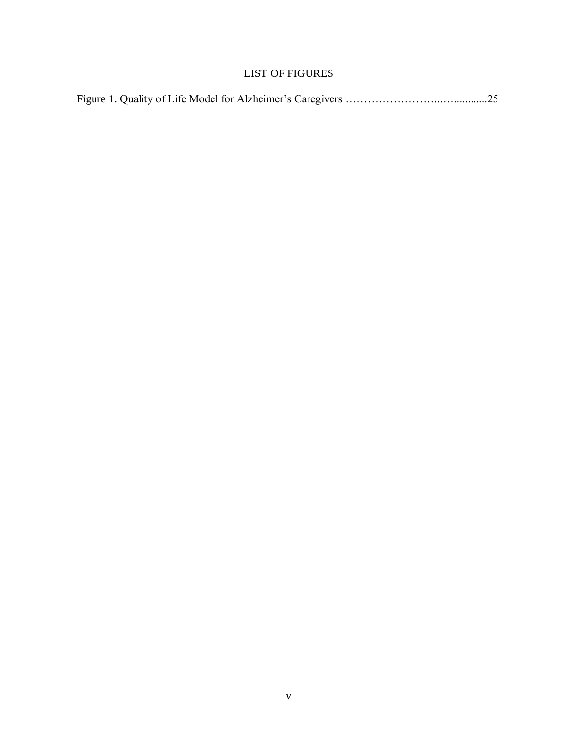# LIST OF FIGURES

Figure 1. Quality of Life Model for Alzheimer's Caregivers ……………………..…............25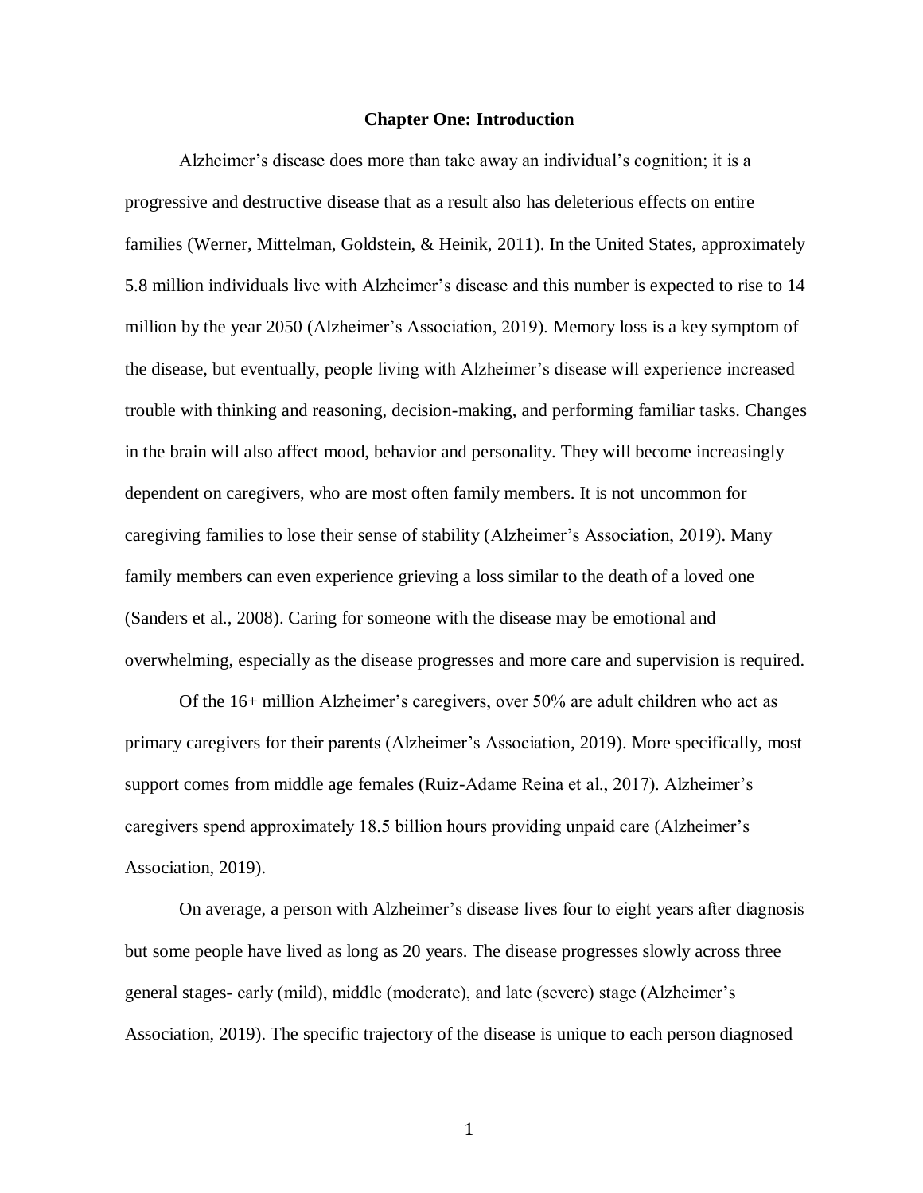# Chapter One: Introduction

Alzheimer's disease does more than take away an individual's cognition; it is a progressive and destructive disease that as a result also has deleterious effects on entire families (Werner, Mittelman, Goldstein, & Heinik, 2011). In the United States, approximately 5.8 million individuals live with Alzheimer's disease and this number is expected to rise to 14 million by the year 2050 (Alzheimer's Association, 2019). Memory loss is a key symptom of the disease, but eventually, people living with Alzheimer's disease will experience increased trouble with thinking and reasoning, decision-making, and performing familiar tasks. Changes in the brain will also affect mood, behavior and personality. They will become increasingly dependent on caregivers, who are most often family members. It is not uncommon for caregiving families to lose their sense of stability (Alzheimer's Association, 2019). Many family members can even experience grieving a loss similar to the death of a loved one (Sanders et al., 2008). Caring for someone with the disease may be emotional and overwhelming, especially as the disease progresses and more care and supervision is required.

Of the 16+ million Alzheimer's caregivers, over 50% are adult children who act as primary caregivers for their parents (Alzheimer's Association, 2019). More specifically, most support comes from middle age females (Ruiz-Adame Reina et al., 2017). Alzheimer's caregivers spend approximately 18.5 billion hours providing unpaid care (Alzheimer's Association, 2019).

On average, a person with Alzheimer's disease lives four to eight years after diagnosis but some people have lived as long as 20 years. The disease progresses slowly across three general stages- early (mild), middle (moderate), and late (severe) stage (Alzheimer's Association, 2019). The specific trajectory of the disease is unique to each person diagnosed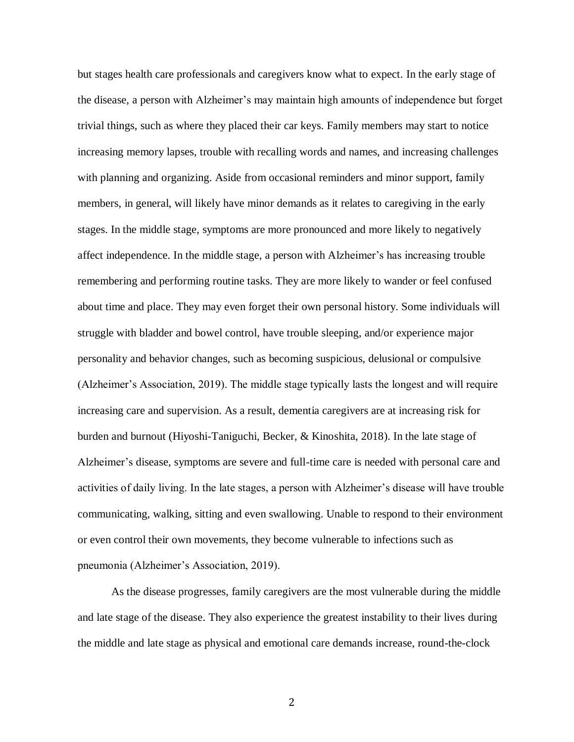but stages health care professionals and caregivers know what to expect. In the early stage of the disease, a person with Alzheimer's may maintain high amounts of independence but forget trivial things, such as where they placed their car keys. Family members may start to notice increasing memory lapses, trouble with recalling words and names, and increasing challenges with planning and organizing. Aside from occasional reminders and minor support, family members, in general, will likely have minor demands as it relates to caregiving in the early stages. In the middle stage, symptoms are more pronounced and more likely to negatively affect independence. In the middle stage, a person with Alzheimer's has increasing trouble remembering and performing routine tasks. They are more likely to wander or feel confused about time and place. They may even forget their own personal history. Some individuals will struggle with bladder and bowel control, have trouble sleeping, and/or experience major personality and behavior changes, such as becoming suspicious, delusional or compulsive (Alzheimer's Association, 2019). The middle stage typically lasts the longest and will require increasing care and supervision. As a result, dementia caregivers are at increasing risk for burden and burnout (Hiyoshi-Taniguchi, Becker, & Kinoshita, 2018). In the late stage of Alzheimer's disease, symptoms are severe and full-time care is needed with personal care and activities of daily living. In the late stages, a person with Alzheimer's disease will have trouble communicating, walking, sitting and even swallowing. Unable to respond to their environment or even control their own movements, they become vulnerable to infections such as pneumonia (Alzheimer's Association, 2019).

As the disease progresses, family caregivers are the most vulnerable during the middle and late stage of the disease. They also experience the greatest instability to their lives during the middle and late stage as physical and emotional care demands increase, round-the-clock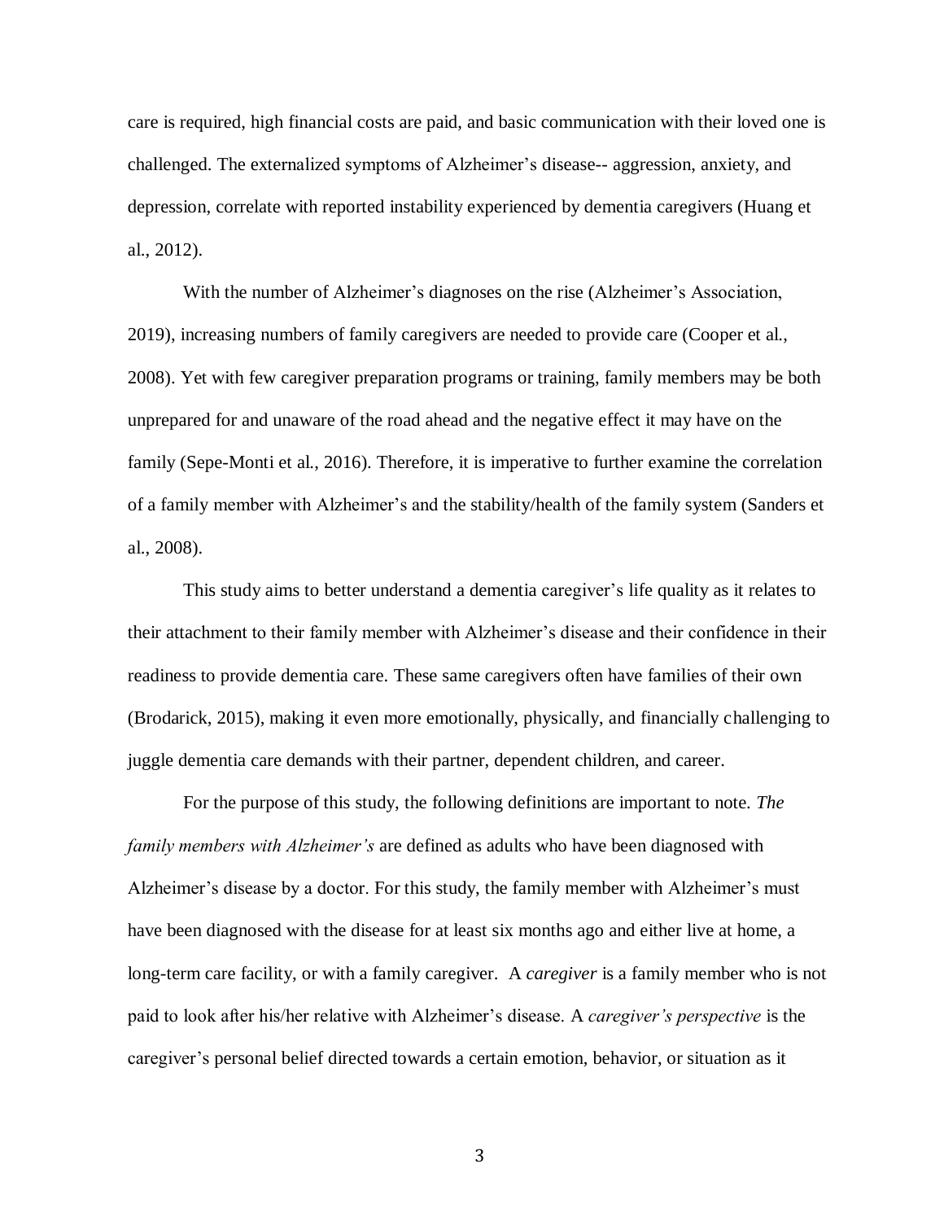care is required, high financial costs are paid, and basic communication with their loved one is challenged. The externalized symptoms of Alzheimer's disease-- aggression, anxiety, and depression, correlate with reported instability experienced by dementia caregivers (Huang et al., 2012).

With the number of Alzheimer's diagnoses on the rise (Alzheimer's Association, 2019), increasing numbers of family caregivers are needed to provide care (Cooper et al., 2008). Yet with few caregiver preparation programs or training, family members may be both unprepared for and unaware of the road ahead and the negative effect it may have on the family (Sepe-Monti et al., 2016). Therefore, it is imperative to further examine the correlation of a family member with Alzheimer's and the stability/health of the family system (Sanders et al., 2008).

This study aims to better understand a dementia caregiver's life quality as it relates to their attachment to their family member with Alzheimer's disease and their confidence in their readiness to provide dementia care. These same caregivers often have families of their own (Brodarick, 2015), making it even more emotionally, physically, and financially challenging to juggle dementia care demands with their partner, dependent children, and career.

For the purpose of this study, the following definitions are important to note. *The family members with Alzheimer's* are defined as adults who have been diagnosed with Alzheimer's disease by a doctor. For this study, the family member with Alzheimer's must have been diagnosed with the disease for at least six months ago and either live at home, a long-term care facility, or with a family caregiver. A *caregiver* is a family member who is not paid to look after his/her relative with Alzheimer's disease. A *caregiver's perspective* is the caregiver's personal belief directed towards a certain emotion, behavior, or situation as it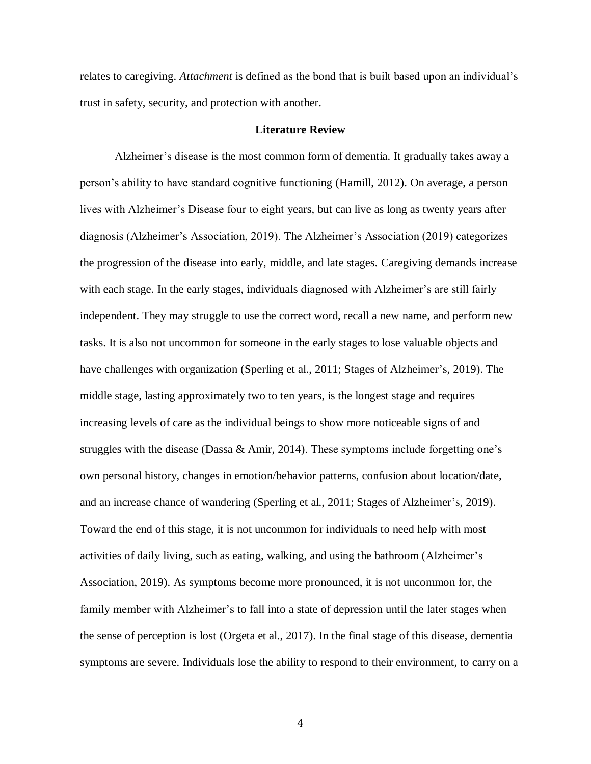relates to caregiving. *Attachment* is defined as the bond that is built based upon an individual's trust in safety, security, and protection with another.

## Literature Review

Alzheimer's disease is the most common form of dementia. It gradually takes away a person's ability to have standard cognitive functioning (Hamill, 2012). On average, a person lives with Alzheimer's Disease four to eight years, but can live as long as twenty years after diagnosis (Alzheimer's Association, 2019). The Alzheimer's Association (2019) categorizes the progression of the disease into early, middle, and late stages. Caregiving demands increase with each stage. In the early stages, individuals diagnosed with Alzheimer's are still fairly independent. They may struggle to use the correct word, recall a new name, and perform new tasks. It is also not uncommon for someone in the early stages to lose valuable objects and have challenges with organization (Sperling et al., 2011; Stages of Alzheimer's, 2019). The middle stage, lasting approximately two to ten years, is the longest stage and requires increasing levels of care as the individual beings to show more noticeable signs of and struggles with the disease (Dassa & Amir, 2014). These symptoms include forgetting one's own personal history, changes in emotion/behavior patterns, confusion about location/date, and an increase chance of wandering (Sperling et al., 2011; Stages of Alzheimer's, 2019). Toward the end of this stage, it is not uncommon for individuals to need help with most activities of daily living, such as eating, walking, and using the bathroom (Alzheimer's Association, 2019). As symptoms become more pronounced, it is not uncommon for, the family member with Alzheimer's to fall into a state of depression until the later stages when the sense of perception is lost (Orgeta et al., 2017). In the final stage of this disease, dementia symptoms are severe. Individuals lose the ability to respond to their environment, to carry on a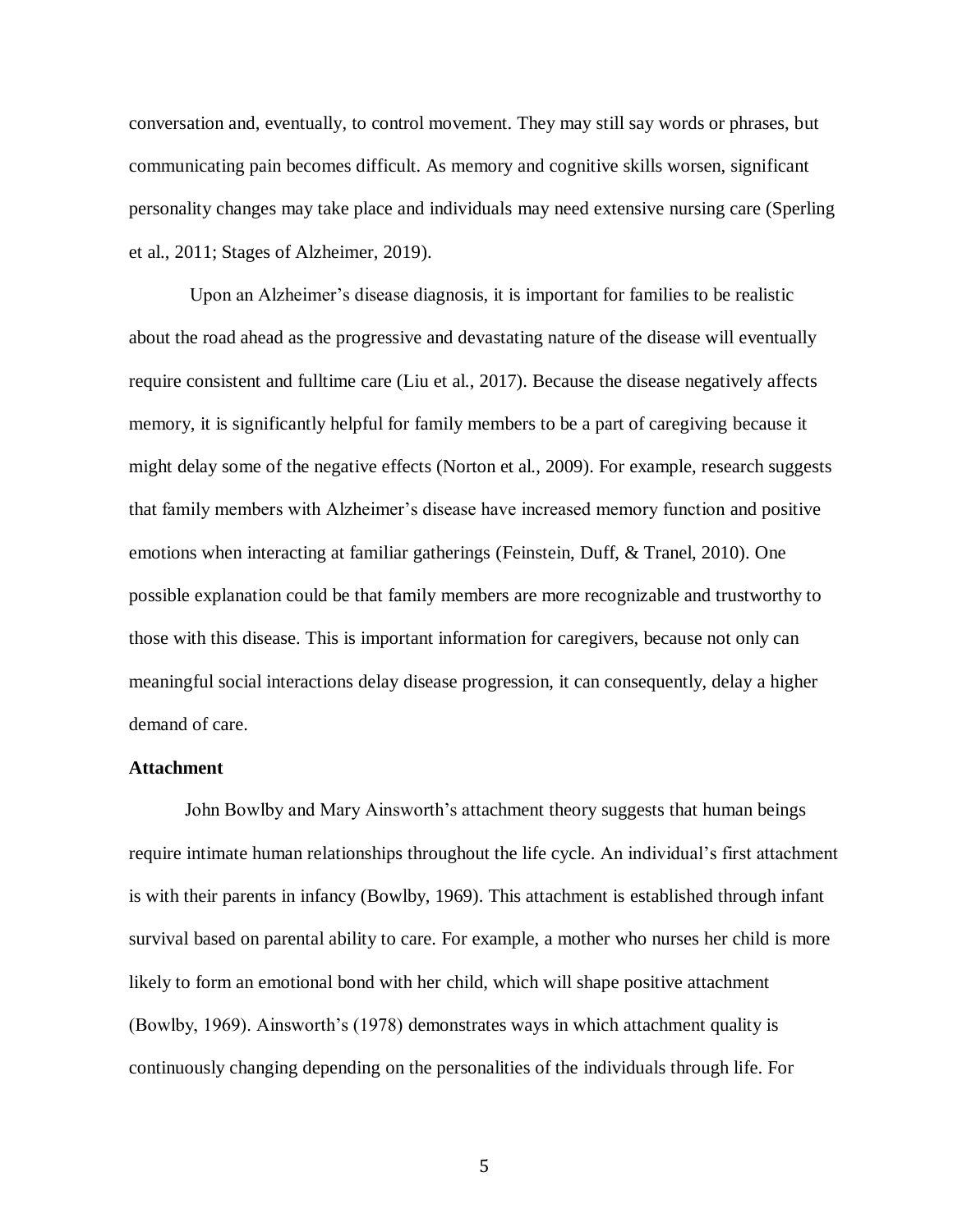conversation and, eventually, to control movement. They may still say words or phrases, but communicating pain becomes difficult. As memory and cognitive skills worsen, significant personality changes may take place and individuals may need extensive nursing care (Sperling et al., 2011; Stages of Alzheimer, 2019).

Upon an Alzheimer's disease diagnosis, it is important for families to be realistic about the road ahead as the progressive and devastating nature of the disease will eventually require consistent and fulltime care (Liu et al., 2017). Because the disease negatively affects memory, it is significantly helpful for family members to be a part of caregiving because it might delay some of the negative effects (Norton et al., 2009). For example, research suggests that family members with Alzheimer's disease have increased memory function and positive emotions when interacting at familiar gatherings (Feinstein, Duff, & Tranel, 2010). One possible explanation could be that family members are more recognizable and trustworthy to those with this disease. This is important information for caregivers, because not only can meaningful social interactions delay disease progression, it can consequently, delay a higher demand of care.

**Attachment**

John Bowlby and Mary Ainsworth's attachment theory suggests that human beings require intimate human relationships throughout the life cycle. An individual's first attachment is with their parents in infancy (Bowlby, 1969). This attachment is established through infant survival based on parental ability to care. For example, a mother who nurses her child is more likely to form an emotional bond with her child, which will shape positive attachment (Bowlby, 1969). Ainsworth's (1978) demonstrates ways in which attachment quality is continuously changing depending on the personalities of the individuals through life. For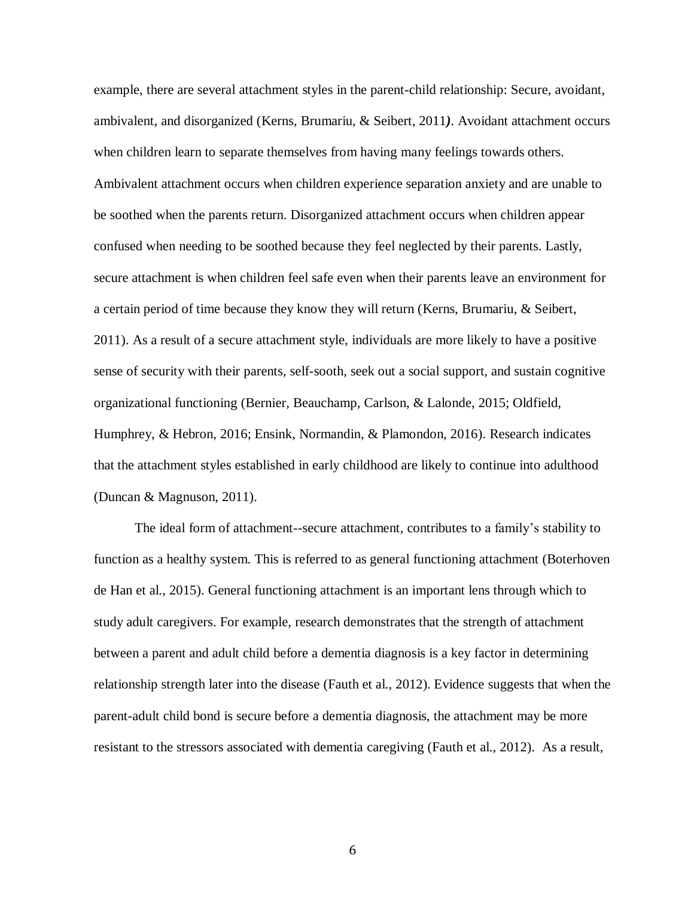example, there are several attachment styles in the parent-child relationship: Secure, avoidant, ambivalent, and disorganized (Kerns, Brumariu, & Seibert, 2011). Avoidant attachment occurs when children learn to separate themselves from having many feelings towards others. Ambivalent attachment occurs when children experience separation anxiety and are unable to be soothed when the parents return. Disorganized attachment occurs when children appear confused when needing to be soothed because they feel neglected by their parents. Lastly, secure attachment is when children feel safe even when their parents leave an environment for a certain period of time because they know they will return (Kerns, Brumariu, & Seibert, 2011). As a result of a secure attachment style, individuals are more likely to have a positive sense of security with their parents, self-sooth, seek out a social support, and sustain cognitive organizational functioning (Bernier, Beauchamp, Carlson, & Lalonde, 2015; Oldfield, Humphrey, & Hebron, 2016; Ensink, Normandin, & Plamondon, 2016). Research indicates that the attachment styles established in early childhood are likely to continue into adulthood (Duncan & Magnuson, 2011).

The ideal form of attachment--secure attachment, contributes to a family's stability to function as a healthy system. This is referred to as general functioning attachment (Boterhoven de Han et al., 2015). General functioning attachment is an important lens through which to study adult caregivers. For example, research demonstrates that the strength of attachment between a parent and adult child before a dementia diagnosis is a key factor in determining relationship strength later into the disease (Fauth et al., 2012). Evidence suggests that when the parent-adult child bond is secure before a dementia diagnosis, the attachment may be more resistant to the stressors associated with dementia caregiving (Fauth et al., 2012). As a result,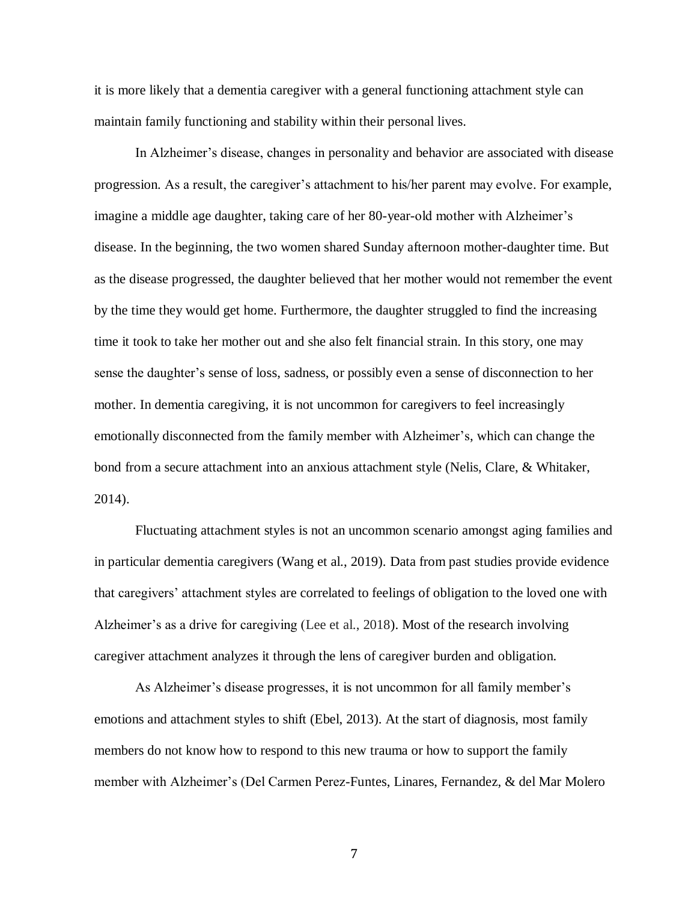it is more likely that a dementia caregiver with a general functioning attachment style can maintain family functioning and stability within their personal lives.

In Alzheimer's disease, changes in personality and behavior are associated with disease progression. As a result, the caregiver's attachment to his/her parent may evolve. For example, imagine a middle age daughter, taking care of her 80-year-old mother with Alzheimer's disease. In the beginning, the two women shared Sunday afternoon mother-daughter time. But as the disease progressed, the daughter believed that her mother would not remember the event by the time they would get home. Furthermore, the daughter struggled to find the increasing time it took to take her mother out and she also felt financial strain. In this story, one may sense the daughter's sense of loss, sadness, or possibly even a sense of disconnection to her mother. In dementia caregiving, it is not uncommon for caregivers to feel increasingly emotionally disconnected from the family member with Alzheimer's, which can change the bond from a secure attachment into an anxious attachment style (Nelis, Clare, & Whitaker, 2014).

Fluctuating attachment styles is not an uncommon scenario amongst aging families and in particular dementia caregivers (Wang et al., 2019). Data from past studies provide evidence that caregivers' attachment styles are correlated to feelings of obligation to the loved one with Alzheimer's as a drive for caregiving (Lee et al., 2018). Most of the research involving caregiver attachment analyzes it through the lens of caregiver burden and obligation.

As Alzheimer's disease progresses, it is not uncommon for all family member's emotions and attachment styles to shift (Ebel, 2013). At the start of diagnosis, most family members do not know how to respond to this new trauma or how to support the family member with Alzheimer's (Del Carmen Perez-Funtes, Linares, Fernandez, & del Mar Molero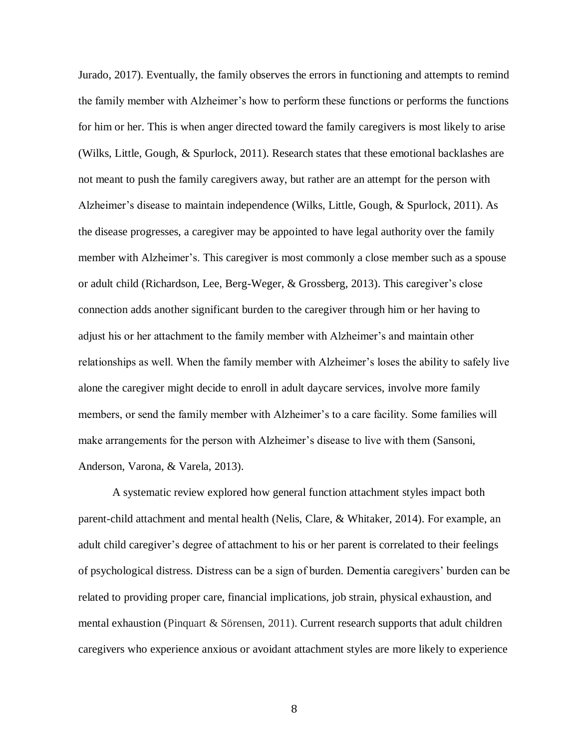Jurado, 2017). Eventually, the family observes the errors in functioning and attempts to remind the family member with Alzheimer's how to perform these functions or performs the functions for him or her. This is when anger directed toward the family caregivers is most likely to arise (Wilks, Little, Gough, & Spurlock, 2011). Research states that these emotional backlashes are not meant to push the family caregivers away, but rather are an attempt for the person with Alzheimer's disease to maintain independence (Wilks, Little, Gough, & Spurlock, 2011). As the disease progresses, a caregiver may be appointed to have legal authority over the family member with Alzheimer's. This caregiver is most commonly a close member such as a spouse or adult child (Richardson, Lee, Berg-Weger, & Grossberg, 2013). This caregiver's close connection adds another significant burden to the caregiver through him or her having to adjust his or her attachment to the family member with Alzheimer's and maintain other relationships as well. When the family member with Alzheimer's loses the ability to safely live alone the caregiver might decide to enroll in adult daycare services, involve more family members, or send the family member with Alzheimer's to a care facility. Some families will make arrangements for the person with Alzheimer's disease to live with them (Sansoni, Anderson, Varona, & Varela, 2013).

A systematic review explored how general function attachment styles impact both parent-child attachment and mental health (Nelis, Clare, & Whitaker, 2014). For example, an adult child caregiver's degree of attachment to his or her parent is correlated to their feelings of psychological distress. Distress can be a sign of burden. Dementia caregivers' burden can be related to providing proper care, financial implications, job strain, physical exhaustion, and mental exhaustion (Pinquart & Sörensen, 2011). Current research supports that adult children caregivers who experience anxious or avoidant attachment styles are more likely to experience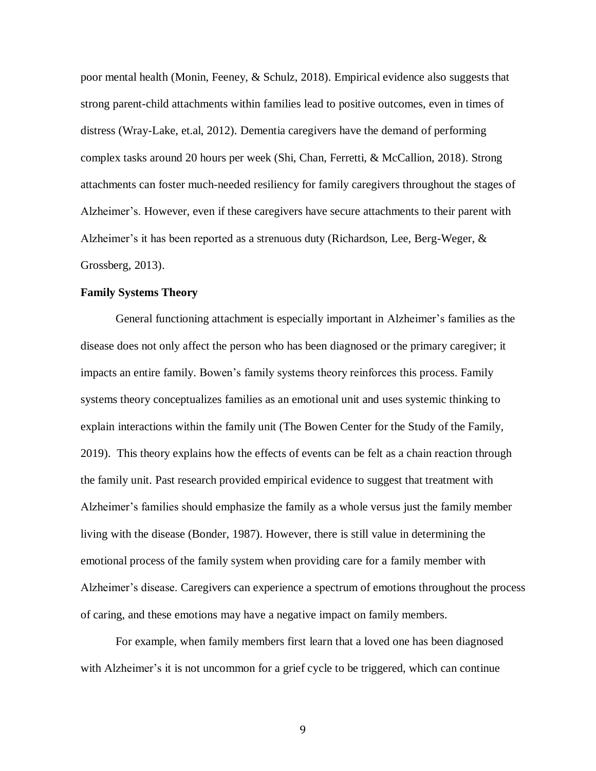poor mental health (Monin, Feeney, & Schulz, 2018). Empirical evidence also suggests that strong parent-child attachments within families lead to positive outcomes, even in times of distress (Wray-Lake, et.al, 2012). Dementia caregivers have the demand of performing complex tasks around 20 hours per week (Shi, Chan, Ferretti, & McCallion, 2018). Strong attachments can foster much-needed resiliency for family caregivers throughout the stages of Alzheimer's. However, even if these caregivers have secure attachments to their parent with Alzheimer's it has been reported as a strenuous duty (Richardson, Lee, Berg-Weger, & Grossberg, 2013).

**Family Systems Theory**

General functioning attachment is especially important in Alzheimer's families as the disease does not only affect the person who has been diagnosed or the primary caregiver; it impacts an entire family. Bowen's family systems theory reinforces this process. Family systems theory conceptualizes families as an emotional unit and uses systemic thinking to explain interactions within the family unit (The Bowen Center for the Study of the Family, 2019). This theory explains how the effects of events can be felt as a chain reaction through the family unit. Past research provided empirical evidence to suggest that treatment with Alzheimer's families should emphasize the family as a whole versus just the family member living with the disease (Bonder, 1987). However, there is still value in determining the emotional process of the family system when providing care for a family member with Alzheimer's disease. Caregivers can experience a spectrum of emotions throughout the process of caring, and these emotions may have a negative impact on family members.

For example, when family members first learn that a loved one has been diagnosed with Alzheimer's it is not uncommon for a grief cycle to be triggered, which can continue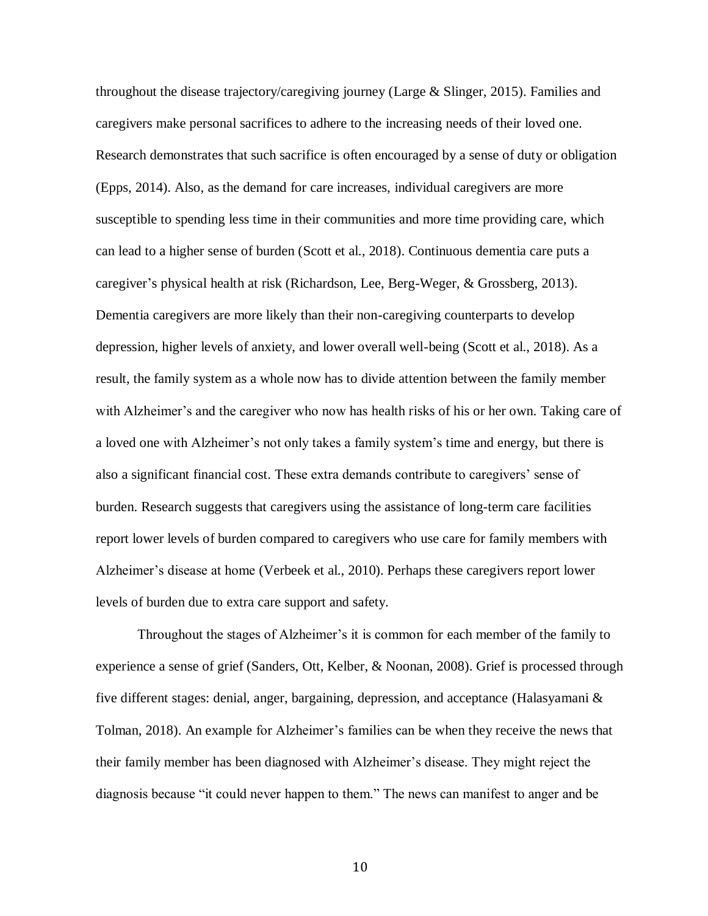throughout the disease trajectory/caregiving journey (Large & Slinger, 2015). Families and caregivers make personal sacrifices to adhere to the increasing needs of their loved one. Research demonstrates that such sacrifice is often encouraged by a sense of duty or obligation (Epps, 2014). Also, as the demand for care increases, individual caregivers are more susceptible to spending less time in their communities and more time providing care, which can lead to a higher sense of burden (Scott et al., 2018). Continuous dementia care puts a caregiver's physical health at risk (Richardson, Lee, Berg-Weger, & Grossberg, 2013). Dementia caregivers are more likely than their non-caregiving counterparts to develop depression, higher levels of anxiety, and lower overall well-being (Scott et al., 2018). As a result, the family system as a whole now has to divide attention between the family member with Alzheimer's and the caregiver who now has health risks of his or her own. Taking care of a loved one with Alzheimer's not only takes a family system's time and energy, but there is also a significant financial cost. These extra demands contribute to caregivers' sense of burden. Research suggests that caregivers using the assistance of long-term care facilities report lower levels of burden compared to caregivers who use care for family members with Alzheimer's disease at home (Verbeek et al., 2010). Perhaps these caregivers report lower levels of burden due to extra care support and safety.

Throughout the stages of Alzheimer's it is common for each member of the family to experience a sense of grief (Sanders, Ott, Kelber, & Noonan, 2008). Grief is processed through five different stages: denial, anger, bargaining, depression, and acceptance (Halasyamani & Tolman, 2018). An example for Alzheimer's families can be when they receive the news that their family member has been diagnosed with Alzheimer's disease. They might reject the diagnosis because "it could never happen to them." The news can manifest to anger and be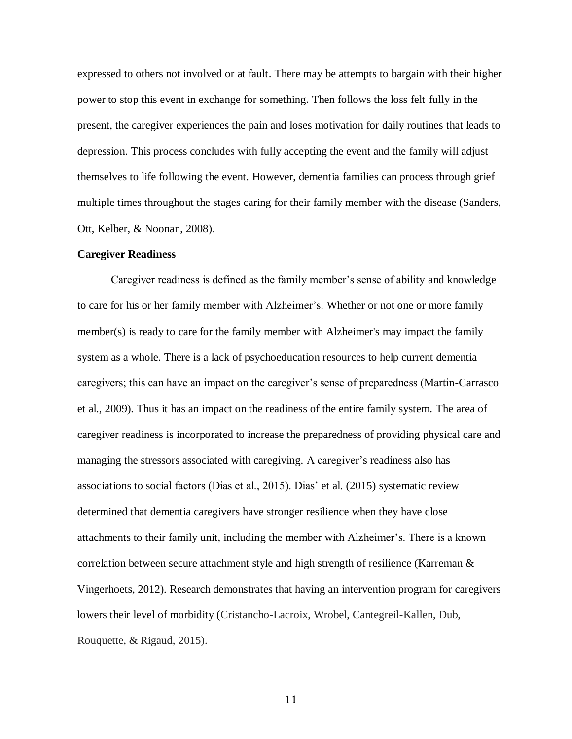expressed to others not involved or at fault. There may be attempts to bargain with their higher power to stop this event in exchange for something. Then follows the loss felt fully in the present, the caregiver experiences the pain and loses motivation for daily routines that leads to depression. This process concludes with fully accepting the event and the family will adjust themselves to life following the event. However, dementia families can process through grief multiple times throughout the stages caring for their family member with the disease (Sanders, Ott, Kelber, & Noonan, 2008).

**Caregiver Readiness**

Caregiver readiness is defined as the family member's sense of ability and knowledge to care for his or her family member with Alzheimer's. Whether or not one or more family member(s) is ready to care for the family member with Alzheimer's may impact the family system as a whole. There is a lack of psychoeducation resources to help current dementia caregivers; this can have an impact on the caregiver's sense of preparedness (Martin-Carrasco et al., 2009). Thus it has an impact on the readiness of the entire family system. The area of caregiver readiness is incorporated to increase the preparedness of providing physical care and managing the stressors associated with caregiving. A caregiver's readiness also has associations to social factors (Dias et al., 2015). Dias' et al. (2015) systematic review determined that dementia caregivers have stronger resilience when they have close attachments to their family unit, including the member with Alzheimer's. There is a known correlation between secure attachment style and high strength of resilience (Karreman & Vingerhoets, 2012). Research demonstrates that having an intervention program for caregivers lowers their level of morbidity (Cristancho-Lacroix, Wrobel, Cantegreil-Kallen, Dub, Rouquette, & Rigaud, 2015).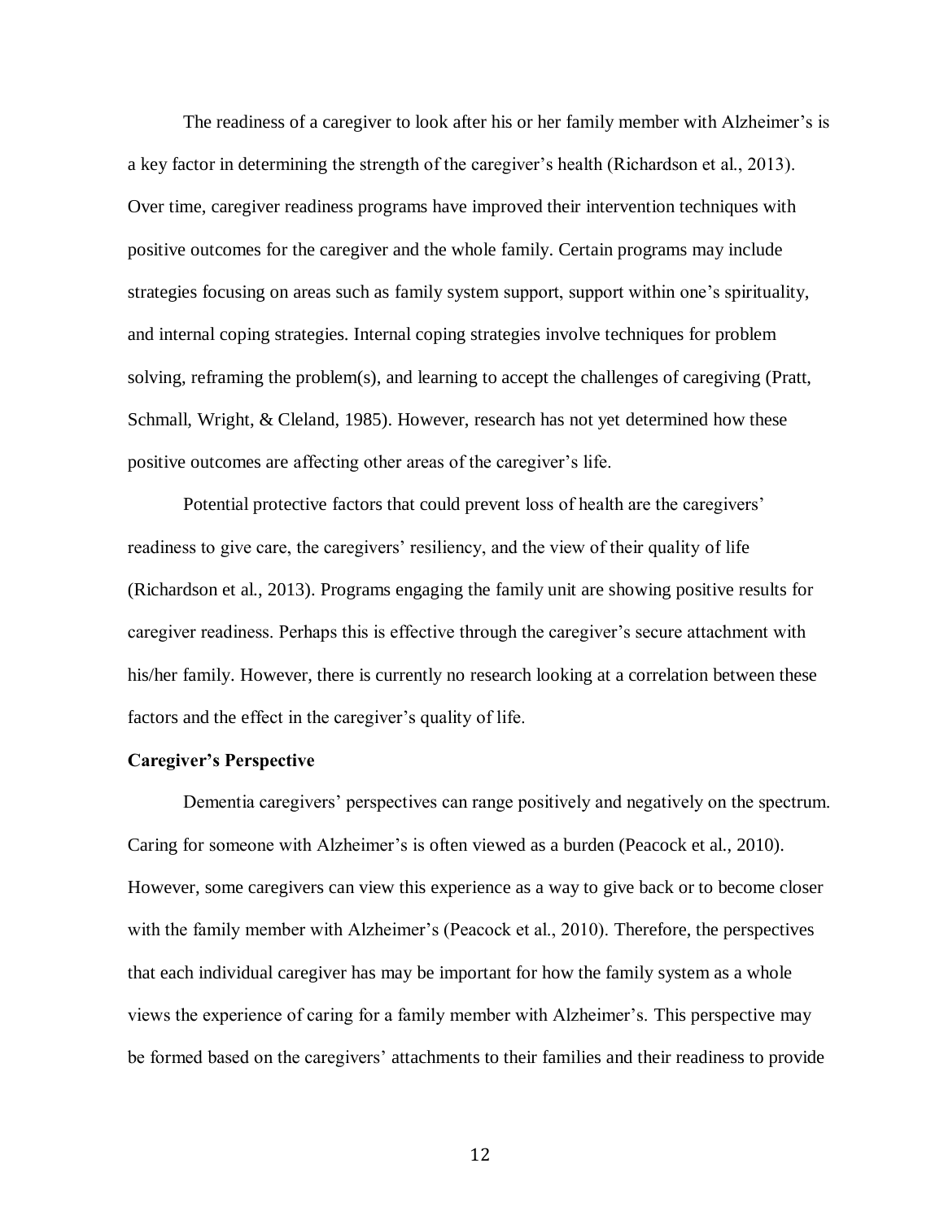The readiness of a caregiver to look after his or her family member with Alzheimer's is a key factor in determining the strength of the caregiver's health (Richardson et al., 2013). Over time, caregiver readiness programs have improved their intervention techniques with positive outcomes for the caregiver and the whole family. Certain programs may include strategies focusing on areas such as family system support, support within one's spirituality, and internal coping strategies. Internal coping strategies involve techniques for problem solving, reframing the problem(s), and learning to accept the challenges of caregiving (Pratt, Schmall, Wright, & Cleland, 1985). However, research has not yet determined how these positive outcomes are affecting other areas of the caregiver's life.

Potential protective factors that could prevent loss of health are the caregivers' readiness to give care, the caregivers' resiliency, and the view of their quality of life (Richardson et al., 2013). Programs engaging the family unit are showing positive results for caregiver readiness. Perhaps this is effective through the caregiver's secure attachment with his/her family. However, there is currently no research looking at a correlation between these factors and the effect in the caregiver's quality of life.

**Caregiver's Perspective**

Dementia caregivers' perspectives can range positively and negatively on the spectrum. Caring for someone with Alzheimer's is often viewed as a burden (Peacock et al., 2010). However, some caregivers can view this experience as a way to give back or to become closer with the family member with Alzheimer's (Peacock et al., 2010). Therefore, the perspectives that each individual caregiver has may be important for how the family system as a whole views the experience of caring for a family member with Alzheimer's. This perspective may be formed based on the caregivers' attachments to their families and their readiness to provide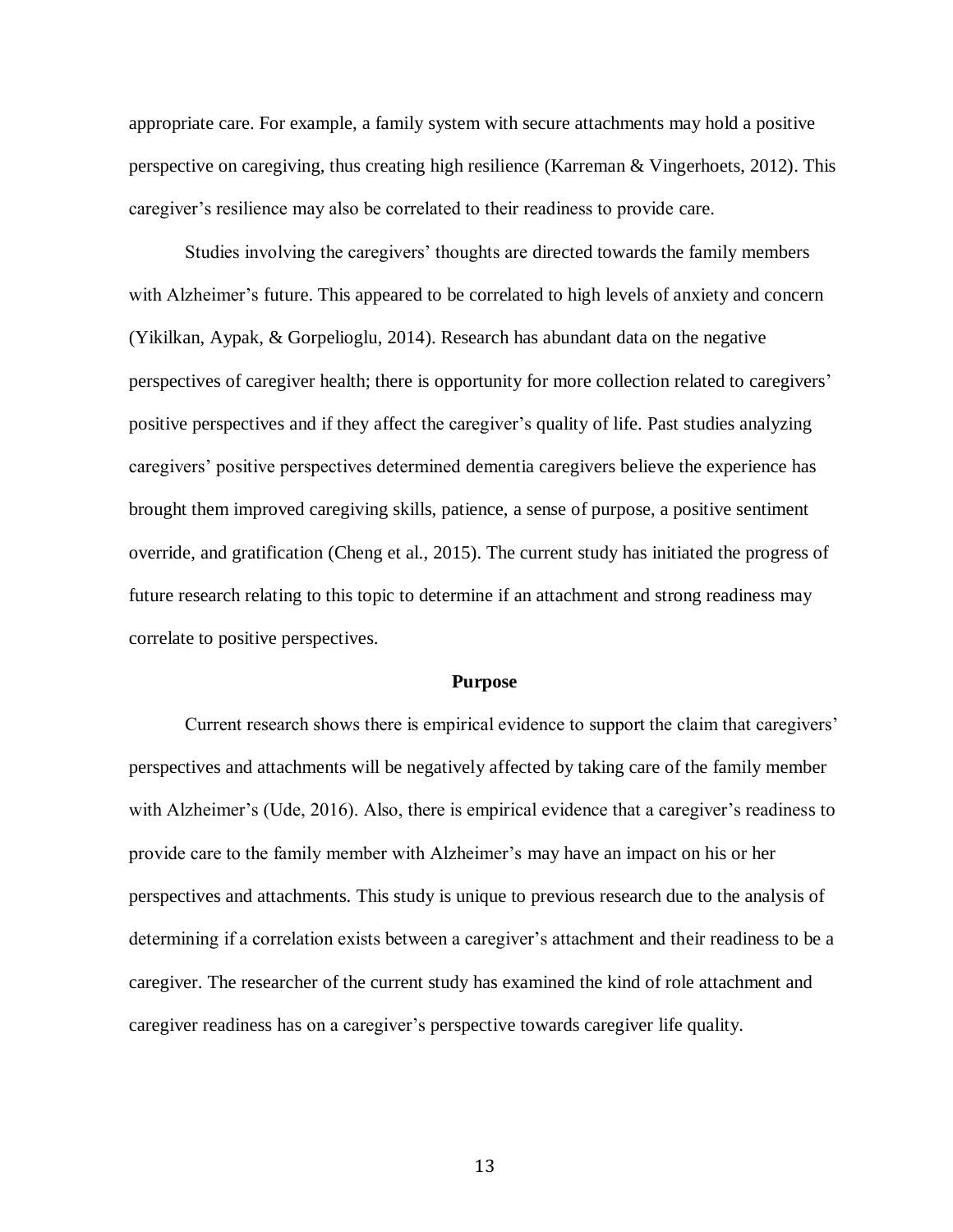appropriate care. For example, a family system with secure attachments may hold a positive perspective on caregiving, thus creating high resilience (Karreman & Vingerhoets, 2012). This caregiver's resilience may also be correlated to their readiness to provide care.

Studies involving the caregivers' thoughts are directed towards the family members with Alzheimer's future. This appeared to be correlated to high levels of anxiety and concern (Yikilkan, Aypak, & Gorpelioglu, 2014). Research has abundant data on the negative perspectives of caregiver health; there is opportunity for more collection related to caregivers' positive perspectives and if they affect the caregiver's quality of life. Past studies analyzing caregivers' positive perspectives determined dementia caregivers believe the experience has brought them improved caregiving skills, patience, a sense of purpose, a positive sentiment override, and gratification (Cheng et al., 2015). The current study has initiated the progress of future research relating to this topic to determine if an attachment and strong readiness may correlate to positive perspectives.

## Purpose

Current research shows there is empirical evidence to support the claim that caregivers' perspectives and attachments will be negatively affected by taking care of the family member with Alzheimer's (Ude, 2016). Also, there is empirical evidence that a caregiver's readiness to provide care to the family member with Alzheimer's may have an impact on his or her perspectives and attachments. This study is unique to previous research due to the analysis of determining if a correlation exists between a caregiver's attachment and their readiness to be a caregiver. The researcher of the current study has examined the kind of role attachment and caregiver readiness has on a caregiver's perspective towards caregiver life quality.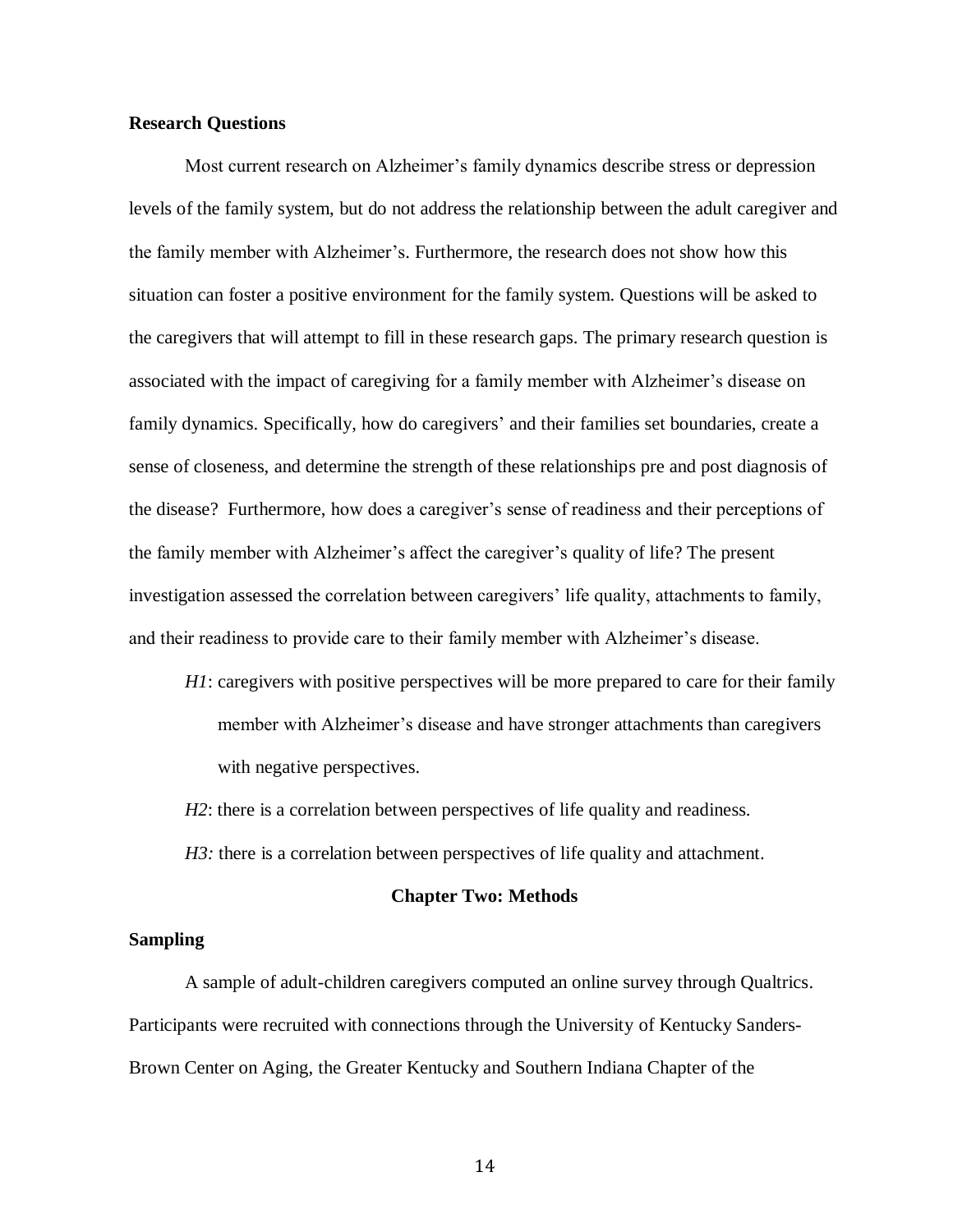## Research Questions

Most current research on Alzheimer's family dynamics describe stress or depression levels of the family system, but do not address the relationship between the adult caregiver and the family member with Alzheimer's. Furthermore, the research does not show how this situation can foster a positive environment for the family system. Questions will be asked to the caregivers that will attempt to fill in these research gaps. The primary research question is associated with the impact of caregiving for a family member with Alzheimer's disease on family dynamics. Specifically, how do caregivers' and their families set boundaries, create a sense of closeness, and determine the strength of these relationships pre and post diagnosis of the disease? Furthermore, how does a caregiver's sense of readiness and their perceptions of the family member with Alzheimer's affect the caregiver's quality of life? The present investigation assessed the correlation between caregivers' life quality, attachments to family, and their readiness to provide care to their family member with Alzheimer's disease.

*H1*: caregivers with positive perspectives will be more prepared to care for their family member with Alzheimer's disease and have stronger attachments than caregivers with negative perspectives.

*H2*: there is a correlation between perspectives of life quality and readiness.

*H3:* there is a correlation between perspectives of life quality and attachment.

# Chapter Two: Methods

## Sampling

A sample of adult-children caregivers computed an online survey through Qualtrics. Participants were recruited with connections through the University of Kentucky Sanders-Brown Center on Aging, the Greater Kentucky and Southern Indiana Chapter of the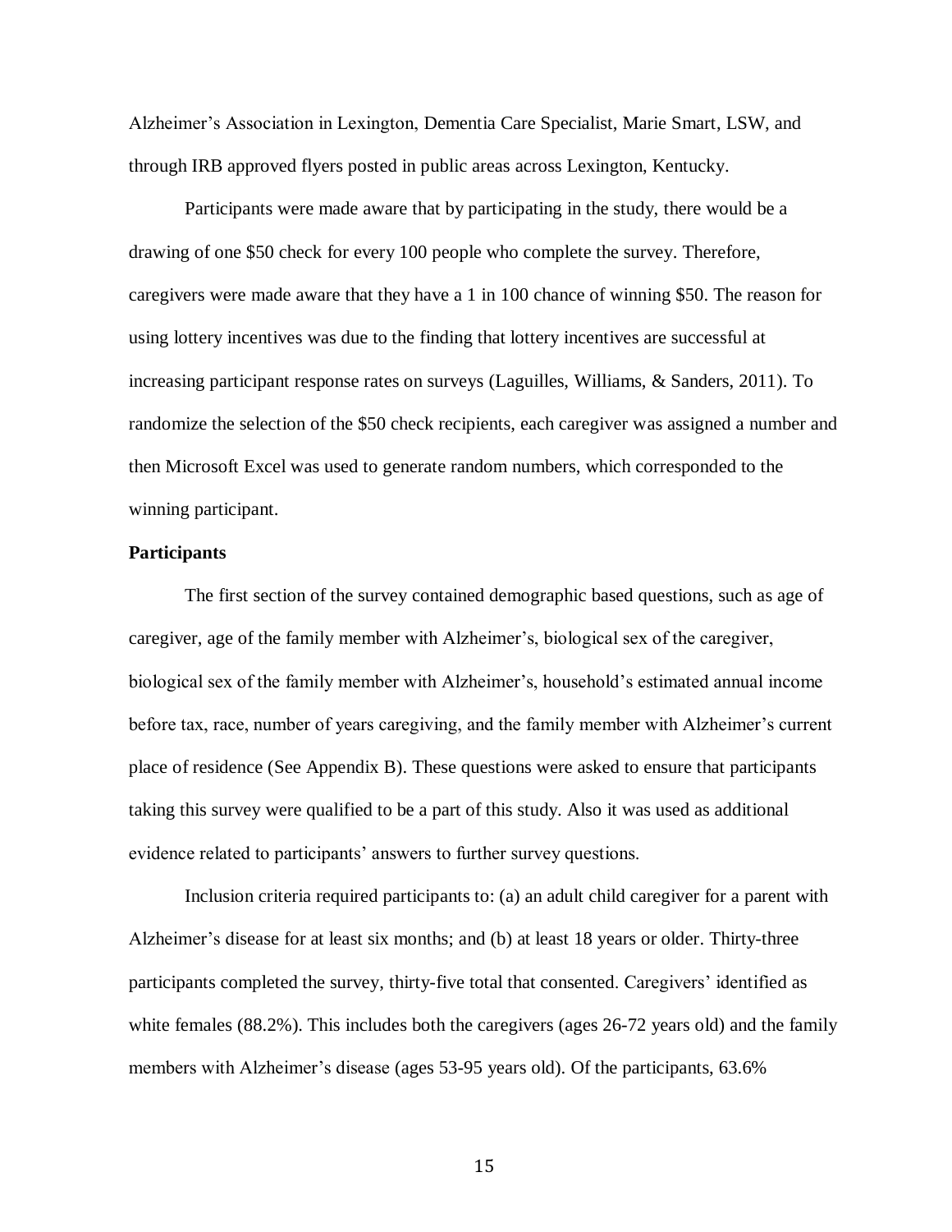Alzheimer's Association in Lexington, Dementia Care Specialist, Marie Smart, LSW, and through IRB approved flyers posted in public areas across Lexington, Kentucky.

Participants were made aware that by participating in the study, there would be a drawing of one $50 check for every 100 people who complete the survey. Therefore, caregivers were made aware that they have a 1 in 100 chance of winning $50. The reason for using lottery incentives was due to the finding that lottery incentives are successful at increasing participant response rates on surveys (Laguilles, Williams, & Sanders, 2011). To randomize the selection of the $50 check recipients, each caregiver was assigned a number and then Microsoft Excel was used to generate random numbers, which corresponded to the winning participant.

**Participants**

The first section of the survey contained demographic based questions, such as age of caregiver, age of the family member with Alzheimer's, biological sex of the caregiver, biological sex of the family member with Alzheimer's, household's estimated annual income before tax, race, number of years caregiving, and the family member with Alzheimer's current place of residence (See Appendix B). These questions were asked to ensure that participants taking this survey were qualified to be a part of this study. Also it was used as additional evidence related to participants' answers to further survey questions.

Inclusion criteria required participants to: (a) an adult child caregiver for a parent with Alzheimer's disease for at least six months; and (b) at least 18 years or older. Thirty-three participants completed the survey, thirty-five total that consented. Caregivers' identified as white females (88.2%). This includes both the caregivers (ages 26-72 years old) and the family members with Alzheimer's disease (ages 53-95 years old). Of the participants, 63.6%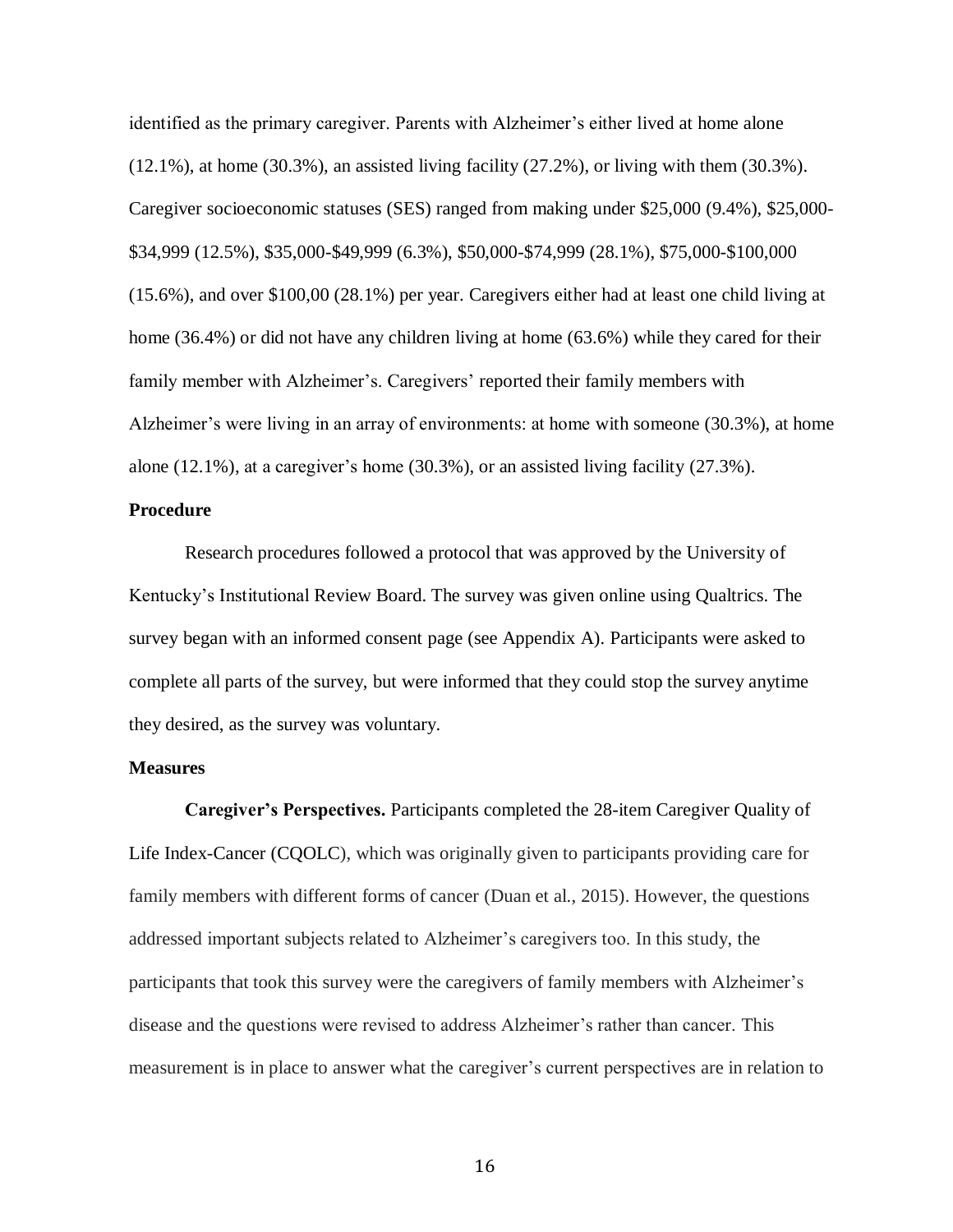identified as the primary caregiver. Parents with Alzheimer's either lived at home alone (12.1%), at home (30.3%), an assisted living facility (27.2%), or living with them (30.3%). Caregiver socioeconomic statuses (SES) ranged from making under $25,000 (9.4%), $25,000-$34,999 (12.5%), $35,000-$49,999 (6.3%), $50,000-$74,999 (28.1%), $75,000-$100,000 (15.6%), and over $100,00 (28.1%) per year. Caregivers either had at least one child living at home (36.4%) or did not have any children living at home (63.6%) while they cared for their family member with Alzheimer's. Caregivers' reported their family members with Alzheimer's were living in an array of environments: at home with someone (30.3%), at home alone (12.1%), at a caregiver's home (30.3%), or an assisted living facility (27.3%).

### Procedure

Research procedures followed a protocol that was approved by the University of Kentucky's Institutional Review Board. The survey was given online using Qualtrics. The survey began with an informed consent page (see Appendix A). Participants were asked to complete all parts of the survey, but were informed that they could stop the survey anytime they desired, as the survey was voluntary.

### Measures

**Caregiver's Perspectives.** Participants completed the 28-item Caregiver Quality of Life Index-Cancer (CQOLC), which was originally given to participants providing care for family members with different forms of cancer (Duan et al., 2015). However, the questions addressed important subjects related to Alzheimer's caregivers too. In this study, the participants that took this survey were the caregivers of family members with Alzheimer's disease and the questions were revised to address Alzheimer's rather than cancer. This measurement is in place to answer what the caregiver's current perspectives are in relation to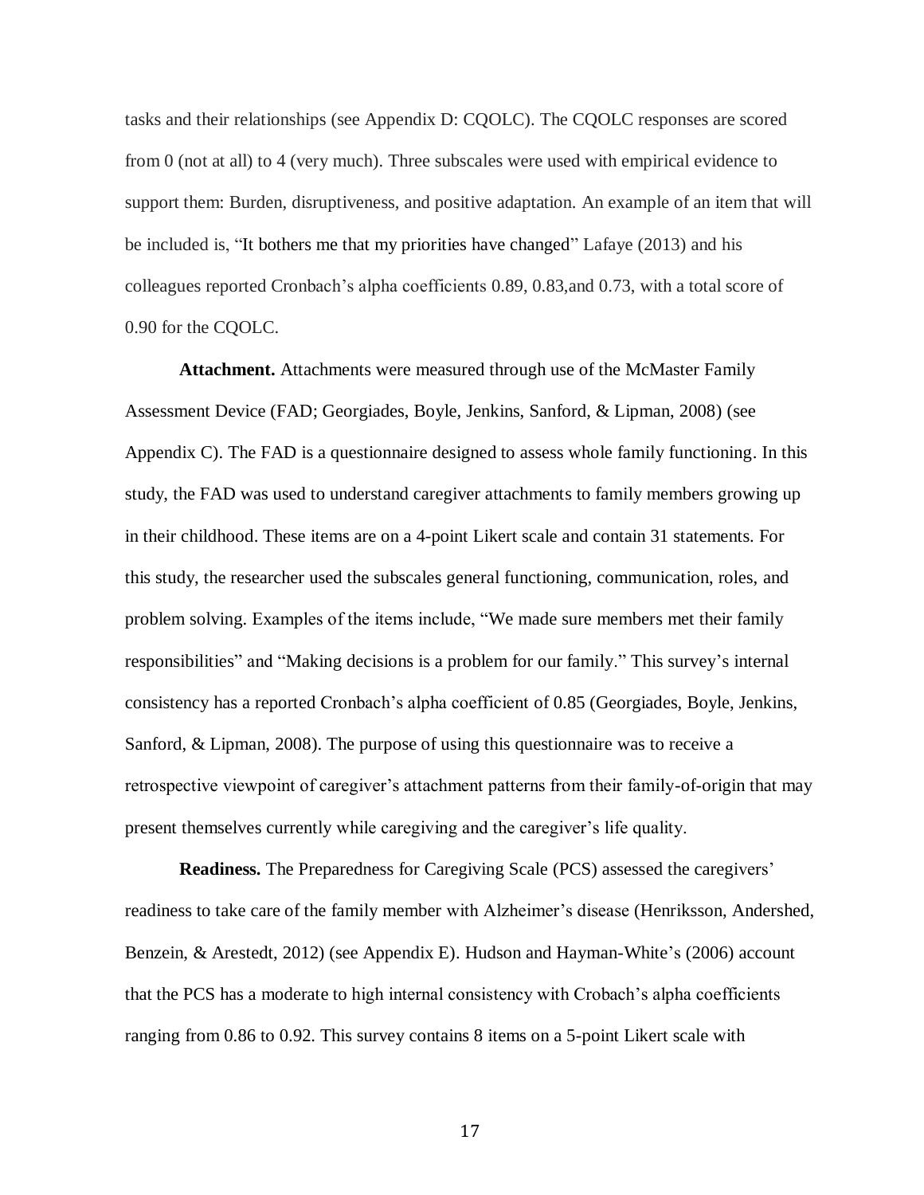tasks and their relationships (see Appendix D: CQOLC). The CQOLC responses are scored from 0 (not at all) to 4 (very much). Three subscales were used with empirical evidence to support them: Burden, disruptiveness, and positive adaptation. An example of an item that will be included is, "It bothers me that my priorities have changed" Lafaye (2013) and his colleagues reported Cronbach's alpha coefficients 0.89, 0.83,and 0.73, with a total score of 0.90 for the CQOLC.

**Attachment.** Attachments were measured through use of the McMaster Family Assessment Device (FAD; Georgiades, Boyle, Jenkins, Sanford, & Lipman, 2008) (see Appendix C). The FAD is a questionnaire designed to assess whole family functioning. In this study, the FAD was used to understand caregiver attachments to family members growing up in their childhood. These items are on a 4-point Likert scale and contain 31 statements. For this study, the researcher used the subscales general functioning, communication, roles, and problem solving. Examples of the items include, "We made sure members met their family responsibilities" and "Making decisions is a problem for our family." This survey's internal consistency has a reported Cronbach's alpha coefficient of 0.85 (Georgiades, Boyle, Jenkins, Sanford, & Lipman, 2008). The purpose of using this questionnaire was to receive a retrospective viewpoint of caregiver's attachment patterns from their family-of-origin that may present themselves currently while caregiving and the caregiver's life quality.

**Readiness.** The Preparedness for Caregiving Scale (PCS) assessed the caregivers' readiness to take care of the family member with Alzheimer's disease (Henriksson, Andershed, Benzein, & Arestedt, 2012) (see Appendix E). Hudson and Hayman-White's (2006) account that the PCS has a moderate to high internal consistency with Crobach's alpha coefficients ranging from 0.86 to 0.92. This survey contains 8 items on a 5-point Likert scale with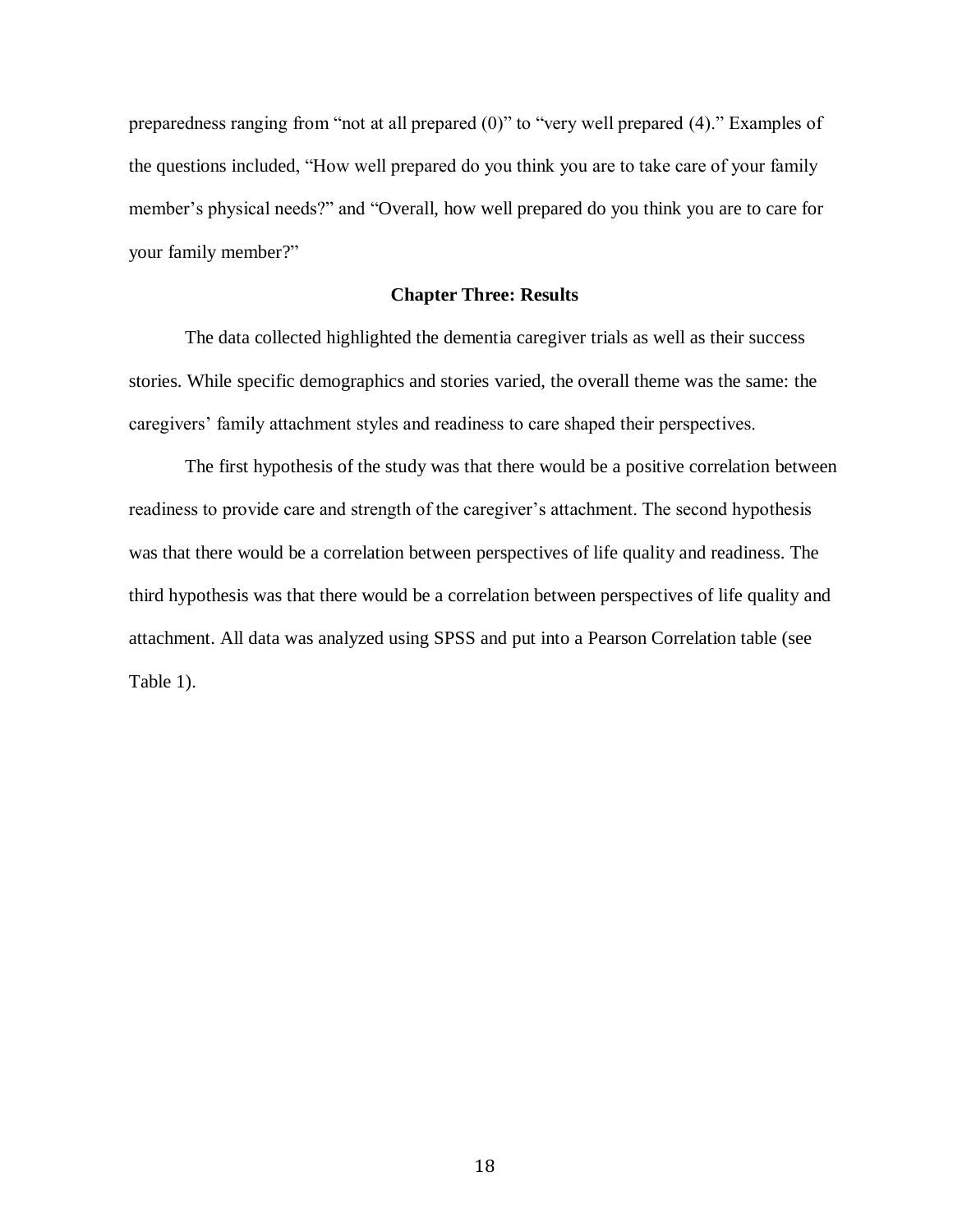preparedness ranging from "not at all prepared (0)" to "very well prepared (4)." Examples of the questions included, "How well prepared do you think you are to take care of your family member's physical needs?" and "Overall, how well prepared do you think you are to care for your family member?"

## Chapter Three: Results

The data collected highlighted the dementia caregiver trials as well as their success stories. While specific demographics and stories varied, the overall theme was the same: the caregivers' family attachment styles and readiness to care shaped their perspectives.

The first hypothesis of the study was that there would be a positive correlation between readiness to provide care and strength of the caregiver's attachment. The second hypothesis was that there would be a correlation between perspectives of life quality and readiness. The third hypothesis was that there would be a correlation between perspectives of life quality and attachment. All data was analyzed using SPSS and put into a Pearson Correlation table (see Table 1).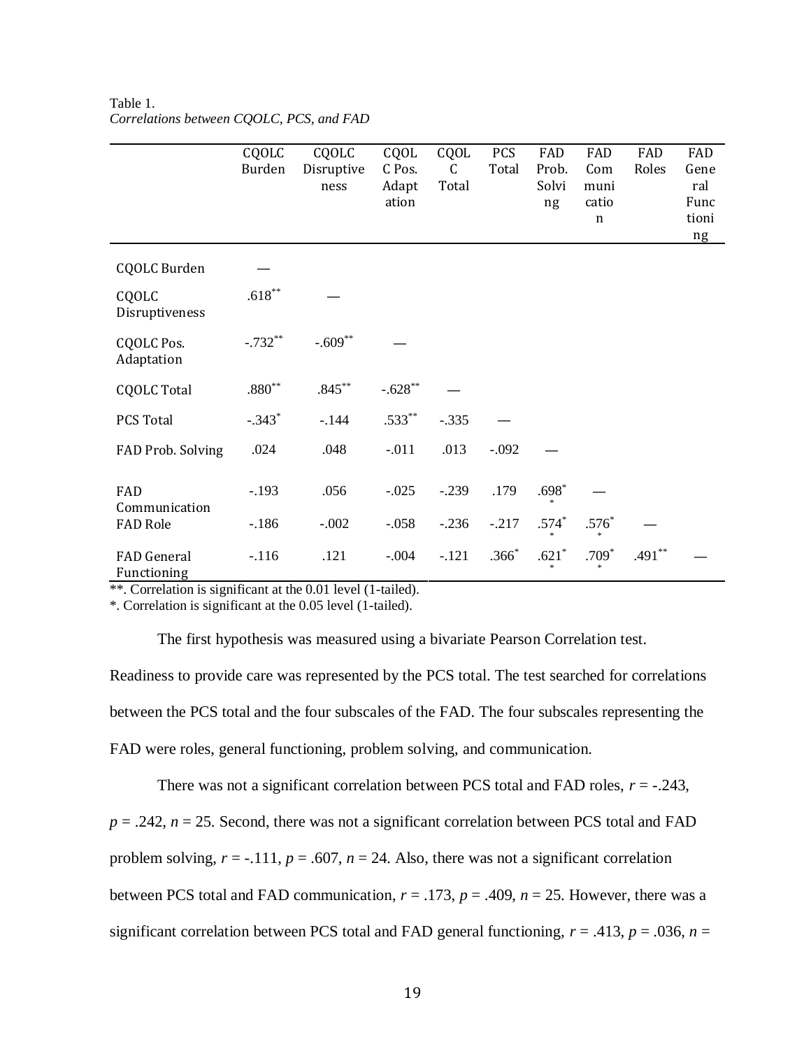Table 1.
*Correlations between CQOLC, PCS, and FAD*

| | CQOLC Burden | CQOLC Disruptiveness | CQOLC Pos. Adaptation | CQOLC Total | PCS Total | FAD Prob. Solving | FAD Communication | FAD Roles | FAD General Functioning |
|---|---|---|---|---|---|---|---|---|---|
| CQOLC Burden | — | | | | | | | | |
| CQOLC Disruptiveness | .618** | — | | | | | | | |
| CQOLC Pos. Adaptation | -.732** | -.609** | — | | | | | | |
| CQOLC Total | .880** | .845** | -.628** | — | | | | | |
| PCS Total | -.343* | -.144 | .533** | -.335 | — | | | | |
| FAD Prob. Solving | .024 | .048 | -.011 | .013 | -.092 | — | | | |
| FAD Communication | -.193 | .056 | -.025 | -.239 | .179 | .698** | — | | |
| FAD Role | -.186 | -.002 | -.058 | -.236 | -.217 | .574** | .576** | — | |
| FAD General Functioning | -.116 | .121 | -.004 | -.121 | .366* | .621** | .709** | .491** | — |

**. Correlation is significant at the 0.01 level (1-tailed).
*. Correlation is significant at the 0.05 level (1-tailed).

The first hypothesis was measured using a bivariate Pearson Correlation test. Readiness to provide care was represented by the PCS total. The test searched for correlations between the PCS total and the four subscales of the FAD. The four subscales representing the FAD were roles, general functioning, problem solving, and communication.

There was not a significant correlation between PCS total and FAD roles, $r = -.243$, $p = .242$, $n = 25$. Second, there was not a significant correlation between PCS total and FAD problem solving, $r = -.111$, $p = .607$, $n = 24$. Also, there was not a significant correlation between PCS total and FAD communication, $r = .173$, $p = .409$, $n = 25$. However, there was a significant correlation between PCS total and FAD general functioning, $r = .413$, $p = .036$, $n =$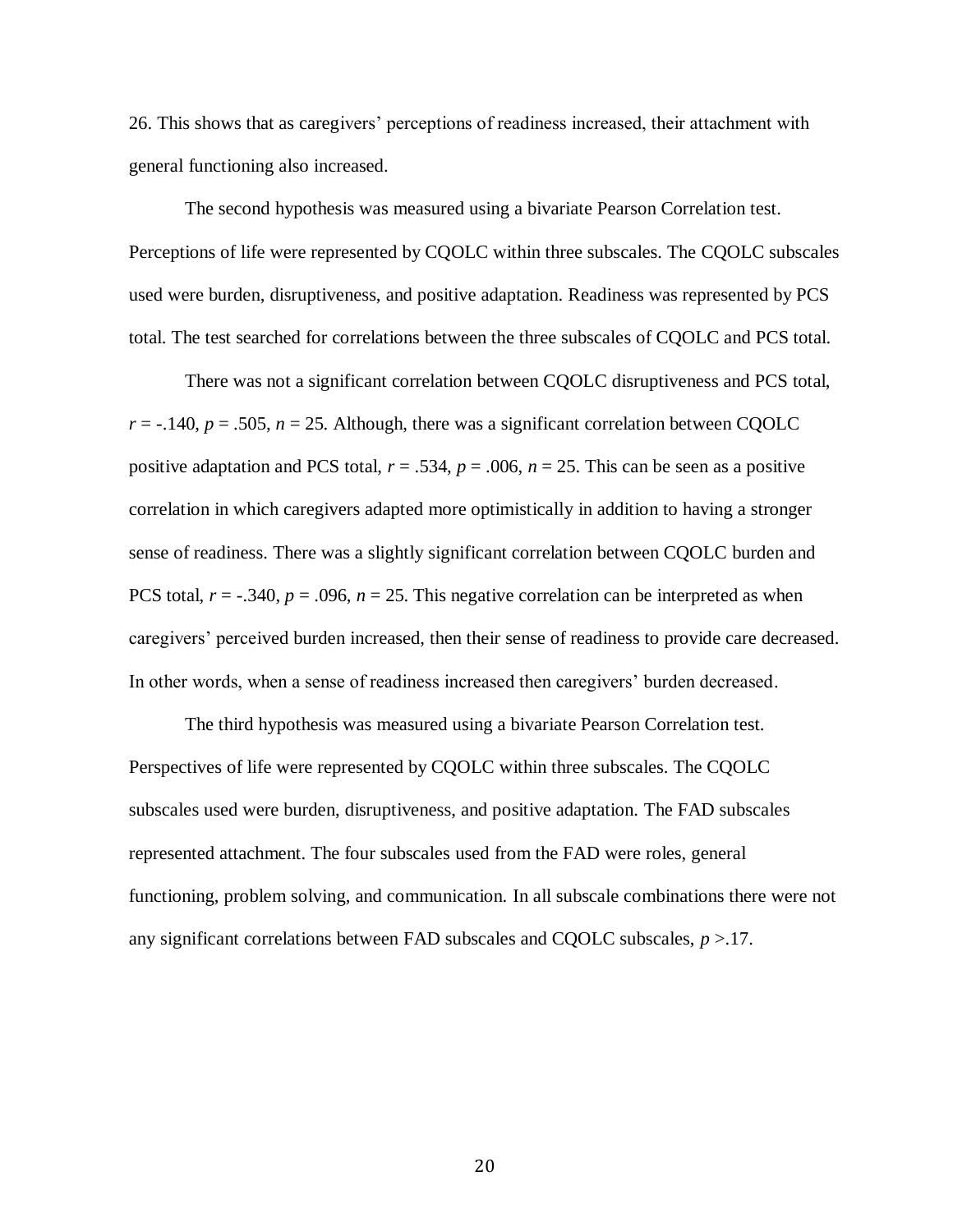26. This shows that as caregivers' perceptions of readiness increased, their attachment with general functioning also increased.

The second hypothesis was measured using a bivariate Pearson Correlation test. Perceptions of life were represented by CQOLC within three subscales. The CQOLC subscales used were burden, disruptiveness, and positive adaptation. Readiness was represented by PCS total. The test searched for correlations between the three subscales of CQOLC and PCS total.

There was not a significant correlation between CQOLC disruptiveness and PCS total, $r = -.140$, $p = .505$, $n = 25$. Although, there was a significant correlation between CQOLC positive adaptation and PCS total, $r = .534$, $p = .006$, $n = 25$. This can be seen as a positive correlation in which caregivers adapted more optimistically in addition to having a stronger sense of readiness. There was a slightly significant correlation between CQOLC burden and PCS total, $r = -.340$, $p = .096$, $n = 25$. This negative correlation can be interpreted as when caregivers' perceived burden increased, then their sense of readiness to provide care decreased. In other words, when a sense of readiness increased then caregivers' burden decreased.

The third hypothesis was measured using a bivariate Pearson Correlation test. Perspectives of life were represented by CQOLC within three subscales. The CQOLC subscales used were burden, disruptiveness, and positive adaptation. The FAD subscales represented attachment. The four subscales used from the FAD were roles, general functioning, problem solving, and communication. In all subscale combinations there were not any significant correlations between FAD subscales and CQOLC subscales, $p > .17$.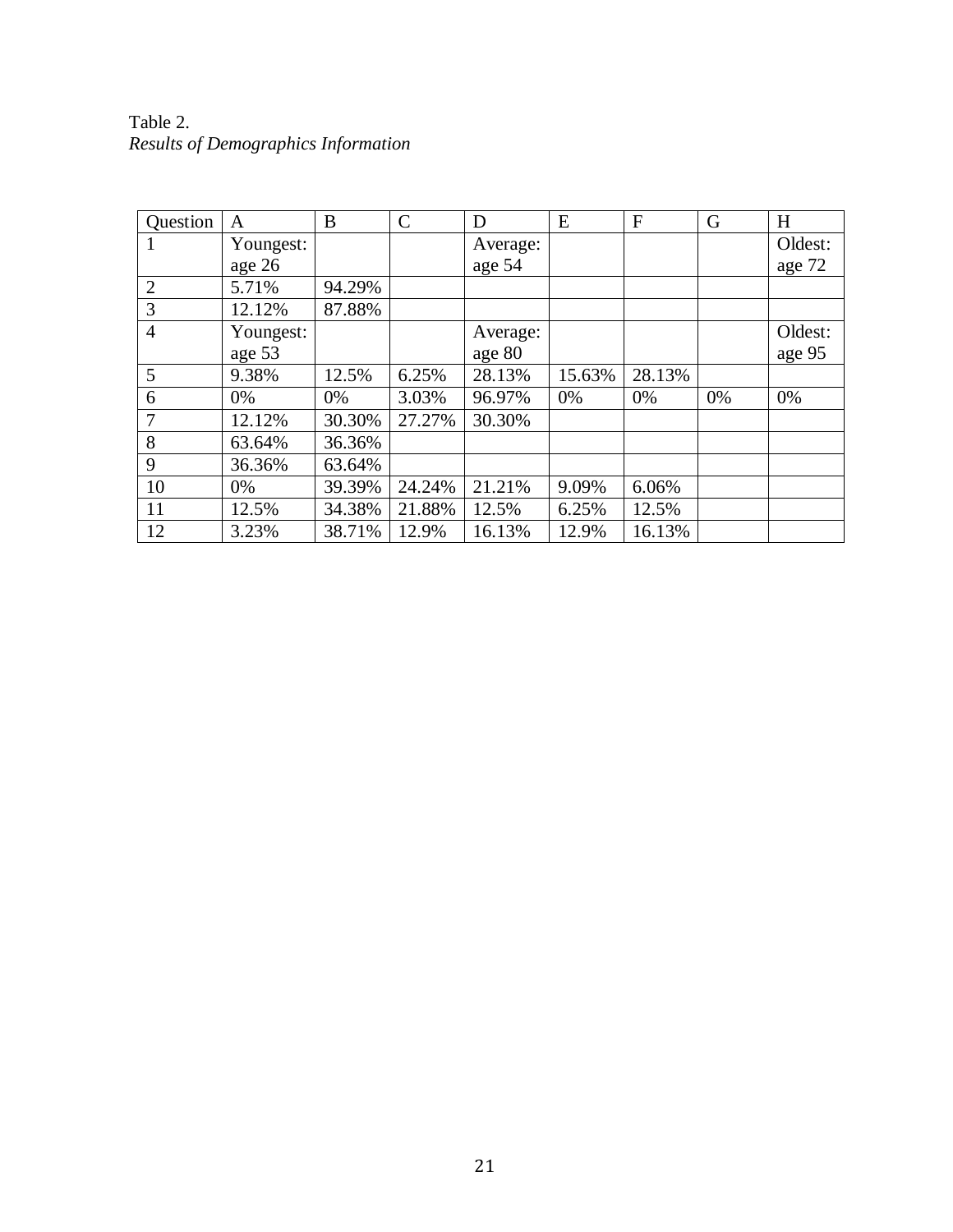Table 2.
*Results of Demographics Information*

| Question | A | B | C | D | E | F | G | H |
|---|---|---|---|---|---|---|---|---|
| 1 | Youngest: age 26 | | | Average: age 54 | | | | Oldest: age 72 |
| 2 | 5.71% | 94.29% | | | | | | |
| 3 | 12.12% | 87.88% | | | | | | |
| 4 | Youngest: age 53 | | | Average: age 80 | | | | Oldest: age 95 |
| 5 | 9.38% | 12.5% | 6.25% | 28.13% | 15.63% | 28.13% | | |
| 6 | 0% | 0% | 3.03% | 96.97% | 0% | 0% | 0% | 0% |
| 7 | 12.12% | 30.30% | 27.27% | 30.30% | | | | |
| 8 | 63.64% | 36.36% | | | | | | |
| 9 | 36.36% | 63.64% | | | | | | |
| 10 | 0% | 39.39% | 24.24% | 21.21% | 9.09% | 6.06% | | |
| 11 | 12.5% | 34.38% | 21.88% | 12.5% | 6.25% | 12.5% | | |
| 12 | 3.23% | 38.71% | 12.9% | 16.13% | 12.9% | 16.13% | | |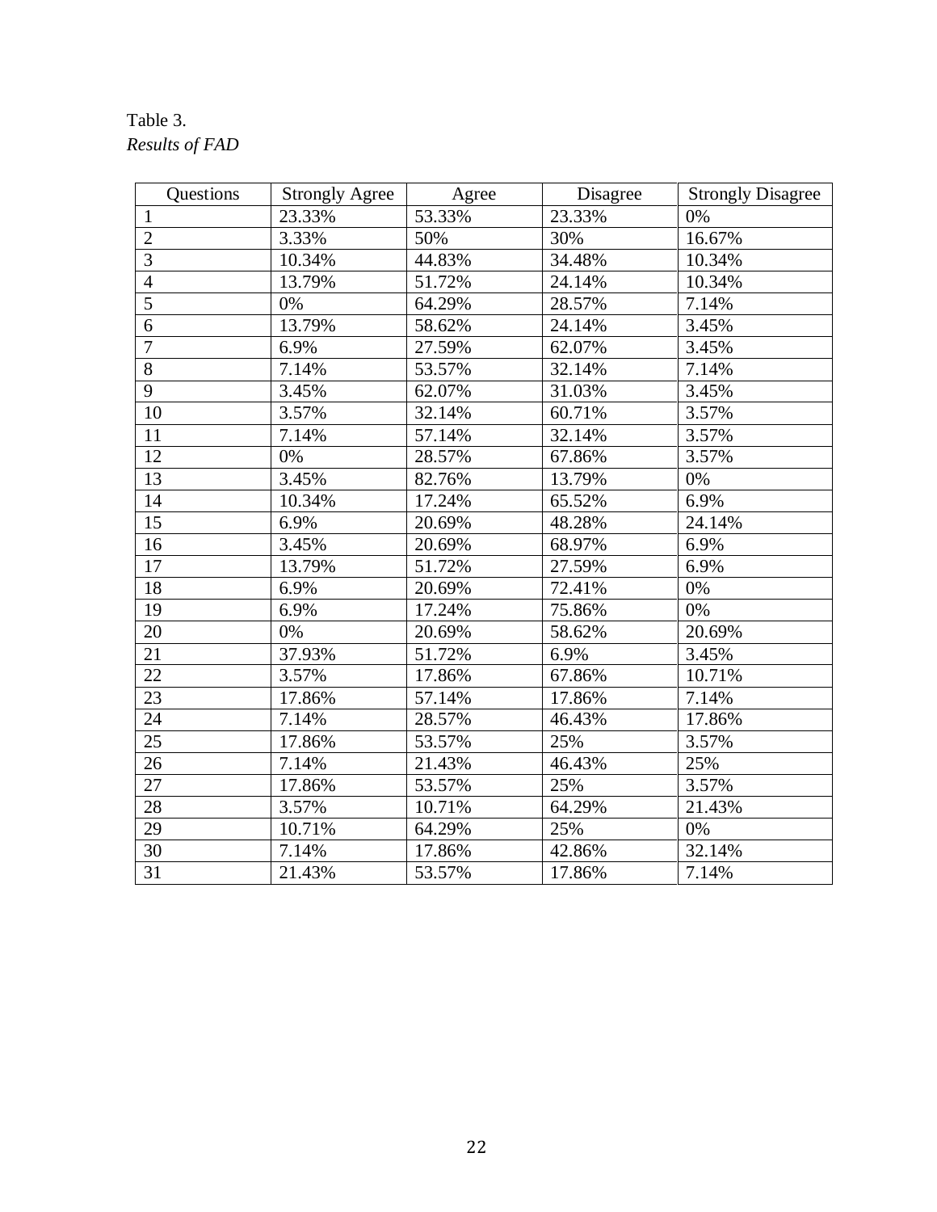Table 3.

*Results of FAD*

| Questions | Strongly Agree | Agree | Disagree | Strongly Disagree |
|---|---|---|---|---|
| 1 | 23.33% | 53.33% | 23.33% | 0% |
| 2 | 3.33% | 50% | 30% | 16.67% |
| 3 | 10.34% | 44.83% | 34.48% | 10.34% |
| 4 | 13.79% | 51.72% | 24.14% | 10.34% |
| 5 | 0% | 64.29% | 28.57% | 7.14% |
| 6 | 13.79% | 58.62% | 24.14% | 3.45% |
| 7 | 6.9% | 27.59% | 62.07% | 3.45% |
| 8 | 7.14% | 53.57% | 32.14% | 7.14% |
| 9 | 3.45% | 62.07% | 31.03% | 3.45% |
| 10 | 3.57% | 32.14% | 60.71% | 3.57% |
| 11 | 7.14% | 57.14% | 32.14% | 3.57% |
| 12 | 0% | 28.57% | 67.86% | 3.57% |
| 13 | 3.45% | 82.76% | 13.79% | 0% |
| 14 | 10.34% | 17.24% | 65.52% | 6.9% |
| 15 | 6.9% | 20.69% | 48.28% | 24.14% |
| 16 | 3.45% | 20.69% | 68.97% | 6.9% |
| 17 | 13.79% | 51.72% | 27.59% | 6.9% |
| 18 | 6.9% | 20.69% | 72.41% | 0% |
| 19 | 6.9% | 17.24% | 75.86% | 0% |
| 20 | 0% | 20.69% | 58.62% | 20.69% |
| 21 | 37.93% | 51.72% | 6.9% | 3.45% |
| 22 | 3.57% | 17.86% | 67.86% | 10.71% |
| 23 | 17.86% | 57.14% | 17.86% | 7.14% |
| 24 | 7.14% | 28.57% | 46.43% | 17.86% |
| 25 | 17.86% | 53.57% | 25% | 3.57% |
| 26 | 7.14% | 21.43% | 46.43% | 25% |
| 27 | 17.86% | 53.57% | 25% | 3.57% |
| 28 | 3.57% | 10.71% | 64.29% | 21.43% |
| 29 | 10.71% | 64.29% | 25% | 0% |
| 30 | 7.14% | 17.86% | 42.86% | 32.14% |
| 31 | 21.43% | 53.57% | 17.86% | 7.14% |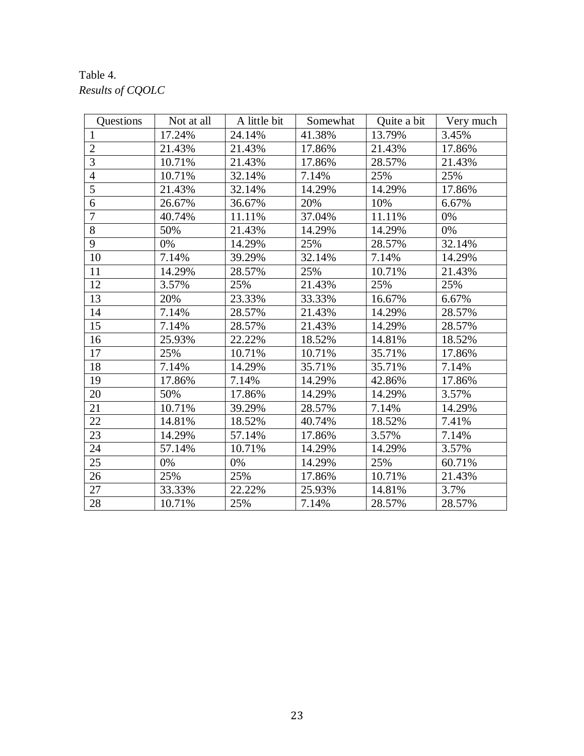Table 4.
*Results of CQOLC*

| Questions | Not at all | A little bit | Somewhat | Quite a bit | Very much |
|---|---|---|---|---|---|
| 1 | 17.24% | 24.14% | 41.38% | 13.79% | 3.45% |
| 2 | 21.43% | 21.43% | 17.86% | 21.43% | 17.86% |
| 3 | 10.71% | 21.43% | 17.86% | 28.57% | 21.43% |
| 4 | 10.71% | 32.14% | 7.14% | 25% | 25% |
| 5 | 21.43% | 32.14% | 14.29% | 14.29% | 17.86% |
| 6 | 26.67% | 36.67% | 20% | 10% | 6.67% |
| 7 | 40.74% | 11.11% | 37.04% | 11.11% | 0% |
| 8 | 50% | 21.43% | 14.29% | 14.29% | 0% |
| 9 | 0% | 14.29% | 25% | 28.57% | 32.14% |
| 10 | 7.14% | 39.29% | 32.14% | 7.14% | 14.29% |
| 11 | 14.29% | 28.57% | 25% | 10.71% | 21.43% |
| 12 | 3.57% | 25% | 21.43% | 25% | 25% |
| 13 | 20% | 23.33% | 33.33% | 16.67% | 6.67% |
| 14 | 7.14% | 28.57% | 21.43% | 14.29% | 28.57% |
| 15 | 7.14% | 28.57% | 21.43% | 14.29% | 28.57% |
| 16 | 25.93% | 22.22% | 18.52% | 14.81% | 18.52% |
| 17 | 25% | 10.71% | 10.71% | 35.71% | 17.86% |
| 18 | 7.14% | 14.29% | 35.71% | 35.71% | 7.14% |
| 19 | 17.86% | 7.14% | 14.29% | 42.86% | 17.86% |
| 20 | 50% | 17.86% | 14.29% | 14.29% | 3.57% |
| 21 | 10.71% | 39.29% | 28.57% | 7.14% | 14.29% |
| 22 | 14.81% | 18.52% | 40.74% | 18.52% | 7.41% |
| 23 | 14.29% | 57.14% | 17.86% | 3.57% | 7.14% |
| 24 | 57.14% | 10.71% | 14.29% | 14.29% | 3.57% |
| 25 | 0% | 0% | 14.29% | 25% | 60.71% |
| 26 | 25% | 25% | 17.86% | 10.71% | 21.43% |
| 27 | 33.33% | 22.22% | 25.93% | 14.81% | 3.7% |
| 28 | 10.71% | 25% | 7.14% | 28.57% | 28.57% |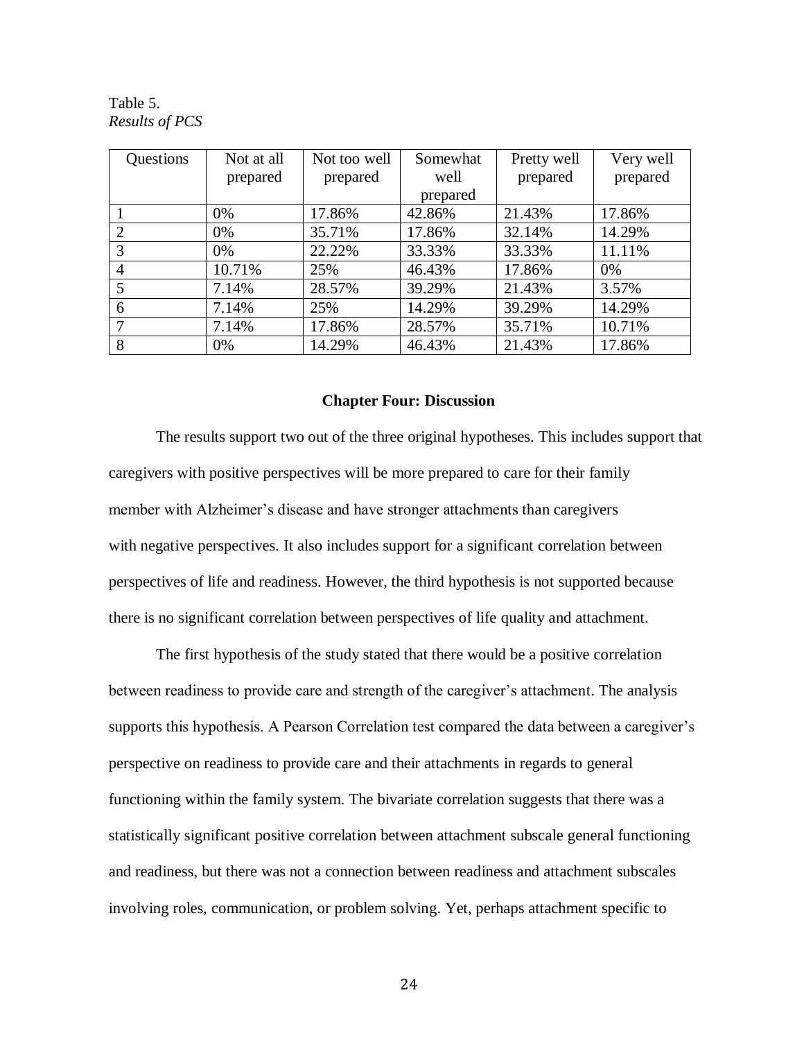Table 5.
*Results of PCS*

| Questions | Not at all prepared | Not too well prepared | Somewhat well prepared | Pretty well prepared | Very well prepared |
|---|---|---|---|---|---|
| 1 | 0% | 17.86% | 42.86% | 21.43% | 17.86% |
| 2 | 0% | 35.71% | 17.86% | 32.14% | 14.29% |
| 3 | 0% | 22.22% | 33.33% | 33.33% | 11.11% |
| 4 | 10.71% | 25% | 46.43% | 17.86% | 0% |
| 5 | 7.14% | 28.57% | 39.29% | 21.43% | 3.57% |
| 6 | 7.14% | 25% | 14.29% | 39.29% | 14.29% |
| 7 | 7.14% | 17.86% | 28.57% | 35.71% | 10.71% |
| 8 | 0% | 14.29% | 46.43% | 21.43% | 17.86% |

## Chapter Four: Discussion

The results support two out of the three original hypotheses. This includes support that caregivers with positive perspectives will be more prepared to care for their family member with Alzheimer's disease and have stronger attachments than caregivers with negative perspectives. It also includes support for a significant correlation between perspectives of life and readiness. However, the third hypothesis is not supported because there is no significant correlation between perspectives of life quality and attachment.

The first hypothesis of the study stated that there would be a positive correlation between readiness to provide care and strength of the caregiver's attachment. The analysis supports this hypothesis. A Pearson Correlation test compared the data between a caregiver's perspective on readiness to provide care and their attachments in regards to general functioning within the family system. The bivariate correlation suggests that there was a statistically significant positive correlation between attachment subscale general functioning and readiness, but there was not a connection between readiness and attachment subscales involving roles, communication, or problem solving. Yet, perhaps attachment specific to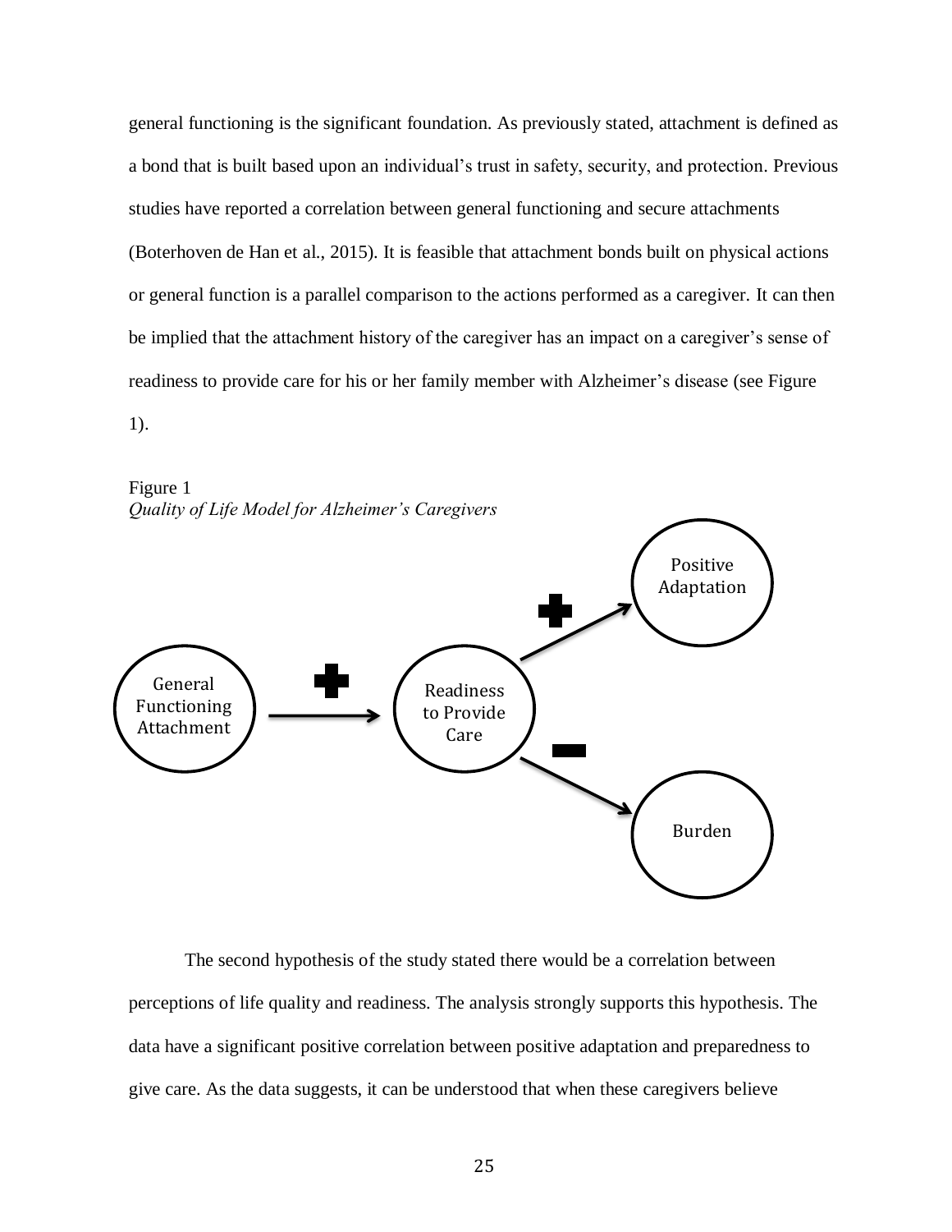general functioning is the significant foundation. As previously stated, attachment is defined as a bond that is built based upon an individual's trust in safety, security, and protection. Previous studies have reported a correlation between general functioning and secure attachments (Boterhoven de Han et al., 2015). It is feasible that attachment bonds built on physical actions or general function is a parallel comparison to the actions performed as a caregiver. It can then be implied that the attachment history of the caregiver has an impact on a caregiver's sense of readiness to provide care for his or her family member with Alzheimer's disease (see Figure 1).

Figure 1
*Quality of Life Model for Alzheimer's Caregivers*

The second hypothesis of the study stated there would be a correlation between perceptions of life quality and readiness. The analysis strongly supports this hypothesis. The data have a significant positive correlation between positive adaptation and preparedness to give care. As the data suggests, it can be understood that when these caregivers believe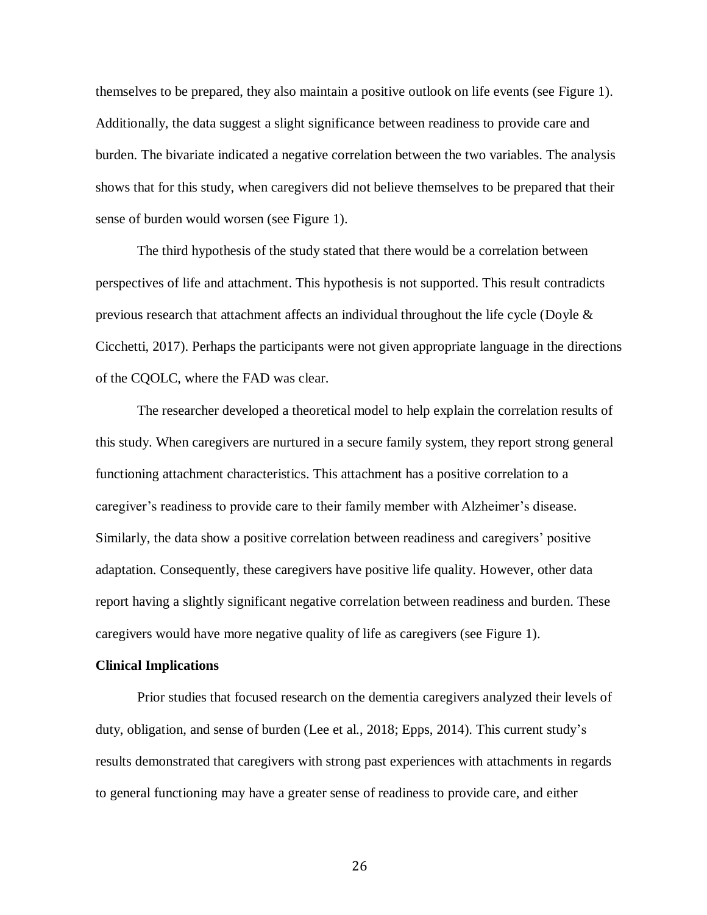themselves to be prepared, they also maintain a positive outlook on life events (see Figure 1). Additionally, the data suggest a slight significance between readiness to provide care and burden. The bivariate indicated a negative correlation between the two variables. The analysis shows that for this study, when caregivers did not believe themselves to be prepared that their sense of burden would worsen (see Figure 1).

The third hypothesis of the study stated that there would be a correlation between perspectives of life and attachment. This hypothesis is not supported. This result contradicts previous research that attachment affects an individual throughout the life cycle (Doyle & Cicchetti, 2017). Perhaps the participants were not given appropriate language in the directions of the CQOLC, where the FAD was clear.

The researcher developed a theoretical model to help explain the correlation results of this study. When caregivers are nurtured in a secure family system, they report strong general functioning attachment characteristics. This attachment has a positive correlation to a caregiver's readiness to provide care to their family member with Alzheimer's disease. Similarly, the data show a positive correlation between readiness and caregivers' positive adaptation. Consequently, these caregivers have positive life quality. However, other data report having a slightly significant negative correlation between readiness and burden. These caregivers would have more negative quality of life as caregivers (see Figure 1).

**Clinical Implications**

Prior studies that focused research on the dementia caregivers analyzed their levels of duty, obligation, and sense of burden (Lee et al., 2018; Epps, 2014). This current study's results demonstrated that caregivers with strong past experiences with attachments in regards to general functioning may have a greater sense of readiness to provide care, and either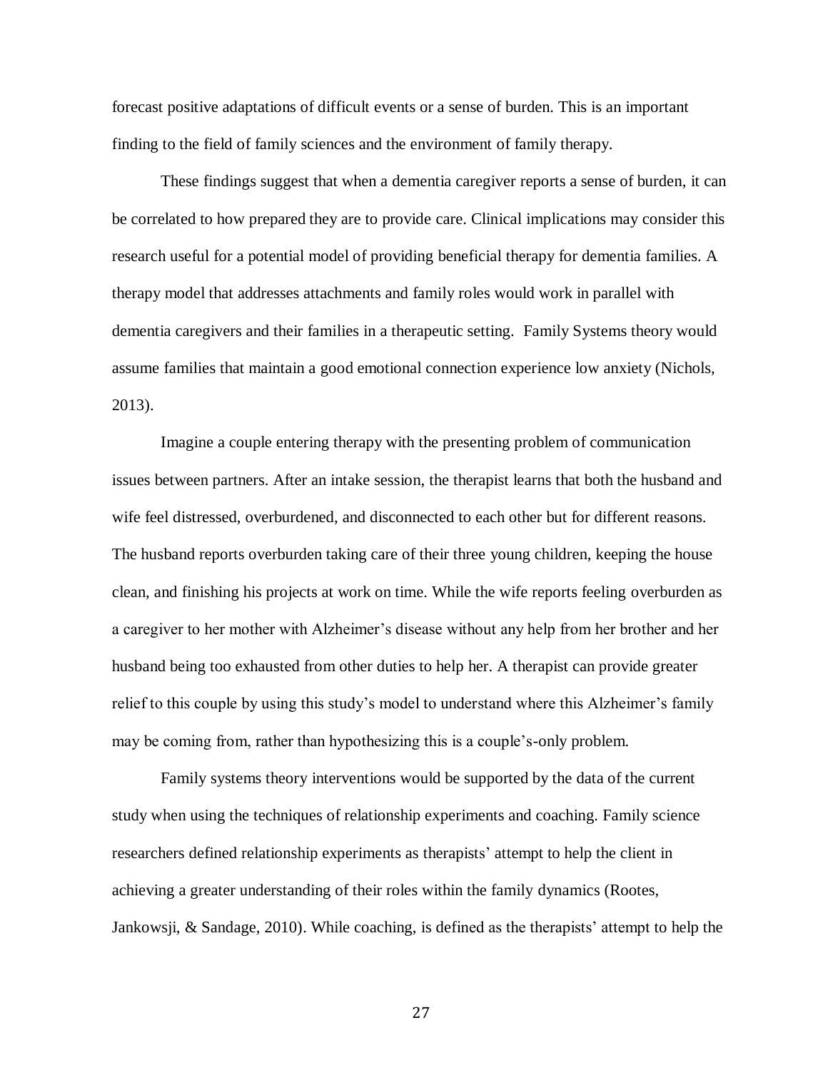forecast positive adaptations of difficult events or a sense of burden. This is an important finding to the field of family sciences and the environment of family therapy.

These findings suggest that when a dementia caregiver reports a sense of burden, it can be correlated to how prepared they are to provide care. Clinical implications may consider this research useful for a potential model of providing beneficial therapy for dementia families. A therapy model that addresses attachments and family roles would work in parallel with dementia caregivers and their families in a therapeutic setting. Family Systems theory would assume families that maintain a good emotional connection experience low anxiety (Nichols, 2013).

Imagine a couple entering therapy with the presenting problem of communication issues between partners. After an intake session, the therapist learns that both the husband and wife feel distressed, overburdened, and disconnected to each other but for different reasons. The husband reports overburden taking care of their three young children, keeping the house clean, and finishing his projects at work on time. While the wife reports feeling overburden as a caregiver to her mother with Alzheimer's disease without any help from her brother and her husband being too exhausted from other duties to help her. A therapist can provide greater relief to this couple by using this study's model to understand where this Alzheimer's family may be coming from, rather than hypothesizing this is a couple's-only problem.

Family systems theory interventions would be supported by the data of the current study when using the techniques of relationship experiments and coaching. Family science researchers defined relationship experiments as therapists' attempt to help the client in achieving a greater understanding of their roles within the family dynamics (Rootes, Jankowsji, & Sandage, 2010). While coaching, is defined as the therapists' attempt to help the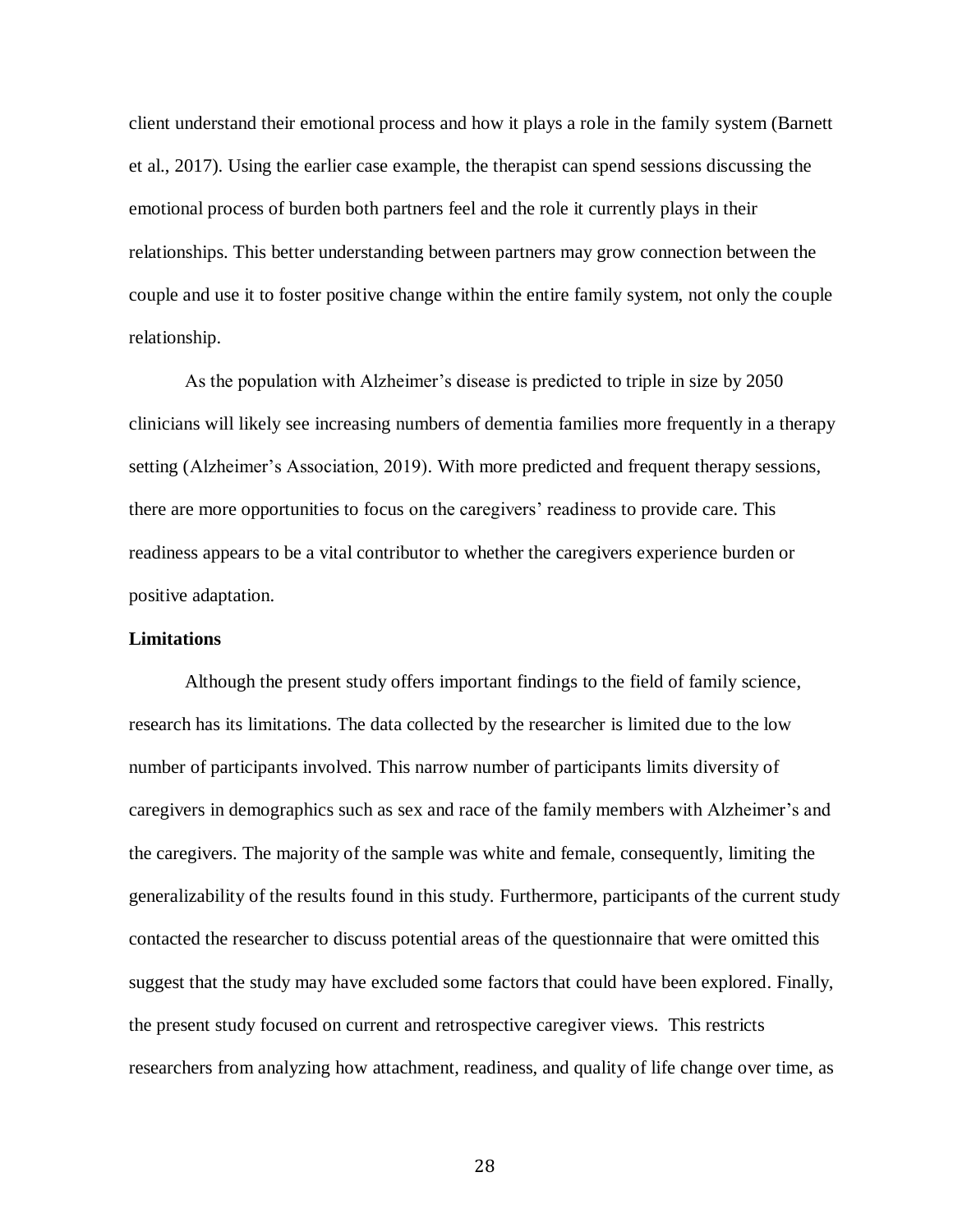client understand their emotional process and how it plays a role in the family system (Barnett et al., 2017). Using the earlier case example, the therapist can spend sessions discussing the emotional process of burden both partners feel and the role it currently plays in their relationships. This better understanding between partners may grow connection between the couple and use it to foster positive change within the entire family system, not only the couple relationship.

As the population with Alzheimer's disease is predicted to triple in size by 2050 clinicians will likely see increasing numbers of dementia families more frequently in a therapy setting (Alzheimer's Association, 2019). With more predicted and frequent therapy sessions, there are more opportunities to focus on the caregivers' readiness to provide care. This readiness appears to be a vital contributor to whether the caregivers experience burden or positive adaptation.

**Limitations**

Although the present study offers important findings to the field of family science, research has its limitations. The data collected by the researcher is limited due to the low number of participants involved. This narrow number of participants limits diversity of caregivers in demographics such as sex and race of the family members with Alzheimer's and the caregivers. The majority of the sample was white and female, consequently, limiting the generalizability of the results found in this study. Furthermore, participants of the current study contacted the researcher to discuss potential areas of the questionnaire that were omitted this suggest that the study may have excluded some factors that could have been explored. Finally, the present study focused on current and retrospective caregiver views. This restricts researchers from analyzing how attachment, readiness, and quality of life change over time, as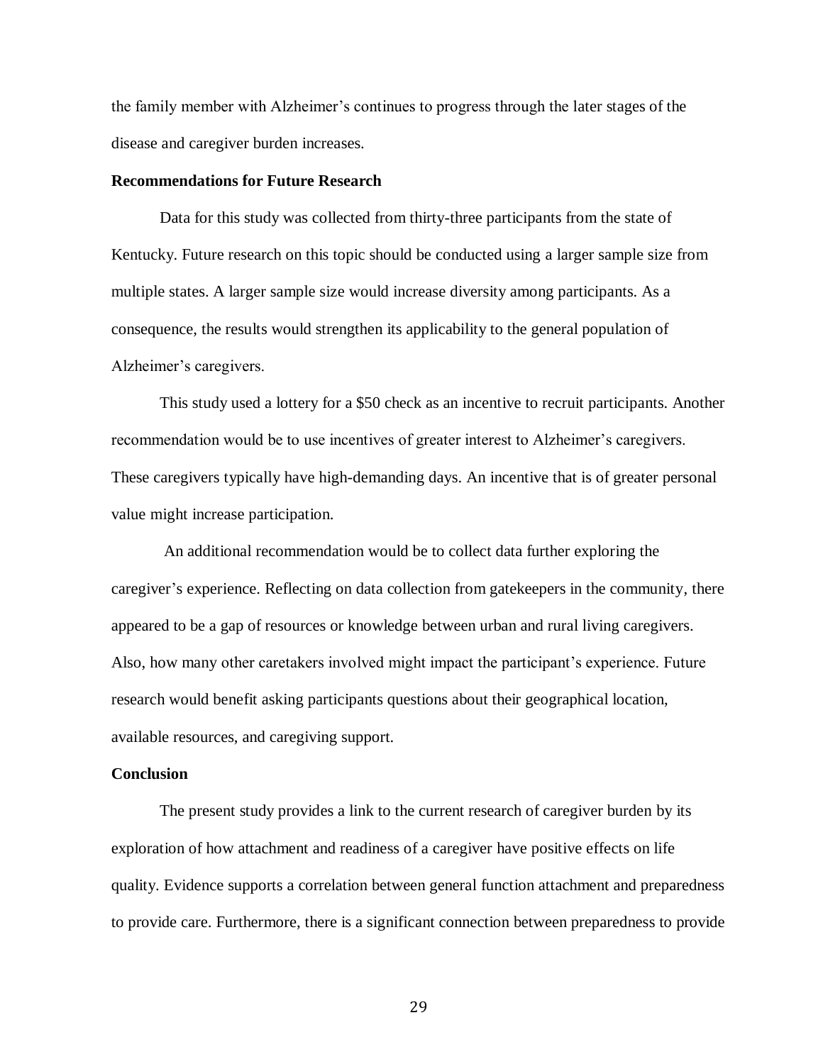the family member with Alzheimer's continues to progress through the later stages of the disease and caregiver burden increases.

**Recommendations for Future Research**

Data for this study was collected from thirty-three participants from the state of Kentucky. Future research on this topic should be conducted using a larger sample size from multiple states. A larger sample size would increase diversity among participants. As a consequence, the results would strengthen its applicability to the general population of Alzheimer's caregivers.

This study used a lottery for a $50 check as an incentive to recruit participants. Another recommendation would be to use incentives of greater interest to Alzheimer's caregivers. These caregivers typically have high-demanding days. An incentive that is of greater personal value might increase participation.

An additional recommendation would be to collect data further exploring the caregiver's experience. Reflecting on data collection from gatekeepers in the community, there appeared to be a gap of resources or knowledge between urban and rural living caregivers. Also, how many other caretakers involved might impact the participant's experience. Future research would benefit asking participants questions about their geographical location, available resources, and caregiving support.

**Conclusion**

The present study provides a link to the current research of caregiver burden by its exploration of how attachment and readiness of a caregiver have positive effects on life quality. Evidence supports a correlation between general function attachment and preparedness to provide care. Furthermore, there is a significant connection between preparedness to provide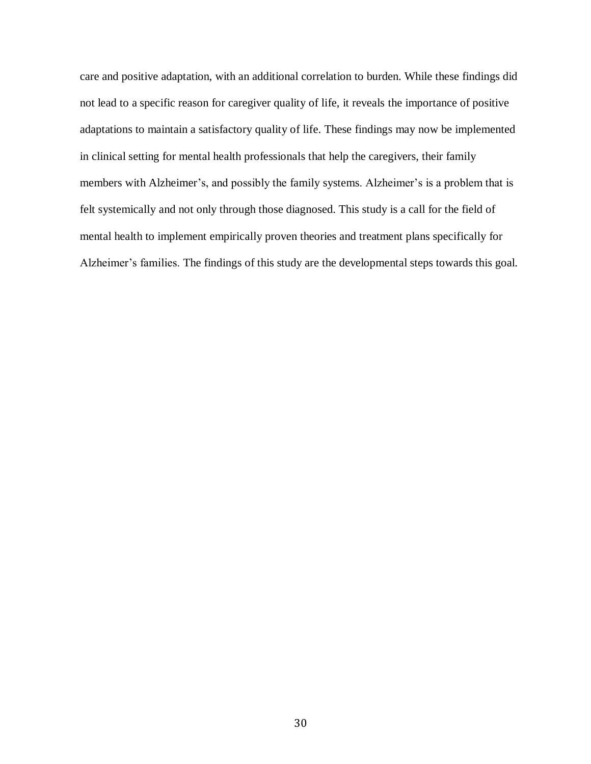care and positive adaptation, with an additional correlation to burden. While these findings did not lead to a specific reason for caregiver quality of life, it reveals the importance of positive adaptations to maintain a satisfactory quality of life. These findings may now be implemented in clinical setting for mental health professionals that help the caregivers, their family members with Alzheimer's, and possibly the family systems. Alzheimer's is a problem that is felt systemically and not only through those diagnosed. This study is a call for the field of mental health to implement empirically proven theories and treatment plans specifically for Alzheimer's families. The findings of this study are the developmental steps towards this goal.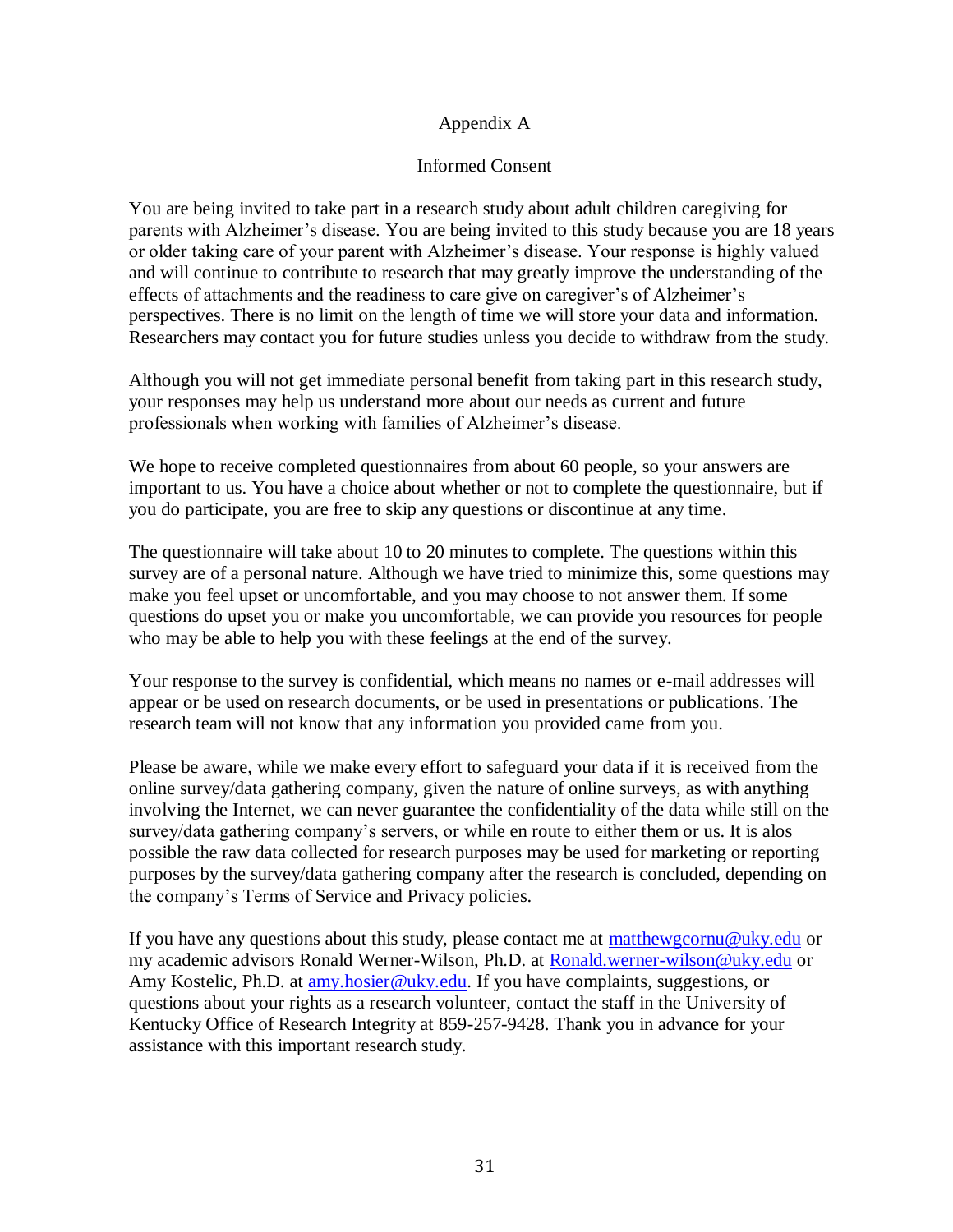# Appendix A

## Informed Consent

You are being invited to take part in a research study about adult children caregiving for parents with Alzheimer's disease. You are being invited to this study because you are 18 years or older taking care of your parent with Alzheimer's disease. Your response is highly valued and will continue to contribute to research that may greatly improve the understanding of the effects of attachments and the readiness to care give on caregiver's of Alzheimer's perspectives. There is no limit on the length of time we will store your data and information. Researchers may contact you for future studies unless you decide to withdraw from the study.

Although you will not get immediate personal benefit from taking part in this research study, your responses may help us understand more about our needs as current and future professionals when working with families of Alzheimer's disease.

We hope to receive completed questionnaires from about 60 people, so your answers are important to us. You have a choice about whether or not to complete the questionnaire, but if you do participate, you are free to skip any questions or discontinue at any time.

The questionnaire will take about 10 to 20 minutes to complete. The questions within this survey are of a personal nature. Although we have tried to minimize this, some questions may make you feel upset or uncomfortable, and you may choose to not answer them. If some questions do upset you or make you uncomfortable, we can provide you resources for people who may be able to help you with these feelings at the end of the survey.

Your response to the survey is confidential, which means no names or e-mail addresses will appear or be used on research documents, or be used in presentations or publications. The research team will not know that any information you provided came from you.

Please be aware, while we make every effort to safeguard your data if it is received from the online survey/data gathering company, given the nature of online surveys, as with anything involving the Internet, we can never guarantee the confidentiality of the data while still on the survey/data gathering company's servers, or while en route to either them or us. It is alos possible the raw data collected for research purposes may be used for marketing or reporting purposes by the survey/data gathering company after the research is concluded, depending on the company's Terms of Service and Privacy policies.

If you have any questions about this study, please contact me at matthewgcornu@uky.edu or my academic advisors Ronald Werner-Wilson, Ph.D. at Ronald.werner-wilson@uky.edu or Amy Kostelic, Ph.D. at amy.hosier@uky.edu. If you have complaints, suggestions, or questions about your rights as a research volunteer, contact the staff in the University of Kentucky Office of Research Integrity at 859-257-9428. Thank you in advance for your assistance with this important research study.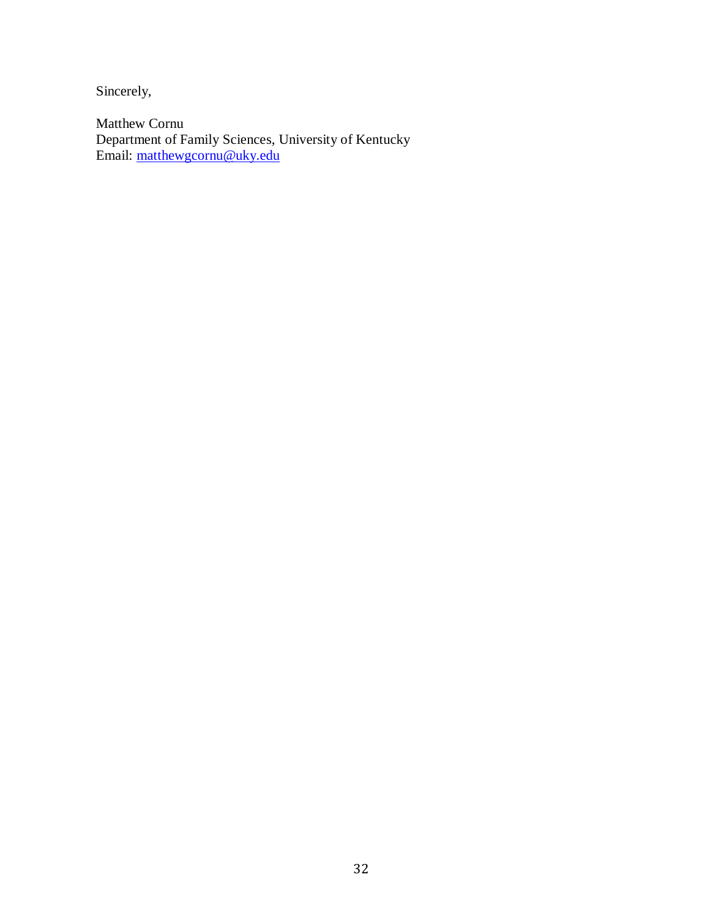Sincerely,

Matthew Cornu
Department of Family Sciences, University of Kentucky
Email: [matthewgcornu@uky.edu](mailto:matthewgcornu@uky.edu)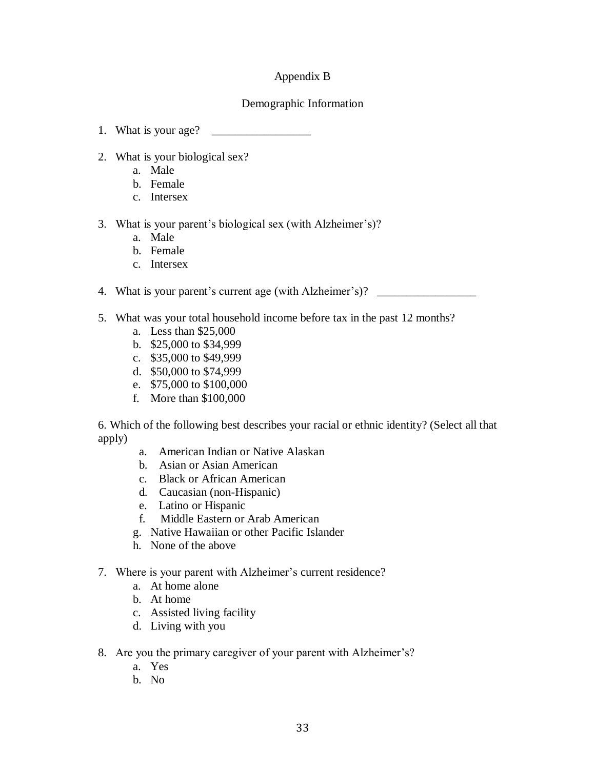# Appendix B

## Demographic Information

1. What is your age? _________________

2. What is your biological sex?
   a. Male
   b. Female
   c. Intersex

3. What is your parent's biological sex (with Alzheimer's)?
   a. Male
   b. Female
   c. Intersex

4. What is your parent's current age (with Alzheimer's)? _________________

5. What was your total household income before tax in the past 12 months?
   a. Less than $25,000
   b. $25,000 to $34,999
   c. $35,000 to $49,999
   d. $50,000 to $74,999
   e. $75,000 to $100,000
   f. More than $100,000

6. Which of the following best describes your racial or ethnic identity? (Select all that apply)
   a. American Indian or Native Alaskan
   b. Asian or Asian American
   c. Black or African American
   d. Caucasian (non-Hispanic)
   e. Latino or Hispanic
   f. Middle Eastern or Arab American
   g. Native Hawaiian or other Pacific Islander
   h. None of the above

7. Where is your parent with Alzheimer's current residence?
   a. At home alone
   b. At home
   c. Assisted living facility
   d. Living with you

8. Are you the primary caregiver of your parent with Alzheimer's?
   a. Yes
   b. No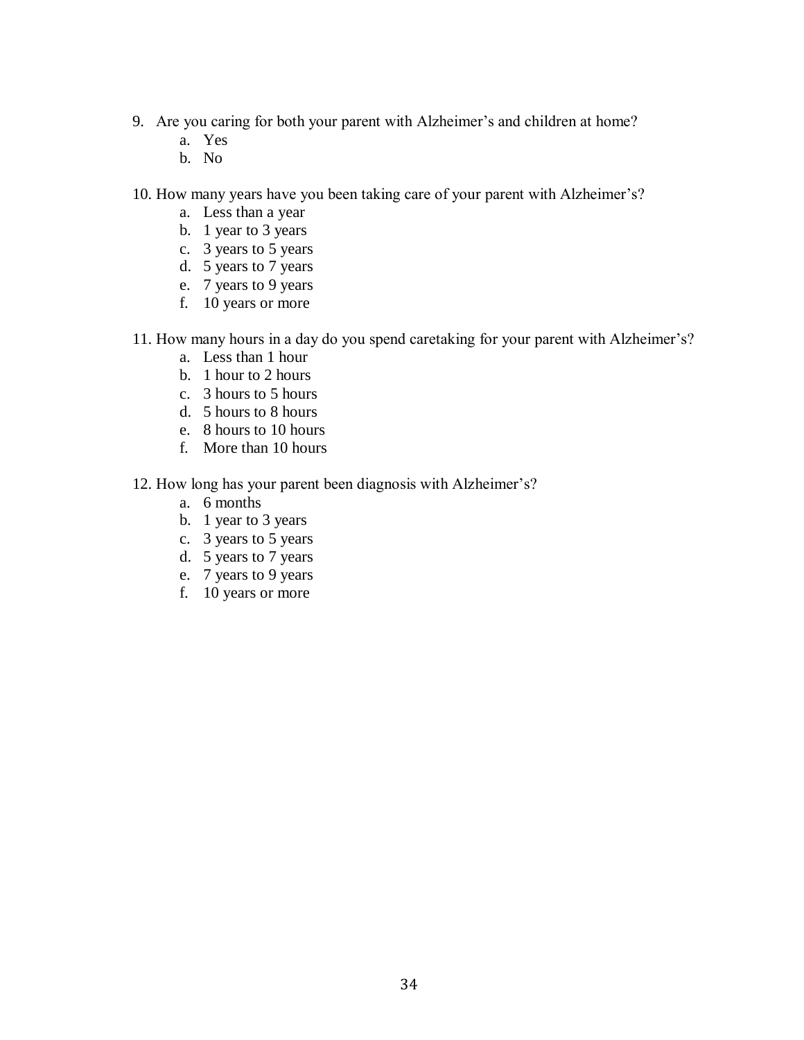9. Are you caring for both your parent with Alzheimer's and children at home?
   a. Yes
   b. No

10. How many years have you been taking care of your parent with Alzheimer's?
    a. Less than a year
    b. 1 year to 3 years
    c. 3 years to 5 years
    d. 5 years to 7 years
    e. 7 years to 9 years
    f. 10 years or more

11. How many hours in a day do you spend caretaking for your parent with Alzheimer's?
    a. Less than 1 hour
    b. 1 hour to 2 hours
    c. 3 hours to 5 hours
    d. 5 hours to 8 hours
    e. 8 hours to 10 hours
    f. More than 10 hours

12. How long has your parent been diagnosis with Alzheimer's?
    a. 6 months
    b. 1 year to 3 years
    c. 3 years to 5 years
    d. 5 years to 7 years
    e. 7 years to 9 years
    f. 10 years or more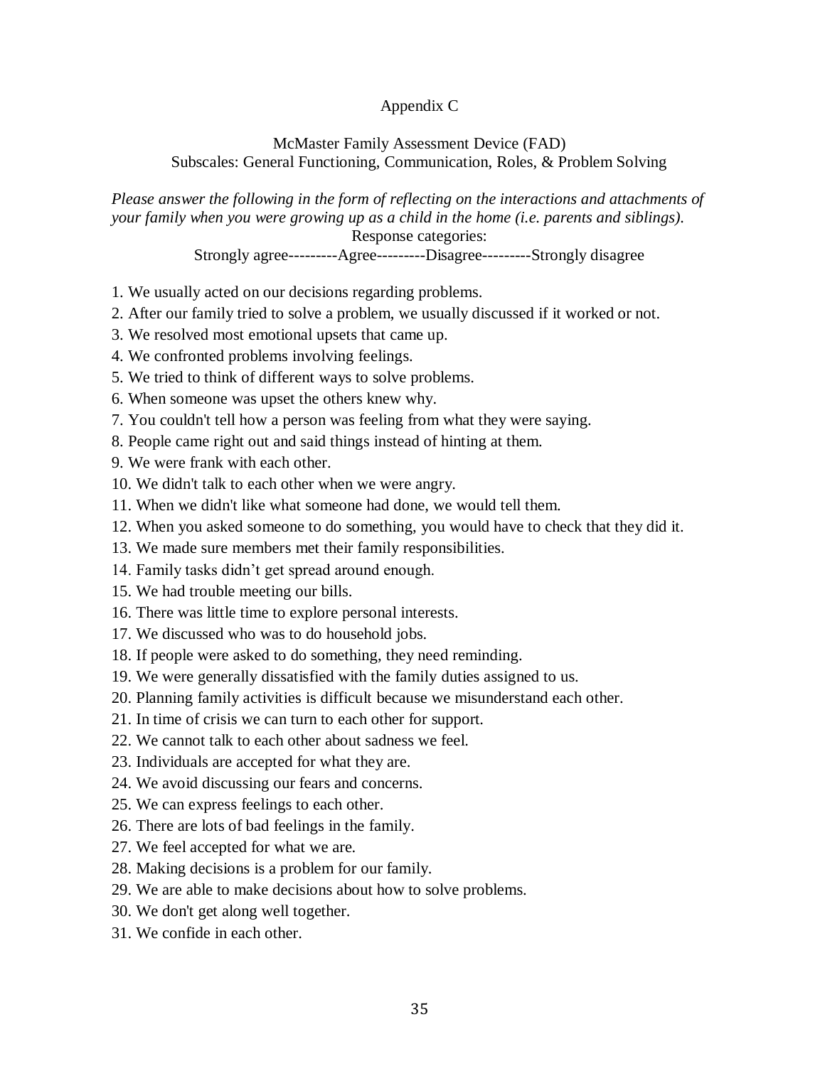## Appendix C

### McMaster Family Assessment Device (FAD)
### Subscales: General Functioning, Communication, Roles, & Problem Solving

*Please answer the following in the form of reflecting on the interactions and attachments of your family when you were growing up as a child in the home (i.e. parents and siblings).*

Response categories:

Strongly agree---------Agree---------Disagree---------Strongly disagree

1. We usually acted on our decisions regarding problems.
2. After our family tried to solve a problem, we usually discussed if it worked or not.
3. We resolved most emotional upsets that came up.
4. We confronted problems involving feelings.
5. We tried to think of different ways to solve problems.
6. When someone was upset the others knew why.
7. You couldn't tell how a person was feeling from what they were saying.
8. People came right out and said things instead of hinting at them.
9. We were frank with each other.
10. We didn't talk to each other when we were angry.
11. When we didn't like what someone had done, we would tell them.
12. When you asked someone to do something, you would have to check that they did it.
13. We made sure members met their family responsibilities.
14. Family tasks didn't get spread around enough.
15. We had trouble meeting our bills.
16. There was little time to explore personal interests.
17. We discussed who was to do household jobs.
18. If people were asked to do something, they need reminding.
19. We were generally dissatisfied with the family duties assigned to us.
20. Planning family activities is difficult because we misunderstand each other.
21. In time of crisis we can turn to each other for support.
22. We cannot talk to each other about sadness we feel.
23. Individuals are accepted for what they are.
24. We avoid discussing our fears and concerns.
25. We can express feelings to each other.
26. There are lots of bad feelings in the family.
27. We feel accepted for what we are.
28. Making decisions is a problem for our family.
29. We are able to make decisions about how to solve problems.
30. We don't get along well together.
31. We confide in each other.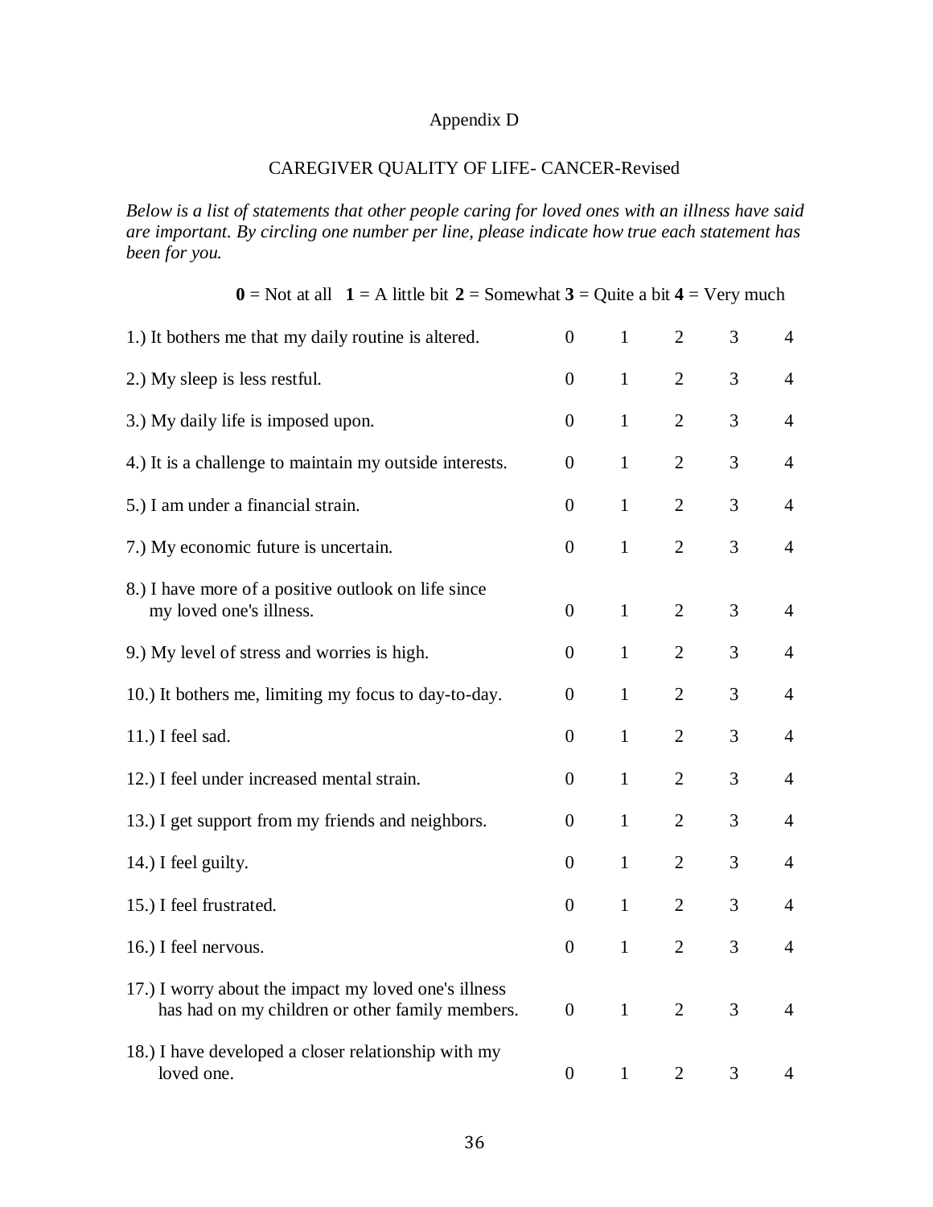Appendix D

CAREGIVER QUALITY OF LIFE- CANCER-Revised

*Below is a list of statements that other people caring for loved ones with an illness have said are important. By circling one number per line, please indicate how true each statement has been for you.*

**0** = Not at all **1** = A little bit **2** = Somewhat **3** = Quite a bit **4** = Very much

| | | | | | |
|---|---|---|---|---|---|
| 1.) It bothers me that my daily routine is altered. | 0 | 1 | 2 | 3 | 4 |
| 2.) My sleep is less restful. | 0 | 1 | 2 | 3 | 4 |
| 3.) My daily life is imposed upon. | 0 | 1 | 2 | 3 | 4 |
| 4.) It is a challenge to maintain my outside interests. | 0 | 1 | 2 | 3 | 4 |
| 5.) I am under a financial strain. | 0 | 1 | 2 | 3 | 4 |
| 7.) My economic future is uncertain. | 0 | 1 | 2 | 3 | 4 |
| 8.) I have more of a positive outlook on life since my loved one's illness. | 0 | 1 | 2 | 3 | 4 |
| 9.) My level of stress and worries is high. | 0 | 1 | 2 | 3 | 4 |
| 10.) It bothers me, limiting my focus to day-to-day. | 0 | 1 | 2 | 3 | 4 |
| 11.) I feel sad. | 0 | 1 | 2 | 3 | 4 |
| 12.) I feel under increased mental strain. | 0 | 1 | 2 | 3 | 4 |
| 13.) I get support from my friends and neighbors. | 0 | 1 | 2 | 3 | 4 |
| 14.) I feel guilty. | 0 | 1 | 2 | 3 | 4 |
| 15.) I feel frustrated. | 0 | 1 | 2 | 3 | 4 |
| 16.) I feel nervous. | 0 | 1 | 2 | 3 | 4 |
| 17.) I worry about the impact my loved one's illness has had on my children or other family members. | 0 | 1 | 2 | 3 | 4 |
| 18.) I have developed a closer relationship with my loved one. | 0 | 1 | 2 | 3 | 4 |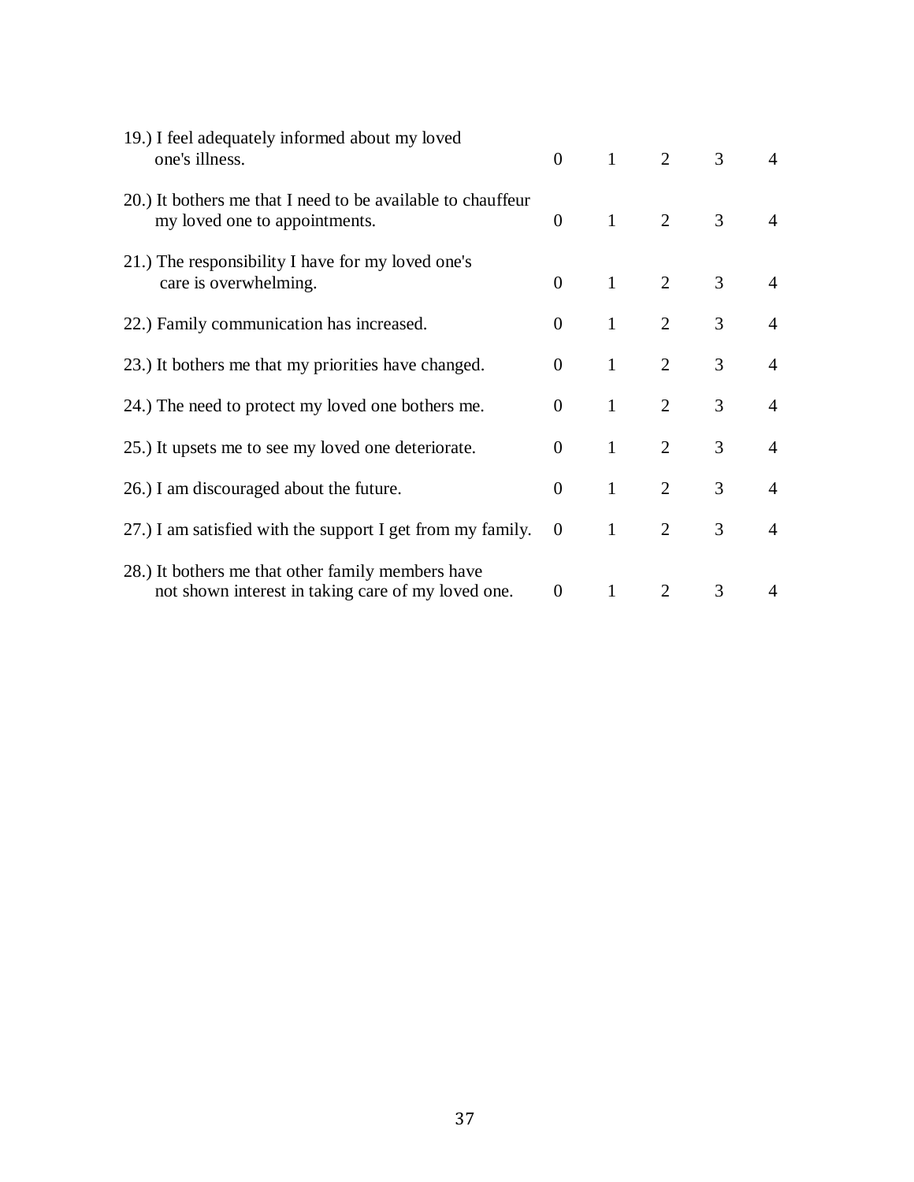| | | | | | |
|---|---|---|---|---|---|
| 19.) I feel adequately informed about my loved one's illness. | 0 | 1 | 2 | 3 | 4 |
| 20.) It bothers me that I need to be available to chauffeur my loved one to appointments. | 0 | 1 | 2 | 3 | 4 |
| 21.) The responsibility I have for my loved one's care is overwhelming. | 0 | 1 | 2 | 3 | 4 |
| 22.) Family communication has increased. | 0 | 1 | 2 | 3 | 4 |
| 23.) It bothers me that my priorities have changed. | 0 | 1 | 2 | 3 | 4 |
| 24.) The need to protect my loved one bothers me. | 0 | 1 | 2 | 3 | 4 |
| 25.) It upsets me to see my loved one deteriorate. | 0 | 1 | 2 | 3 | 4 |
| 26.) I am discouraged about the future. | 0 | 1 | 2 | 3 | 4 |
| 27.) I am satisfied with the support I get from my family. | 0 | 1 | 2 | 3 | 4 |
| 28.) It bothers me that other family members have not shown interest in taking care of my loved one. | 0 | 1 | 2 | 3 | 4 |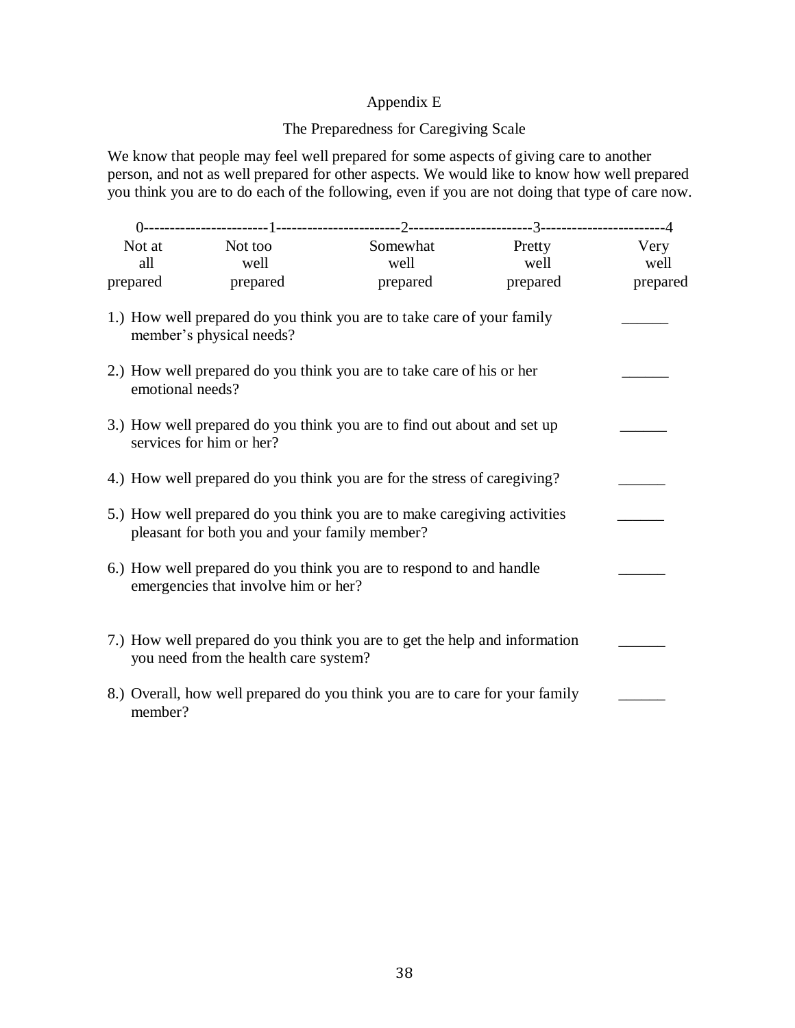# Appendix E

## The Preparedness for Caregiving Scale

We know that people may feel well prepared for some aspects of giving care to another person, and not as well prepared for other aspects. We would like to know how well prepared you think you are to do each of the following, even if you are not doing that type of care now.

| 0 | 1 | 2 | 3 | 4 |
|---|---|---|---|---|
| Not at all prepared | Not too well prepared | Somewhat well prepared | Pretty well prepared | Very well prepared |

1.) How well prepared do you think you are to take care of your family member's physical needs? ______

2.) How well prepared do you think you are to take care of his or her emotional needs? ______

3.) How well prepared do you think you are to find out about and set up services for him or her? ______

4.) How well prepared do you think you are for the stress of caregiving? ______

5.) How well prepared do you think you are to make caregiving activities pleasant for both you and your family member? ______

6.) How well prepared do you think you are to respond to and handle emergencies that involve him or her? ______

7.) How well prepared do you think you are to get the help and information you need from the health care system? ______

8.) Overall, how well prepared do you think you are to care for your family member? ______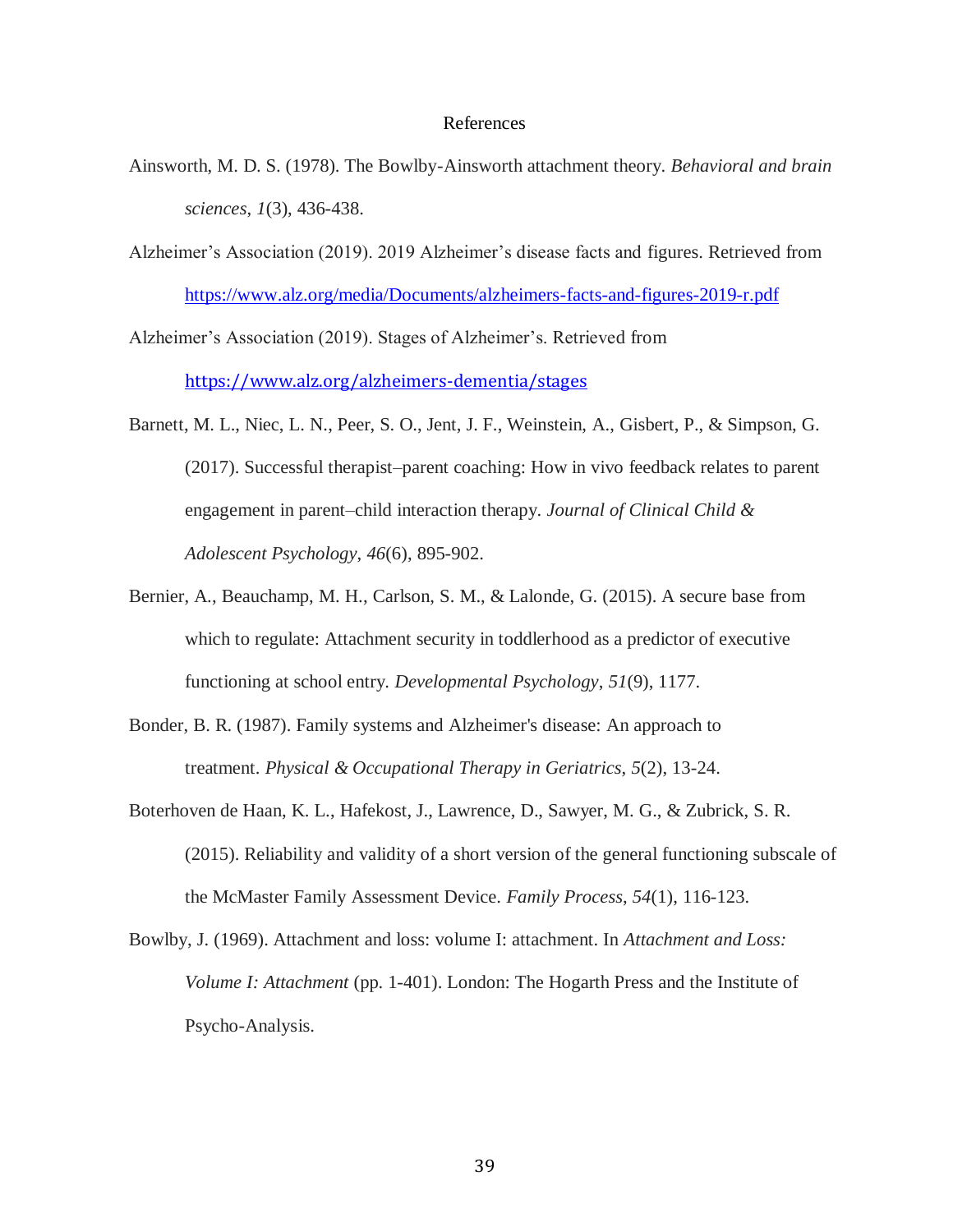# References

Ainsworth, M. D. S. (1978). The Bowlby-Ainsworth attachment theory. *Behavioral and brain sciences*, *1*(3), 436-438.

Alzheimer's Association (2019). 2019 Alzheimer's disease facts and figures. Retrieved from https://www.alz.org/media/Documents/alzheimers-facts-and-figures-2019-r.pdf

Alzheimer's Association (2019). Stages of Alzheimer's. Retrieved from https://www.alz.org/alzheimers-dementia/stages

Barnett, M. L., Niec, L. N., Peer, S. O., Jent, J. F., Weinstein, A., Gisbert, P., & Simpson, G. (2017). Successful therapist–parent coaching: How in vivo feedback relates to parent engagement in parent–child interaction therapy. *Journal of Clinical Child & Adolescent Psychology*, *46*(6), 895-902.

Bernier, A., Beauchamp, M. H., Carlson, S. M., & Lalonde, G. (2015). A secure base from which to regulate: Attachment security in toddlerhood as a predictor of executive functioning at school entry. *Developmental Psychology*, *51*(9), 1177.

Bonder, B. R. (1987). Family systems and Alzheimer's disease: An approach to treatment. *Physical & Occupational Therapy in Geriatrics*, *5*(2), 13-24.

Boterhoven de Haan, K. L., Hafekost, J., Lawrence, D., Sawyer, M. G., & Zubrick, S. R. (2015). Reliability and validity of a short version of the general functioning subscale of the McMaster Family Assessment Device. *Family Process*, *54*(1), 116-123.

Bowlby, J. (1969). Attachment and loss: volume I: attachment. In *Attachment and Loss: Volume I: Attachment* (pp. 1-401). London: The Hogarth Press and the Institute of Psycho-Analysis.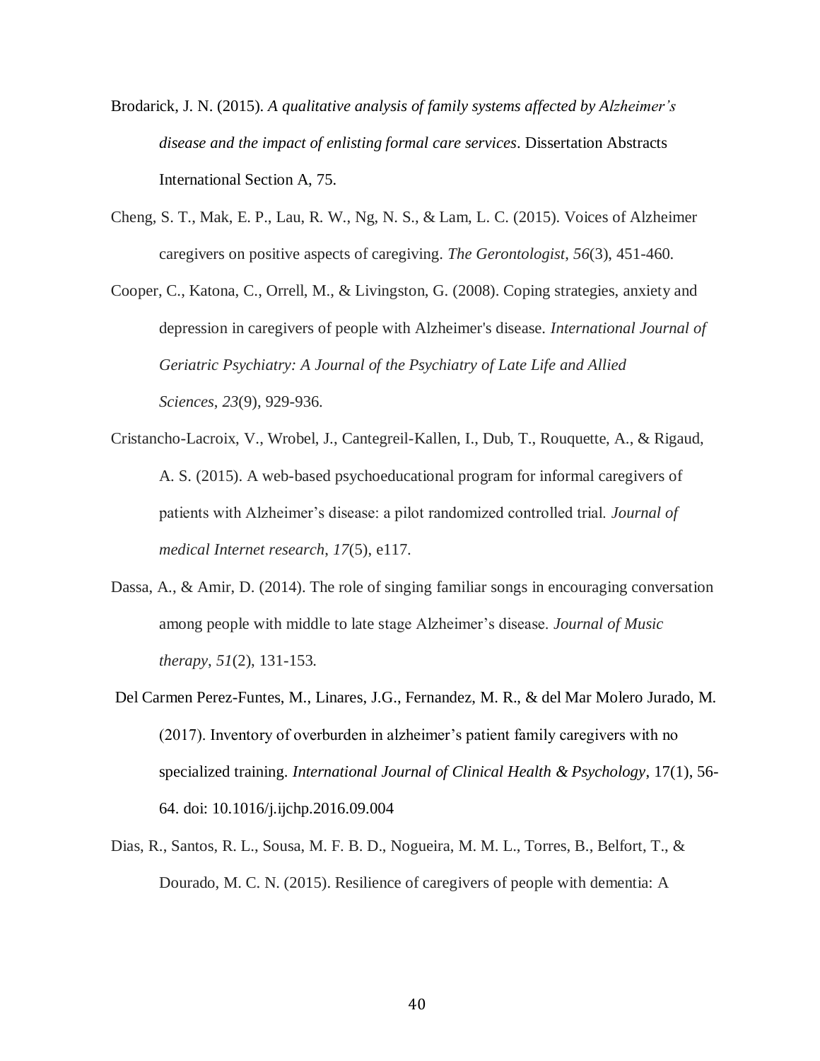Brodarick, J. N. (2015). *A qualitative analysis of family systems affected by Alzheimer's disease and the impact of enlisting formal care services*. Dissertation Abstracts International Section A, 75.

Cheng, S. T., Mak, E. P., Lau, R. W., Ng, N. S., & Lam, L. C. (2015). Voices of Alzheimer caregivers on positive aspects of caregiving. *The Gerontologist*, *56*(3), 451-460.

Cooper, C., Katona, C., Orrell, M., & Livingston, G. (2008). Coping strategies, anxiety and depression in caregivers of people with Alzheimer's disease. *International Journal of Geriatric Psychiatry: A Journal of the Psychiatry of Late Life and Allied Sciences*, *23*(9), 929-936.

Cristancho-Lacroix, V., Wrobel, J., Cantegreil-Kallen, I., Dub, T., Rouquette, A., & Rigaud, A. S. (2015). A web-based psychoeducational program for informal caregivers of patients with Alzheimer's disease: a pilot randomized controlled trial. *Journal of medical Internet research*, *17*(5), e117.

Dassa, A., & Amir, D. (2014). The role of singing familiar songs in encouraging conversation among people with middle to late stage Alzheimer's disease. *Journal of Music therapy*, *51*(2), 131-153.

Del Carmen Perez-Funtes, M., Linares, J.G., Fernandez, M. R., & del Mar Molero Jurado, M. (2017). Inventory of overburden in alzheimer's patient family caregivers with no specialized training. *International Journal of Clinical Health & Psychology*, 17(1), 56-64. doi: 10.1016/j.ijchp.2016.09.004

Dias, R., Santos, R. L., Sousa, M. F. B. D., Nogueira, M. M. L., Torres, B., Belfort, T., & Dourado, M. C. N. (2015). Resilience of caregivers of people with dementia: A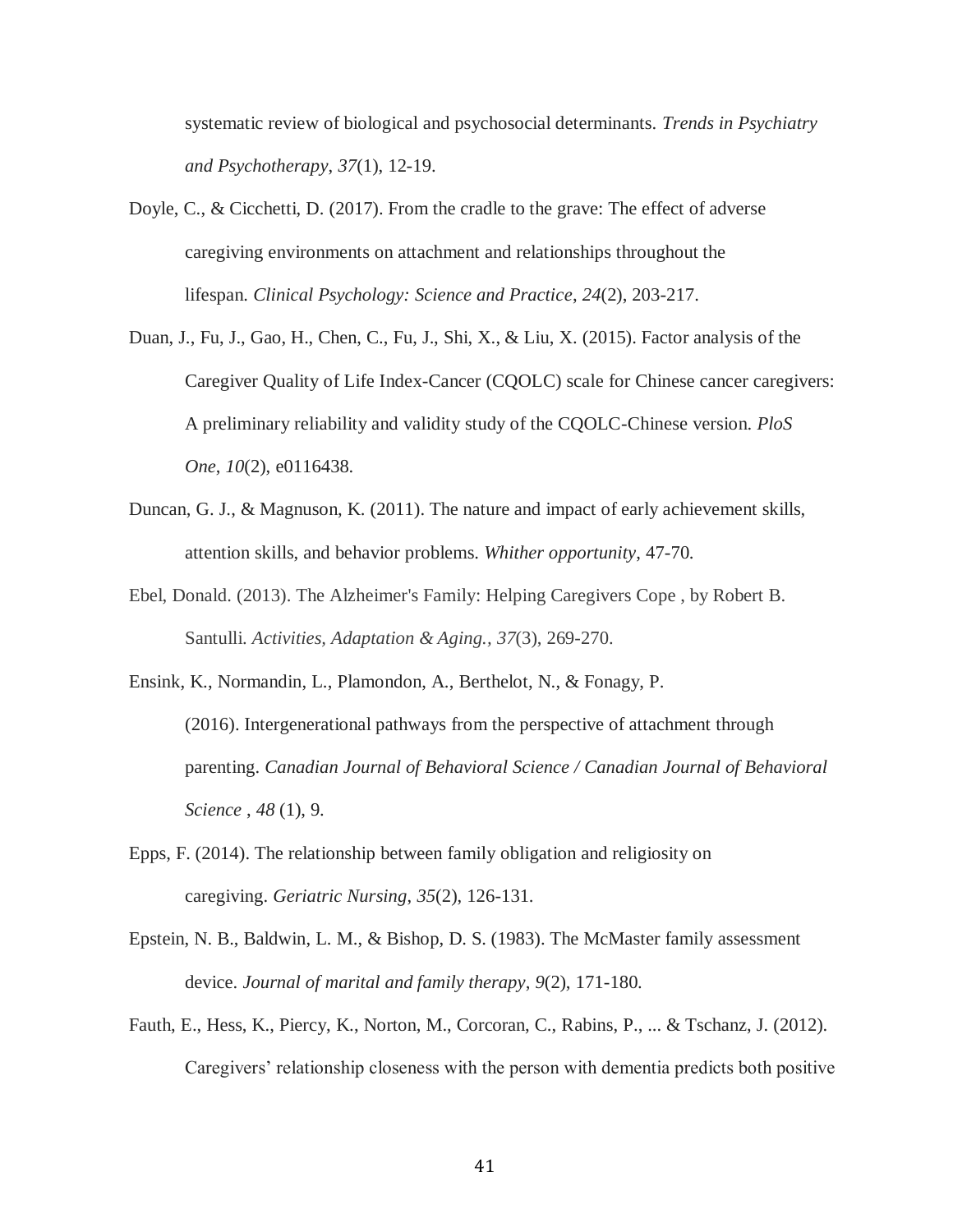systematic review of biological and psychosocial determinants. *Trends in Psychiatry and Psychotherapy*, *37*(1), 12-19.

Doyle, C., & Cicchetti, D. (2017). From the cradle to the grave: The effect of adverse caregiving environments on attachment and relationships throughout the lifespan. *Clinical Psychology: Science and Practice*, *24*(2), 203-217.

Duan, J., Fu, J., Gao, H., Chen, C., Fu, J., Shi, X., & Liu, X. (2015). Factor analysis of the Caregiver Quality of Life Index-Cancer (CQOLC) scale for Chinese cancer caregivers: A preliminary reliability and validity study of the CQOLC-Chinese version. *PloS One*, *10*(2), e0116438.

Duncan, G. J., & Magnuson, K. (2011). The nature and impact of early achievement skills, attention skills, and behavior problems. *Whither opportunity*, 47-70.

Ebel, Donald. (2013). The Alzheimer's Family: Helping Caregivers Cope , by Robert B. Santulli. *Activities, Adaptation & Aging.*, *37*(3), 269-270.

Ensink, K., Normandin, L., Plamondon, A., Berthelot, N., & Fonagy, P. (2016). Intergenerational pathways from the perspective of attachment through parenting. *Canadian Journal of Behavioral Science / Canadian Journal of Behavioral Science* , *48* (1), 9.

Epps, F. (2014). The relationship between family obligation and religiosity on caregiving. *Geriatric Nursing*, *35*(2), 126-131.

Epstein, N. B., Baldwin, L. M., & Bishop, D. S. (1983). The McMaster family assessment device. *Journal of marital and family therapy*, *9*(2), 171-180.

Fauth, E., Hess, K., Piercy, K., Norton, M., Corcoran, C., Rabins, P., ... & Tschanz, J. (2012). Caregivers' relationship closeness with the person with dementia predicts both positive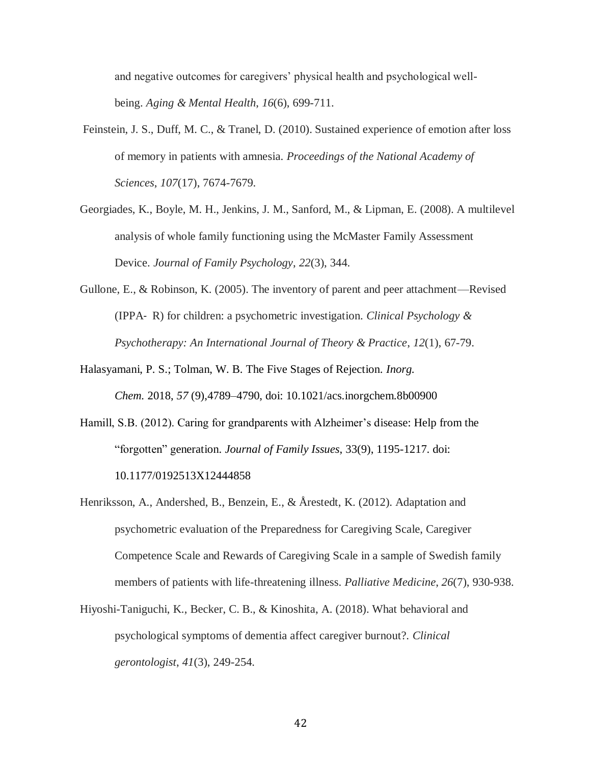and negative outcomes for caregivers' physical health and psychological well-being. *Aging & Mental Health*, *16*(6), 699-711.

Feinstein, J. S., Duff, M. C., & Tranel, D. (2010). Sustained experience of emotion after loss of memory in patients with amnesia. *Proceedings of the National Academy of Sciences*, *107*(17), 7674-7679.

Georgiades, K., Boyle, M. H., Jenkins, J. M., Sanford, M., & Lipman, E. (2008). A multilevel analysis of whole family functioning using the McMaster Family Assessment Device. *Journal of Family Psychology*, *22*(3), 344.

Gullone, E., & Robinson, K. (2005). The inventory of parent and peer attachment—Revised (IPPA- R) for children: a psychometric investigation. *Clinical Psychology & Psychotherapy: An International Journal of Theory & Practice*, *12*(1), 67-79.

Halasyamani, P. S.; Tolman, W. B. The Five Stages of Rejection. *Inorg. Chem.* 2018, *57* (9),4789–4790, doi: 10.1021/acs.inorgchem.8b00900

Hamill, S.B. (2012). Caring for grandparents with Alzheimer's disease: Help from the "forgotten" generation. *Journal of Family Issues*, 33(9), 1195-1217. doi: 10.1177/0192513X12444858

Henriksson, A., Andershed, B., Benzein, E., & Årestedt, K. (2012). Adaptation and psychometric evaluation of the Preparedness for Caregiving Scale, Caregiver Competence Scale and Rewards of Caregiving Scale in a sample of Swedish family members of patients with life-threatening illness. *Palliative Medicine*, *26*(7), 930-938.

Hiyoshi-Taniguchi, K., Becker, C. B., & Kinoshita, A. (2018). What behavioral and psychological symptoms of dementia affect caregiver burnout?. *Clinical gerontologist*, *41*(3), 249-254.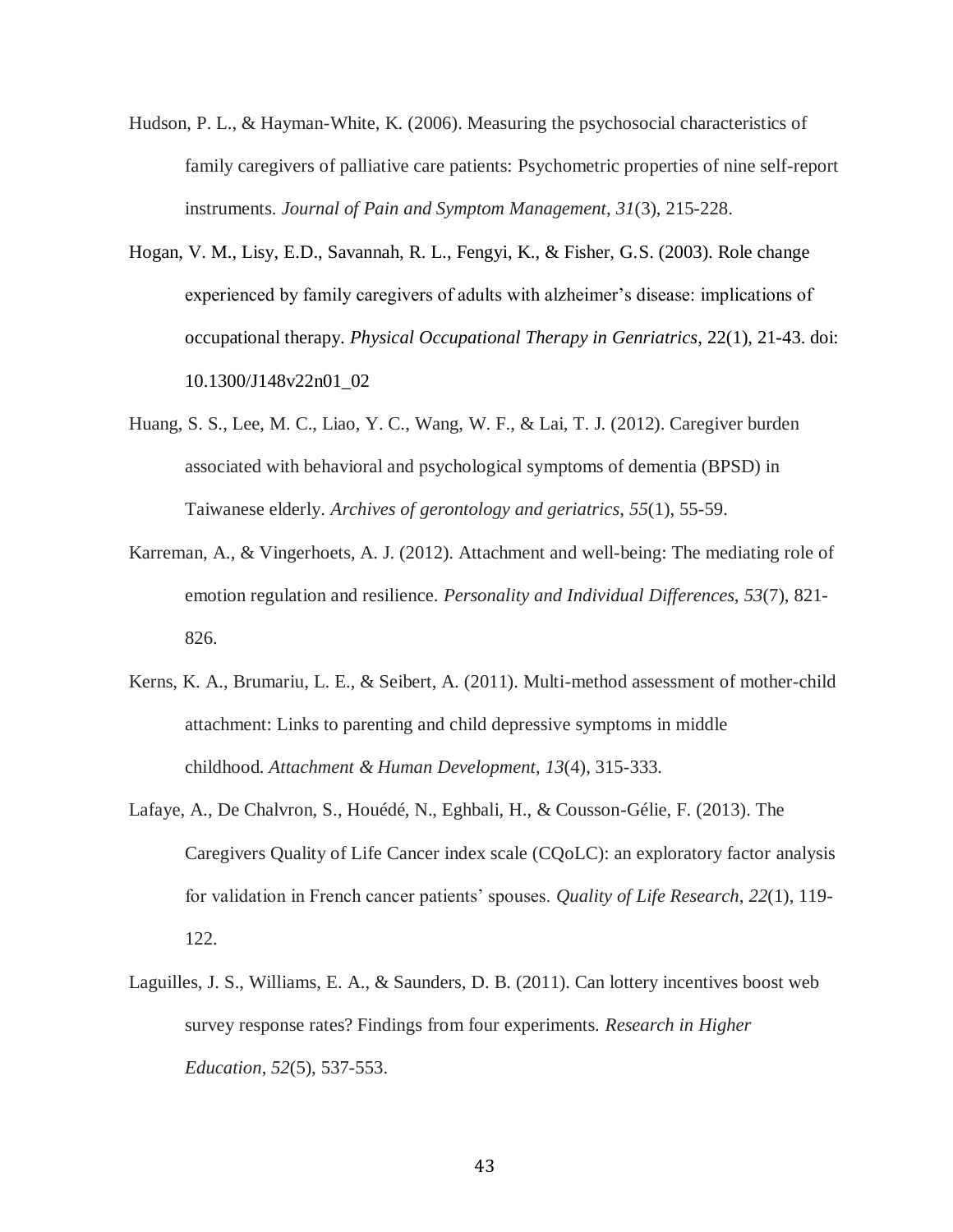Hudson, P. L., & Hayman-White, K. (2006). Measuring the psychosocial characteristics of family caregivers of palliative care patients: Psychometric properties of nine self-report instruments. *Journal of Pain and Symptom Management*, *31*(3), 215-228.

Hogan, V. M., Lisy, E.D., Savannah, R. L., Fengyi, K., & Fisher, G.S. (2003). Role change experienced by family caregivers of adults with alzheimer's disease: implications of occupational therapy. *Physical Occupational Therapy in Genriatrics*, 22(1), 21-43. doi: 10.1300/J148v22n01_02

Huang, S. S., Lee, M. C., Liao, Y. C., Wang, W. F., & Lai, T. J. (2012). Caregiver burden associated with behavioral and psychological symptoms of dementia (BPSD) in Taiwanese elderly. *Archives of gerontology and geriatrics*, *55*(1), 55-59.

Karreman, A., & Vingerhoets, A. J. (2012). Attachment and well-being: The mediating role of emotion regulation and resilience. *Personality and Individual Differences*, *53*(7), 821-826.

Kerns, K. A., Brumariu, L. E., & Seibert, A. (2011). Multi-method assessment of mother-child attachment: Links to parenting and child depressive symptoms in middle childhood. *Attachment & Human Development*, *13*(4), 315-333.

Lafaye, A., De Chalvron, S., Houédé, N., Eghbali, H., & Cousson-Gélie, F. (2013). The Caregivers Quality of Life Cancer index scale (CQoLC): an exploratory factor analysis for validation in French cancer patients' spouses. *Quality of Life Research*, *22*(1), 119-122.

Laguilles, J. S., Williams, E. A., & Saunders, D. B. (2011). Can lottery incentives boost web survey response rates? Findings from four experiments. *Research in Higher Education*, *52*(5), 537-553.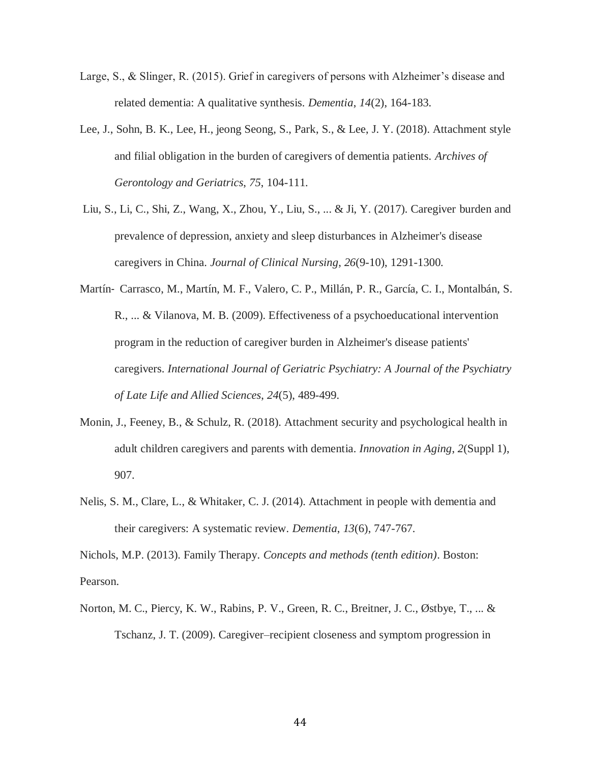Large, S., & Slinger, R. (2015). Grief in caregivers of persons with Alzheimer's disease and related dementia: A qualitative synthesis. *Dementia*, *14*(2), 164-183.

Lee, J., Sohn, B. K., Lee, H., jeong Seong, S., Park, S., & Lee, J. Y. (2018). Attachment style and filial obligation in the burden of caregivers of dementia patients. *Archives of Gerontology and Geriatrics*, *75*, 104-111.

Liu, S., Li, C., Shi, Z., Wang, X., Zhou, Y., Liu, S., ... & Ji, Y. (2017). Caregiver burden and prevalence of depression, anxiety and sleep disturbances in Alzheimer's disease caregivers in China. *Journal of Clinical Nursing*, *26*(9-10), 1291-1300.

Martín- Carrasco, M., Martín, M. F., Valero, C. P., Millán, P. R., García, C. I., Montalbán, S. R., ... & Vilanova, M. B. (2009). Effectiveness of a psychoeducational intervention program in the reduction of caregiver burden in Alzheimer's disease patients' caregivers. *International Journal of Geriatric Psychiatry: A Journal of the Psychiatry of Late Life and Allied Sciences*, *24*(5), 489-499.

Monin, J., Feeney, B., & Schulz, R. (2018). Attachment security and psychological health in adult children caregivers and parents with dementia. *Innovation in Aging*, *2*(Suppl 1), 907.

Nelis, S. M., Clare, L., & Whitaker, C. J. (2014). Attachment in people with dementia and their caregivers: A systematic review. *Dementia*, *13*(6), 747-767.

Nichols, M.P. (2013). Family Therapy. *Concepts and methods (tenth edition)*. Boston: Pearson.

Norton, M. C., Piercy, K. W., Rabins, P. V., Green, R. C., Breitner, J. C., Østbye, T., ... & Tschanz, J. T. (2009). Caregiver–recipient closeness and symptom progression in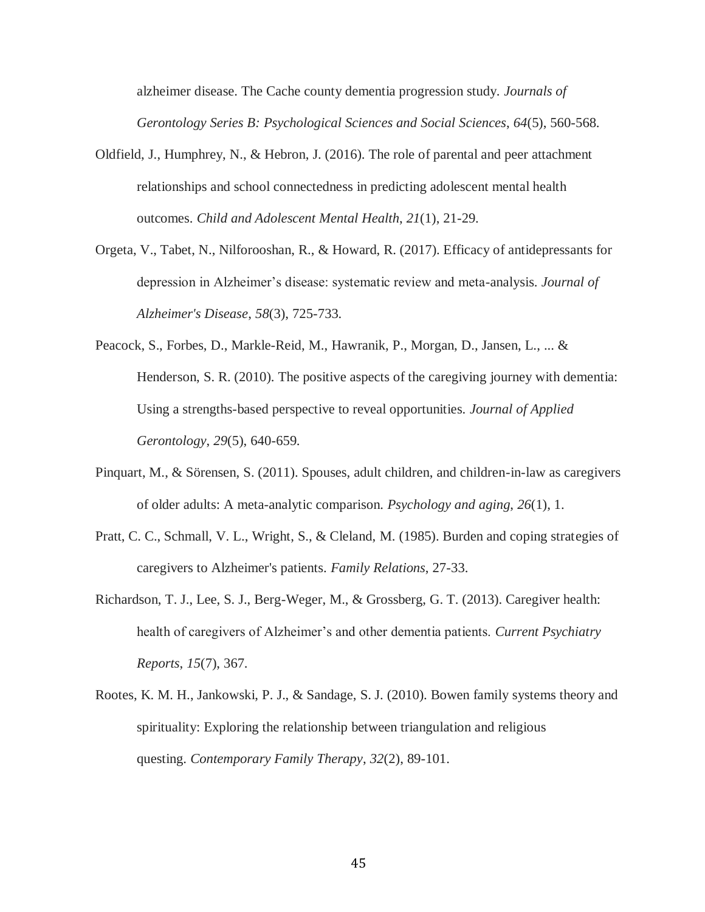alzheimer disease. The Cache county dementia progression study. *Journals of Gerontology Series B: Psychological Sciences and Social Sciences*, *64*(5), 560-568.

Oldfield, J., Humphrey, N., & Hebron, J. (2016). The role of parental and peer attachment relationships and school connectedness in predicting adolescent mental health outcomes. *Child and Adolescent Mental Health*, *21*(1), 21-29.

Orgeta, V., Tabet, N., Nilforooshan, R., & Howard, R. (2017). Efficacy of antidepressants for depression in Alzheimer's disease: systematic review and meta-analysis. *Journal of Alzheimer's Disease*, *58*(3), 725-733.

Peacock, S., Forbes, D., Markle-Reid, M., Hawranik, P., Morgan, D., Jansen, L., ... & Henderson, S. R. (2010). The positive aspects of the caregiving journey with dementia: Using a strengths-based perspective to reveal opportunities. *Journal of Applied Gerontology*, *29*(5), 640-659.

Pinquart, M., & Sörensen, S. (2011). Spouses, adult children, and children-in-law as caregivers of older adults: A meta-analytic comparison. *Psychology and aging*, *26*(1), 1.

Pratt, C. C., Schmall, V. L., Wright, S., & Cleland, M. (1985). Burden and coping strategies of caregivers to Alzheimer's patients. *Family Relations*, 27-33.

Richardson, T. J., Lee, S. J., Berg-Weger, M., & Grossberg, G. T. (2013). Caregiver health: health of caregivers of Alzheimer's and other dementia patients. *Current Psychiatry Reports*, *15*(7), 367.

Rootes, K. M. H., Jankowski, P. J., & Sandage, S. J. (2010). Bowen family systems theory and spirituality: Exploring the relationship between triangulation and religious questing. *Contemporary Family Therapy*, *32*(2), 89-101.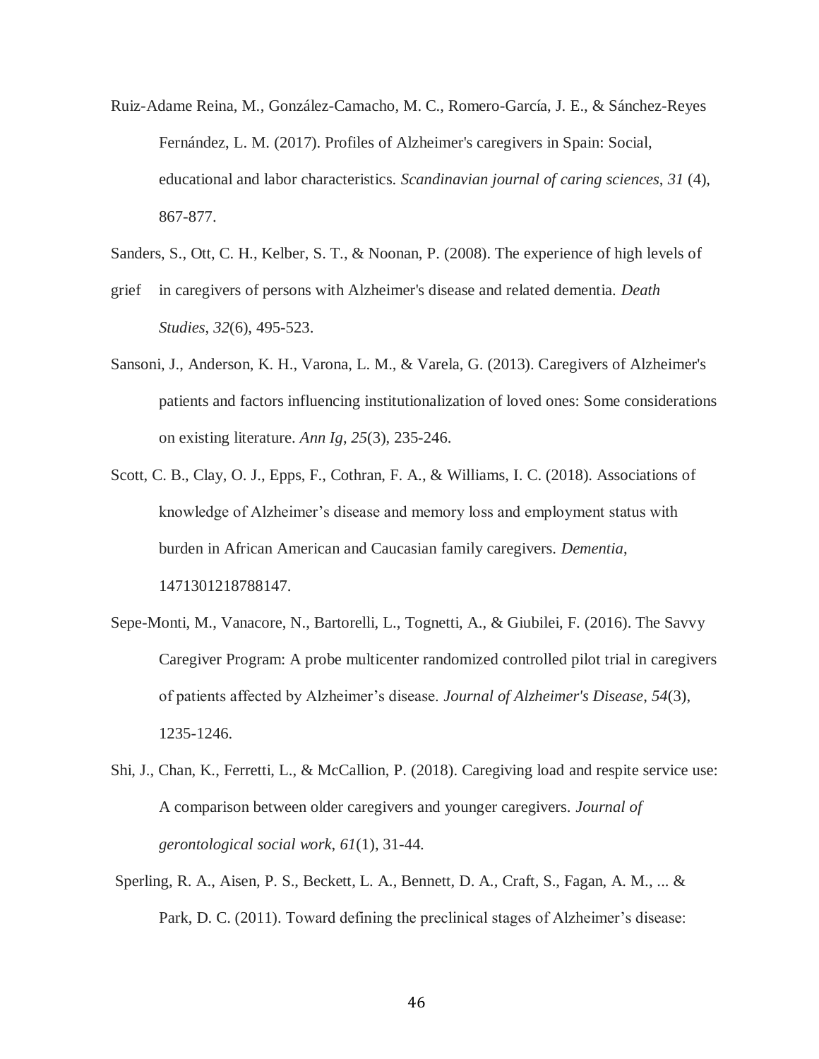Ruiz-Adame Reina, M., González-Camacho, M. C., Romero-García, J. E., & Sánchez-Reyes Fernández, L. M. (2017). Profiles of Alzheimer's caregivers in Spain: Social, educational and labor characteristics. *Scandinavian journal of caring sciences*, *31* (4), 867-877.

Sanders, S., Ott, C. H., Kelber, S. T., & Noonan, P. (2008). The experience of high levels of grief in caregivers of persons with Alzheimer's disease and related dementia. *Death Studies*, *32*(6), 495-523.

Sansoni, J., Anderson, K. H., Varona, L. M., & Varela, G. (2013). Caregivers of Alzheimer's patients and factors influencing institutionalization of loved ones: Some considerations on existing literature. *Ann Ig*, *25*(3), 235-246.

Scott, C. B., Clay, O. J., Epps, F., Cothran, F. A., & Williams, I. C. (2018). Associations of knowledge of Alzheimer's disease and memory loss and employment status with burden in African American and Caucasian family caregivers. *Dementia*, 1471301218788147.

Sepe-Monti, M., Vanacore, N., Bartorelli, L., Tognetti, A., & Giubilei, F. (2016). The Savvy Caregiver Program: A probe multicenter randomized controlled pilot trial in caregivers of patients affected by Alzheimer's disease. *Journal of Alzheimer's Disease*, *54*(3), 1235-1246.

Shi, J., Chan, K., Ferretti, L., & McCallion, P. (2018). Caregiving load and respite service use: A comparison between older caregivers and younger caregivers. *Journal of gerontological social work*, *61*(1), 31-44.

Sperling, R. A., Aisen, P. S., Beckett, L. A., Bennett, D. A., Craft, S., Fagan, A. M., ... & Park, D. C. (2011). Toward defining the preclinical stages of Alzheimer's disease: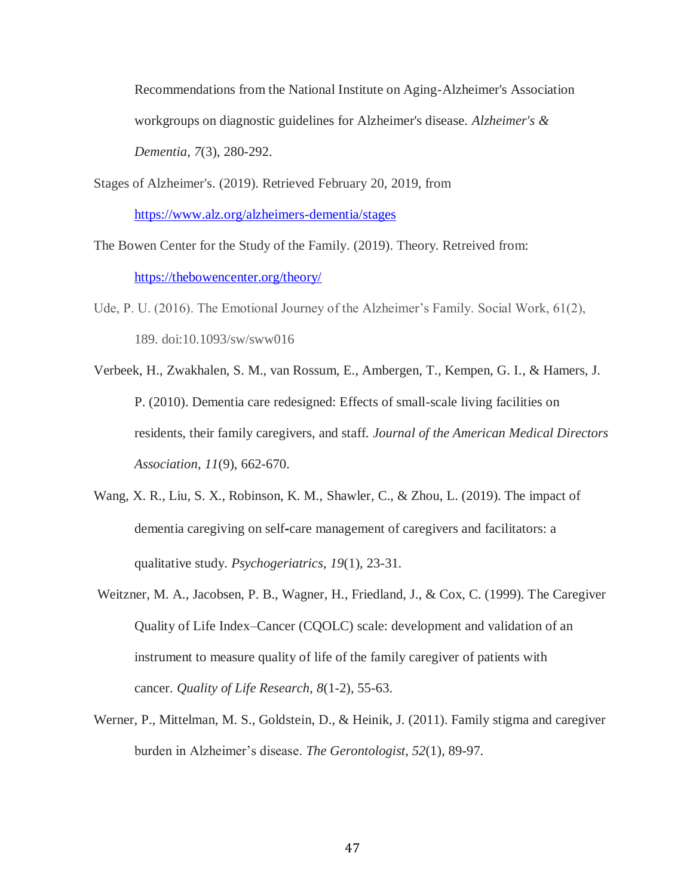Recommendations from the National Institute on Aging-Alzheimer's Association workgroups on diagnostic guidelines for Alzheimer's disease. *Alzheimer's & Dementia*, *7*(3), 280-292.

Stages of Alzheimer's. (2019). Retrieved February 20, 2019, from https://www.alz.org/alzheimers-dementia/stages

The Bowen Center for the Study of the Family. (2019). Theory. Retrieved from: https://thebowencenter.org/theory/

Ude, P. U. (2016). The Emotional Journey of the Alzheimer's Family. Social Work, 61(2), 189. doi:10.1093/sw/sww016

Verbeek, H., Zwakhalen, S. M., van Rossum, E., Ambergen, T., Kempen, G. I., & Hamers, J. P. (2010). Dementia care redesigned: Effects of small-scale living facilities on residents, their family caregivers, and staff. *Journal of the American Medical Directors Association*, *11*(9), 662-670.

Wang, X. R., Liu, S. X., Robinson, K. M., Shawler, C., & Zhou, L. (2019). The impact of dementia caregiving on self‐care management of caregivers and facilitators: a qualitative study. *Psychogeriatrics*, *19*(1), 23-31.

Weitzner, M. A., Jacobsen, P. B., Wagner, H., Friedland, J., & Cox, C. (1999). The Caregiver Quality of Life Index–Cancer (CQOLC) scale: development and validation of an instrument to measure quality of life of the family caregiver of patients with cancer. *Quality of Life Research*, *8*(1-2), 55-63.

Werner, P., Mittelman, M. S., Goldstein, D., & Heinik, J. (2011). Family stigma and caregiver burden in Alzheimer's disease. *The Gerontologist*, *52*(1), 89-97.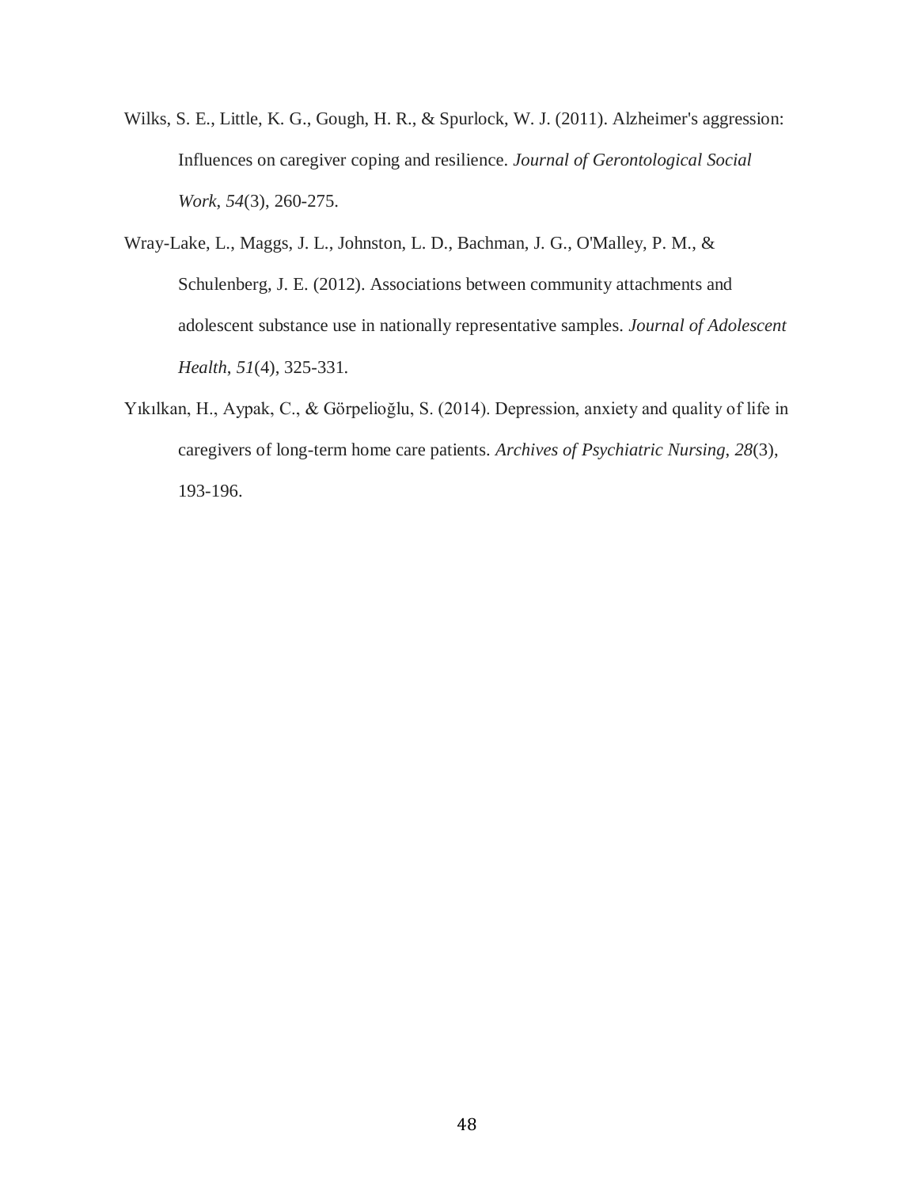Wilks, S. E., Little, K. G., Gough, H. R., & Spurlock, W. J. (2011). Alzheimer's aggression: Influences on caregiver coping and resilience. *Journal of Gerontological Social Work*, *54*(3), 260-275.

Wray-Lake, L., Maggs, J. L., Johnston, L. D., Bachman, J. G., O'Malley, P. M., & Schulenberg, J. E. (2012). Associations between community attachments and adolescent substance use in nationally representative samples. *Journal of Adolescent Health*, *51*(4), 325-331.

Yıkılkan, H., Aypak, C., & Görpelioğlu, S. (2014). Depression, anxiety and quality of life in caregivers of long-term home care patients. *Archives of Psychiatric Nursing*, *28*(3), 193-196.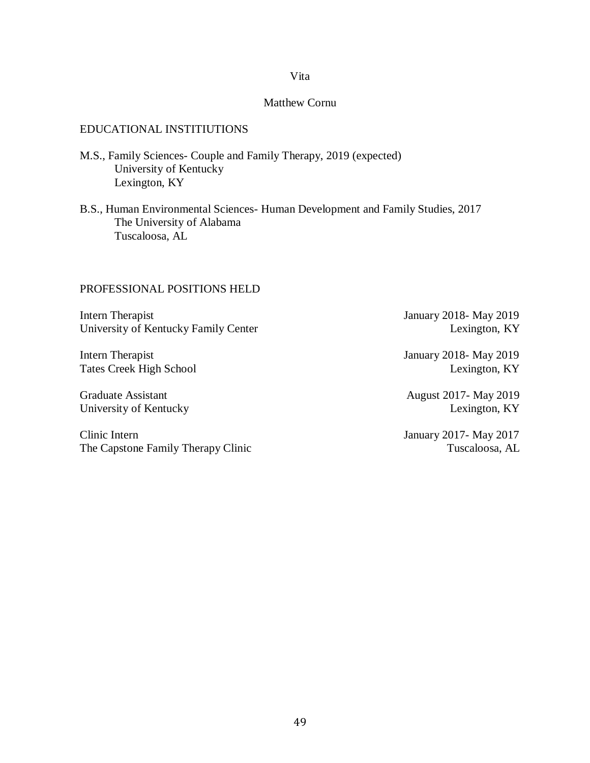# Vita

## Matthew Cornu

### EDUCATIONAL INSTITIUTIONS

M.S., Family Sciences- Couple and Family Therapy, 2019 (expected)
University of Kentucky
Lexington, KY

B.S., Human Environmental Sciences- Human Development and Family Studies, 2017
The University of Alabama
Tuscaloosa, AL

### PROFESSIONAL POSITIONS HELD

Intern Therapist — January 2018- May 2019
University of Kentucky Family Center — Lexington, KY

Intern Therapist — January 2018- May 2019
Tates Creek High School — Lexington, KY

Graduate Assistant — August 2017- May 2019
University of Kentucky — Lexington, KY

Clinic Intern — January 2017- May 2017
The Capstone Family Therapy Clinic — Tuscaloosa, AL